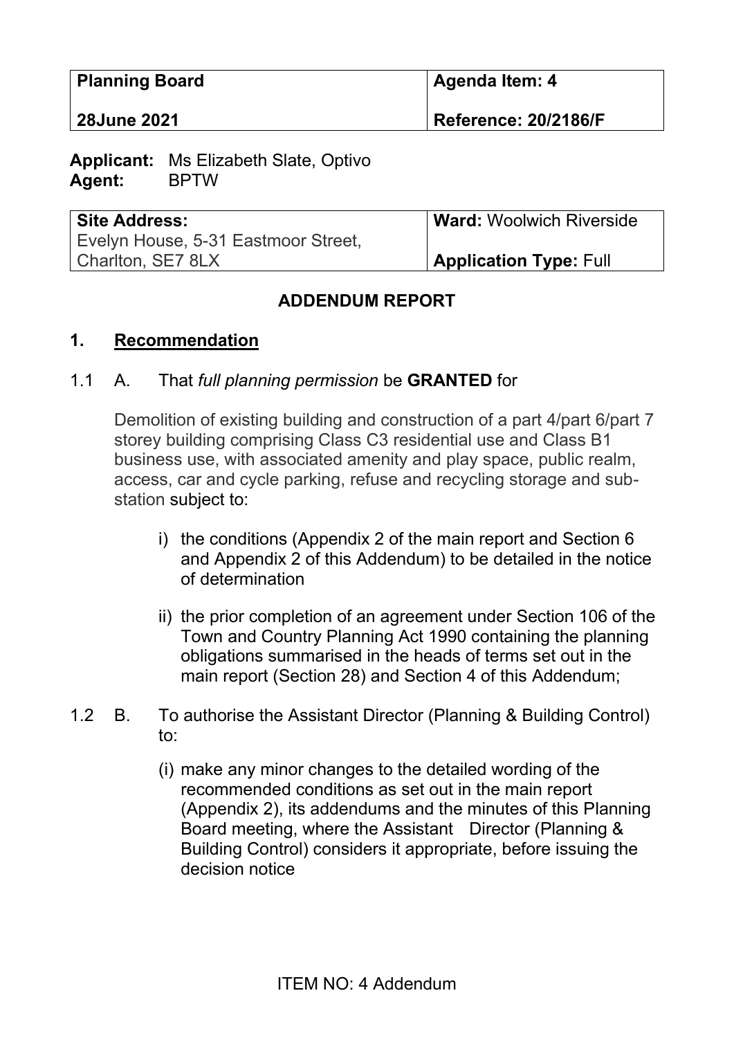| Planning Board | Agenda Item: 4 |
|---|---|
| 28June 2021 | Reference: 20/2186/F |

**Applicant:** Ms Elizabeth Slate, Optivo
**Agent:** BPTW

| Site Address: | Ward: Woolwich Riverside |
|---|---|
| Evelyn House, 5-31 Eastmoor Street, Charlton, SE7 8LX | Application Type: Full |

**ADDENDUM REPORT**

## 1. Recommendation

1.1 A. That *full planning permission* be **GRANTED** for

Demolition of existing building and construction of a part 4/part 6/part 7 storey building comprising Class C3 residential use and Class B1 business use, with associated amenity and play space, public realm, access, car and cycle parking, refuse and recycling storage and sub-station subject to:

i) the conditions (Appendix 2 of the main report and Section 6 and Appendix 2 of this Addendum) to be detailed in the notice of determination

ii) the prior completion of an agreement under Section 106 of the Town and Country Planning Act 1990 containing the planning obligations summarised in the heads of terms set out in the main report (Section 28) and Section 4 of this Addendum;

1.2 B. To authorise the Assistant Director (Planning & Building Control) to:

(i) make any minor changes to the detailed wording of the recommended conditions as set out in the main report (Appendix 2), its addendums and the minutes of this Planning Board meeting, where the Assistant Director (Planning & Building Control) considers it appropriate, before issuing the decision notice

ITEM NO: 4 Addendum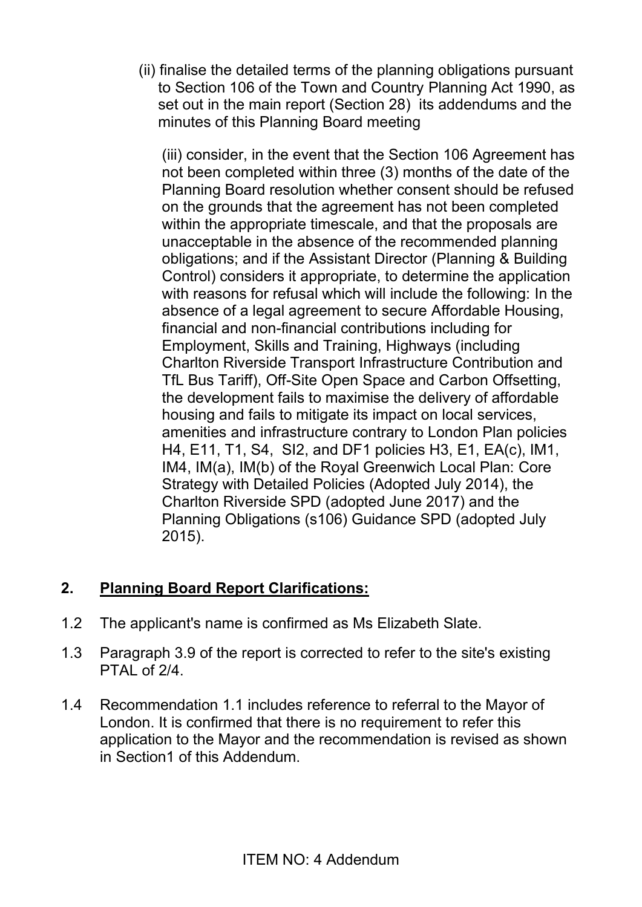(ii) finalise the detailed terms of the planning obligations pursuant to Section 106 of the Town and Country Planning Act 1990, as set out in the main report (Section 28) its addendums and the minutes of this Planning Board meeting

(iii) consider, in the event that the Section 106 Agreement has not been completed within three (3) months of the date of the Planning Board resolution whether consent should be refused on the grounds that the agreement has not been completed within the appropriate timescale, and that the proposals are unacceptable in the absence of the recommended planning obligations; and if the Assistant Director (Planning & Building Control) considers it appropriate, to determine the application with reasons for refusal which will include the following: In the absence of a legal agreement to secure Affordable Housing, financial and non-financial contributions including for Employment, Skills and Training, Highways (including Charlton Riverside Transport Infrastructure Contribution and TfL Bus Tariff), Off-Site Open Space and Carbon Offsetting, the development fails to maximise the delivery of affordable housing and fails to mitigate its impact on local services, amenities and infrastructure contrary to London Plan policies H4, E11, T1, S4, SI2, and DF1 policies H3, E1, EA(c), IM1, IM4, IM(a), IM(b) of the Royal Greenwich Local Plan: Core Strategy with Detailed Policies (Adopted July 2014), the Charlton Riverside SPD (adopted June 2017) and the Planning Obligations (s106) Guidance SPD (adopted July 2015).

## 2. Planning Board Report Clarifications:

1.2 The applicant's name is confirmed as Ms Elizabeth Slate.

1.3 Paragraph 3.9 of the report is corrected to refer to the site's existing PTAL of 2/4.

1.4 Recommendation 1.1 includes reference to referral to the Mayor of London. It is confirmed that there is no requirement to refer this application to the Mayor and the recommendation is revised as shown in Section1 of this Addendum.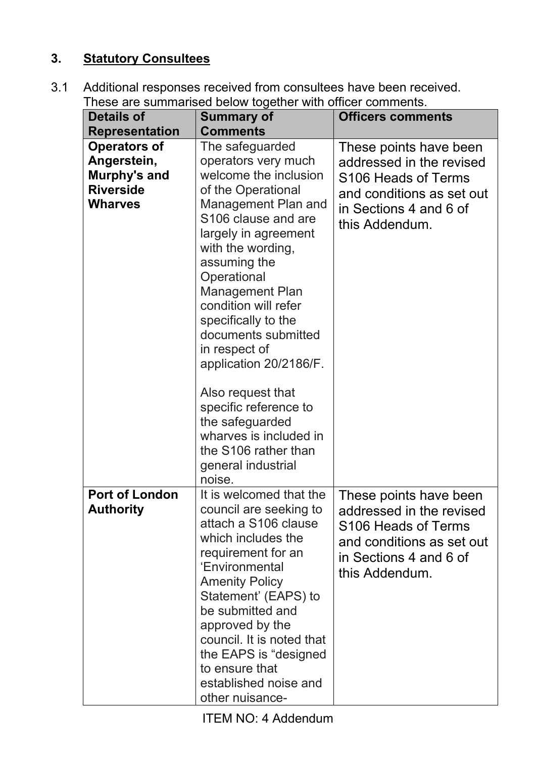## 3. Statutory Consultees

3.1 Additional responses received from consultees have been received. These are summarised below together with officer comments.

| Details of Representation | Summary of Comments | Officers comments |
|---|---|---|
| **Operators of Angerstein, Murphy's and Riverside Wharves** | The safeguarded operators very much welcome the inclusion of the Operational Management Plan and S106 clause and are largely in agreement with the wording, assuming the Operational Management Plan condition will refer specifically to the documents submitted in respect of application 20/2186/F.<br><br>Also request that specific reference to the safeguarded wharves is included in the S106 rather than general industrial noise. | These points have been addressed in the revised S106 Heads of Terms and conditions as set out in Sections 4 and 6 of this Addendum. |
| **Port of London Authority** | It is welcomed that the council are seeking to attach a S106 clause which includes the requirement for an 'Environmental Amenity Policy Statement' (EAPS) to be submitted and approved by the council. It is noted that the EAPS is "designed to ensure that established noise and other nuisance- | These points have been addressed in the revised S106 Heads of Terms and conditions as set out in Sections 4 and 6 of this Addendum. |

ITEM NO: 4 Addendum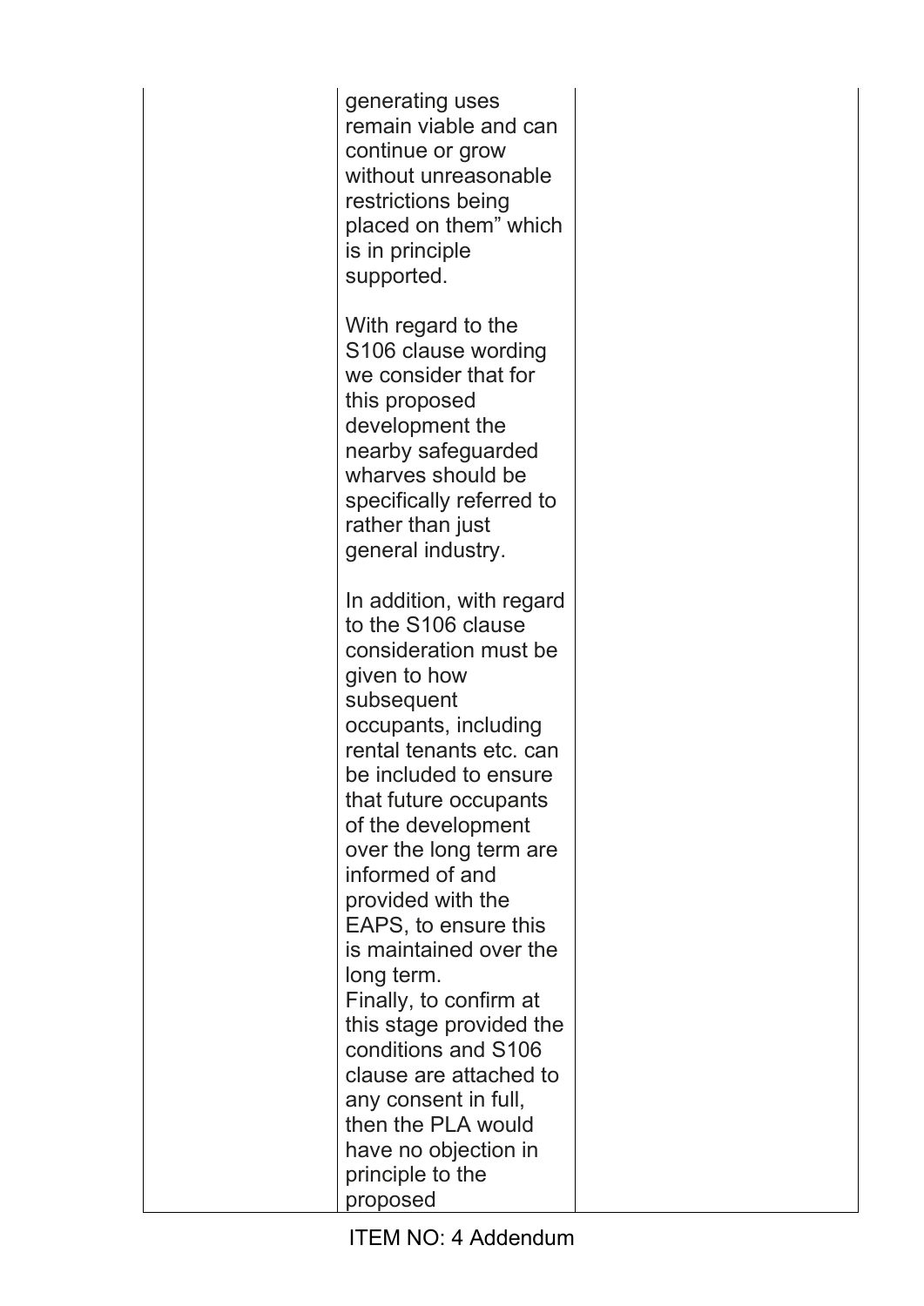| | | |
|---|---|---|
| | generating uses remain viable and can continue or grow without unreasonable restrictions being placed on them" which is in principle supported.<br><br>With regard to the S106 clause wording we consider that for this proposed development the nearby safeguarded wharves should be specifically referred to rather than just general industry.<br><br>In addition, with regard to the S106 clause consideration must be given to how subsequent occupants, including rental tenants etc. can be included to ensure that future occupants of the development over the long term are informed of and provided with the EAPS, to ensure this is maintained over the long term.<br>Finally, to confirm at this stage provided the conditions and S106 clause are attached to any consent in full, then the PLA would have no objection in principle to the proposed | |

ITEM NO: 4 Addendum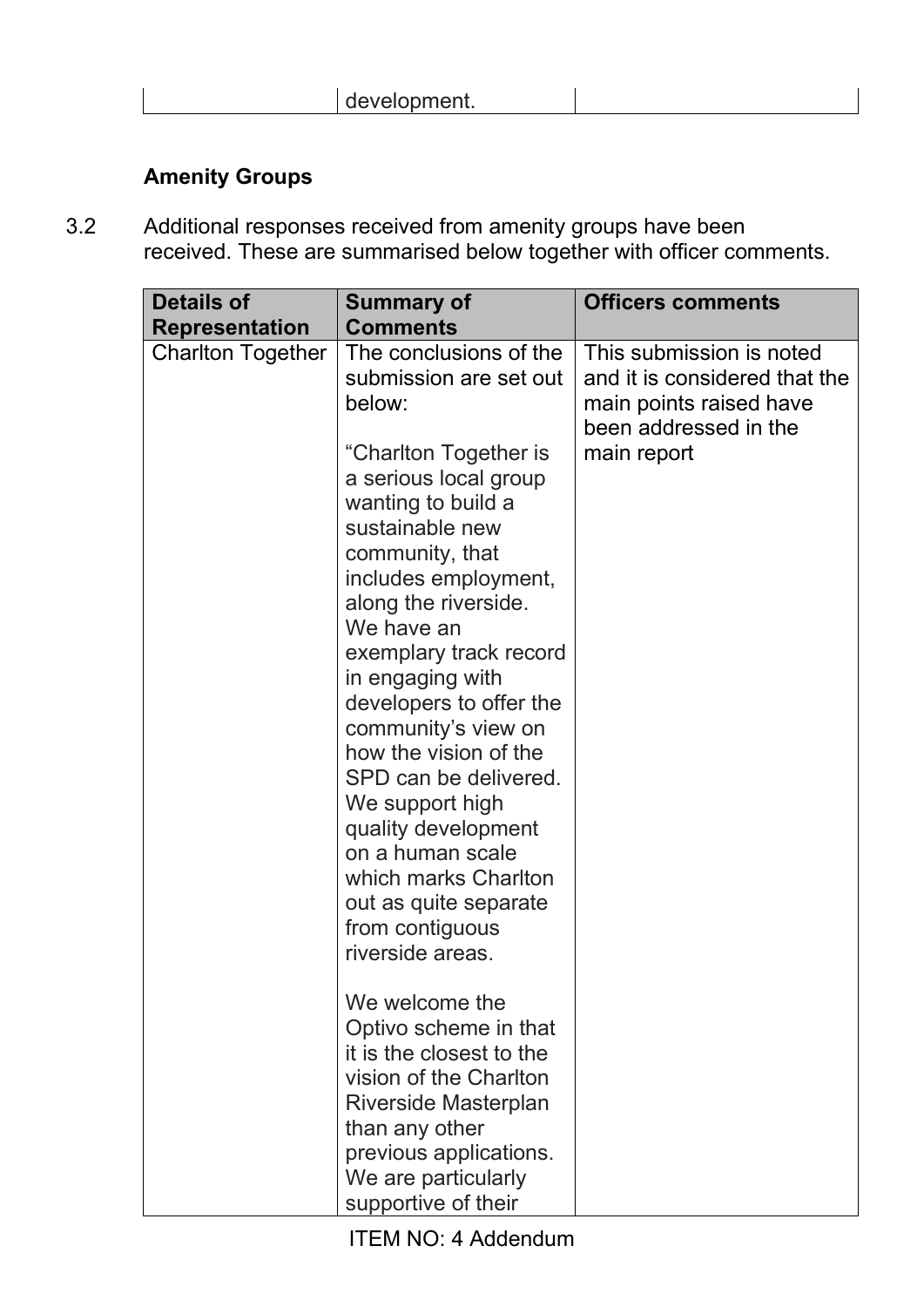| | development. | |
|---|---|---|

**Amenity Groups**

3.2 Additional responses received from amenity groups have been received. These are summarised below together with officer comments.

| Details of Representation | Summary of Comments | Officers comments |
|---|---|---|
| Charlton Together | The conclusions of the submission are set out below:<br><br>"Charlton Together is a serious local group wanting to build a sustainable new community, that includes employment, along the riverside. We have an exemplary track record in engaging with developers to offer the community's view on how the vision of the SPD can be delivered. We support high quality development on a human scale which marks Charlton out as quite separate from contiguous riverside areas.<br><br>We welcome the Optivo scheme in that it is the closest to the vision of the Charlton Riverside Masterplan than any other previous applications. We are particularly supportive of their | This submission is noted and it is considered that the main points raised have been addressed in the main report |

ITEM NO: 4 Addendum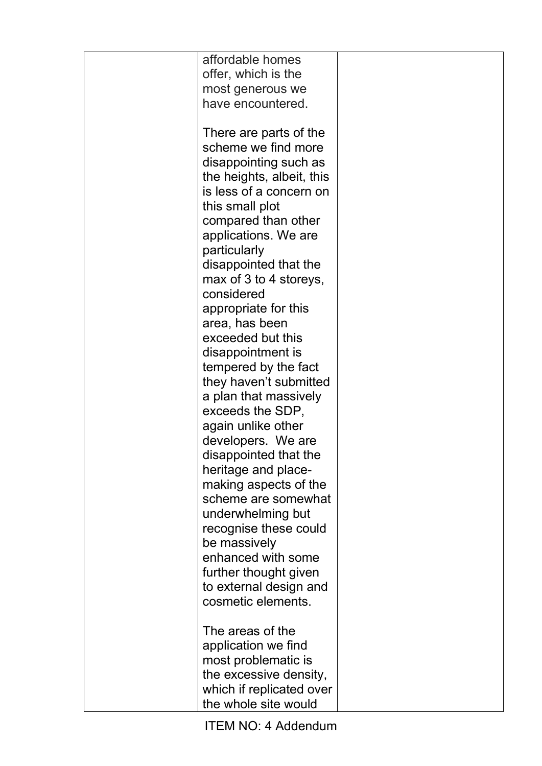|  | affordable homes offer, which is the most generous we have encountered.<br><br>There are parts of the scheme we find more disappointing such as the heights, albeit, this is less of a concern on this small plot compared than other applications. We are particularly disappointed that the max of 3 to 4 storeys, considered appropriate for this area, has been exceeded but this disappointment is tempered by the fact they haven't submitted a plan that massively exceeds the SDP, again unlike other developers. We are disappointed that the heritage and place-making aspects of the scheme are somewhat underwhelming but recognise these could be massively enhanced with some further thought given to external design and cosmetic elements.<br><br>The areas of the application we find most problematic is the excessive density, which if replicated over the whole site would |  |
|---|---|---|

ITEM NO: 4 Addendum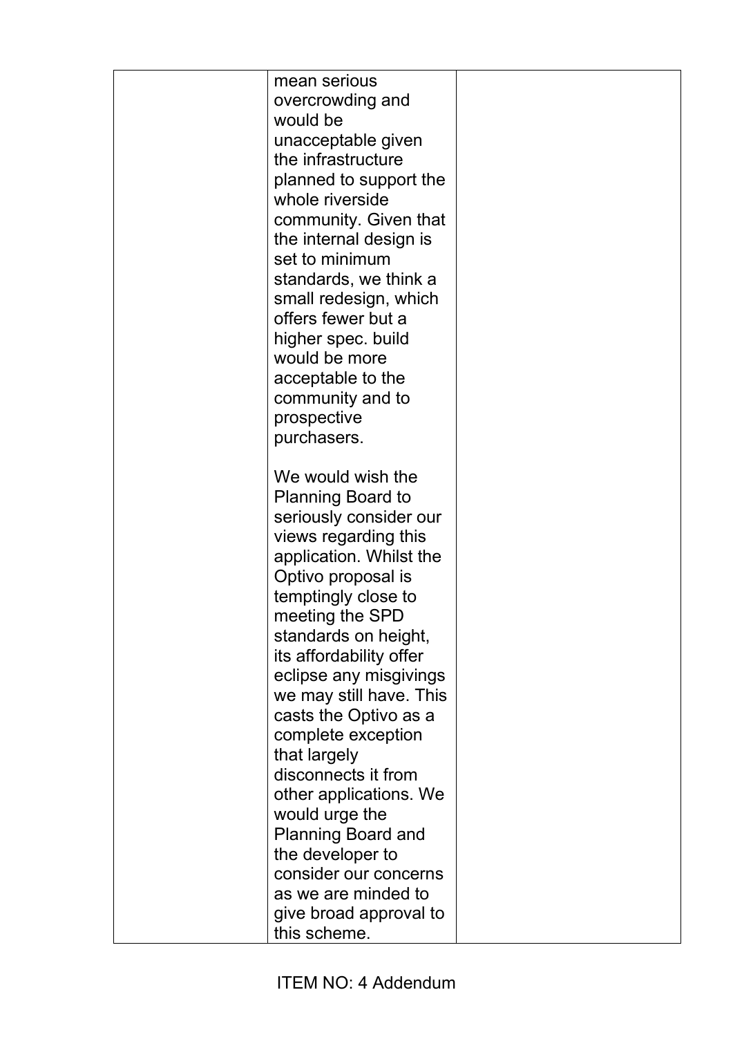| | | |
|---|---|---|
| | mean serious overcrowding and would be unacceptable given the infrastructure planned to support the whole riverside community. Given that the internal design is set to minimum standards, we think a small redesign, which offers fewer but a higher spec. build would be more acceptable to the community and to prospective purchasers.<br><br>We would wish the Planning Board to seriously consider our views regarding this application. Whilst the Optivo proposal is temptingly close to meeting the SPD standards on height, its affordability offer eclipse any misgivings we may still have. This casts the Optivo as a complete exception that largely disconnects it from other applications. We would urge the Planning Board and the developer to consider our concerns as we are minded to give broad approval to this scheme. | |

ITEM NO: 4 Addendum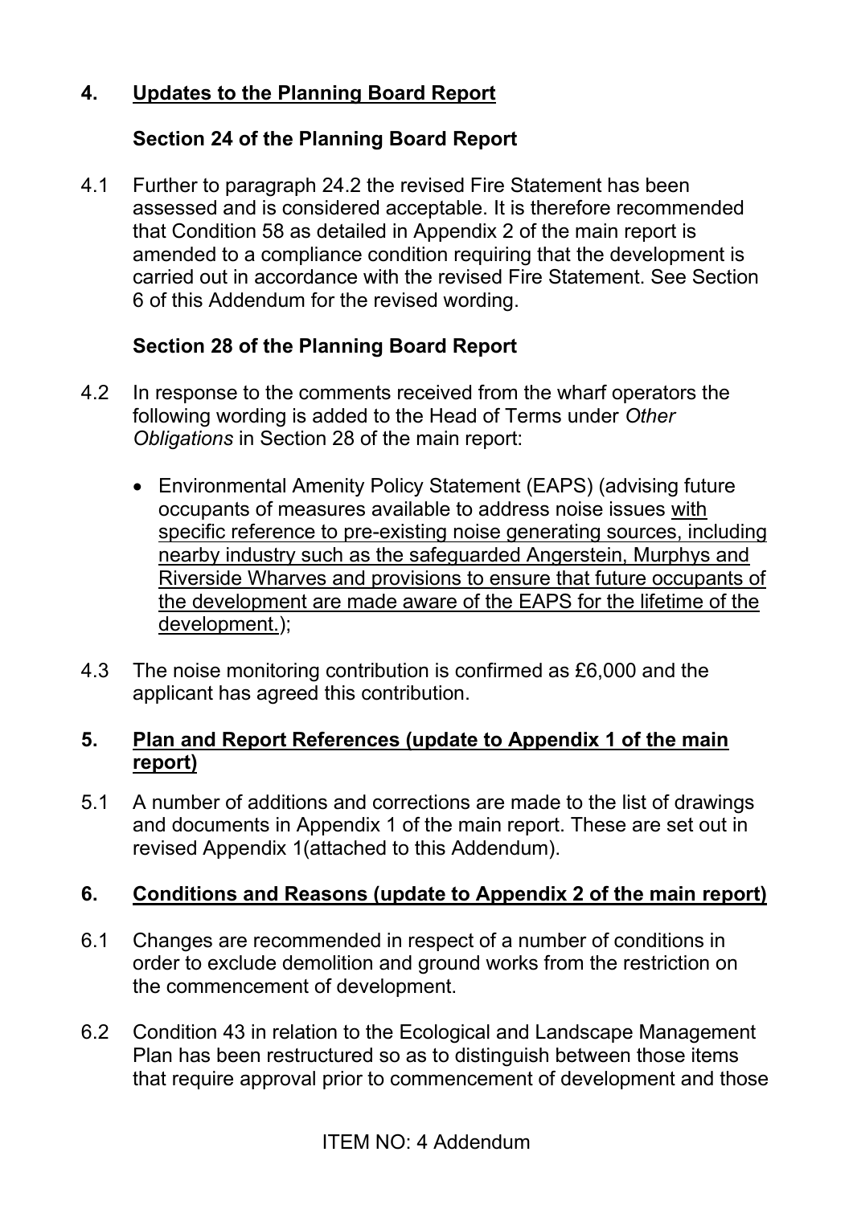## 4. Updates to the Planning Board Report

### Section 24 of the Planning Board Report

4.1 Further to paragraph 24.2 the revised Fire Statement has been assessed and is considered acceptable. It is therefore recommended that Condition 58 as detailed in Appendix 2 of the main report is amended to a compliance condition requiring that the development is carried out in accordance with the revised Fire Statement. See Section 6 of this Addendum for the revised wording.

### Section 28 of the Planning Board Report

4.2 In response to the comments received from the wharf operators the following wording is added to the Head of Terms under *Other Obligations* in Section 28 of the main report:

- Environmental Amenity Policy Statement (EAPS) (advising future occupants of measures available to address noise issues with specific reference to pre-existing noise generating sources, including nearby industry such as the safeguarded Angerstein, Murphys and Riverside Wharves and provisions to ensure that future occupants of the development are made aware of the EAPS for the lifetime of the development.);

4.3 The noise monitoring contribution is confirmed as £6,000 and the applicant has agreed this contribution.

## 5. Plan and Report References (update to Appendix 1 of the main report)

5.1 A number of additions and corrections are made to the list of drawings and documents in Appendix 1 of the main report. These are set out in revised Appendix 1(attached to this Addendum).

## 6. Conditions and Reasons (update to Appendix 2 of the main report)

6.1 Changes are recommended in respect of a number of conditions in order to exclude demolition and ground works from the restriction on the commencement of development.

6.2 Condition 43 in relation to the Ecological and Landscape Management Plan has been restructured so as to distinguish between those items that require approval prior to commencement of development and those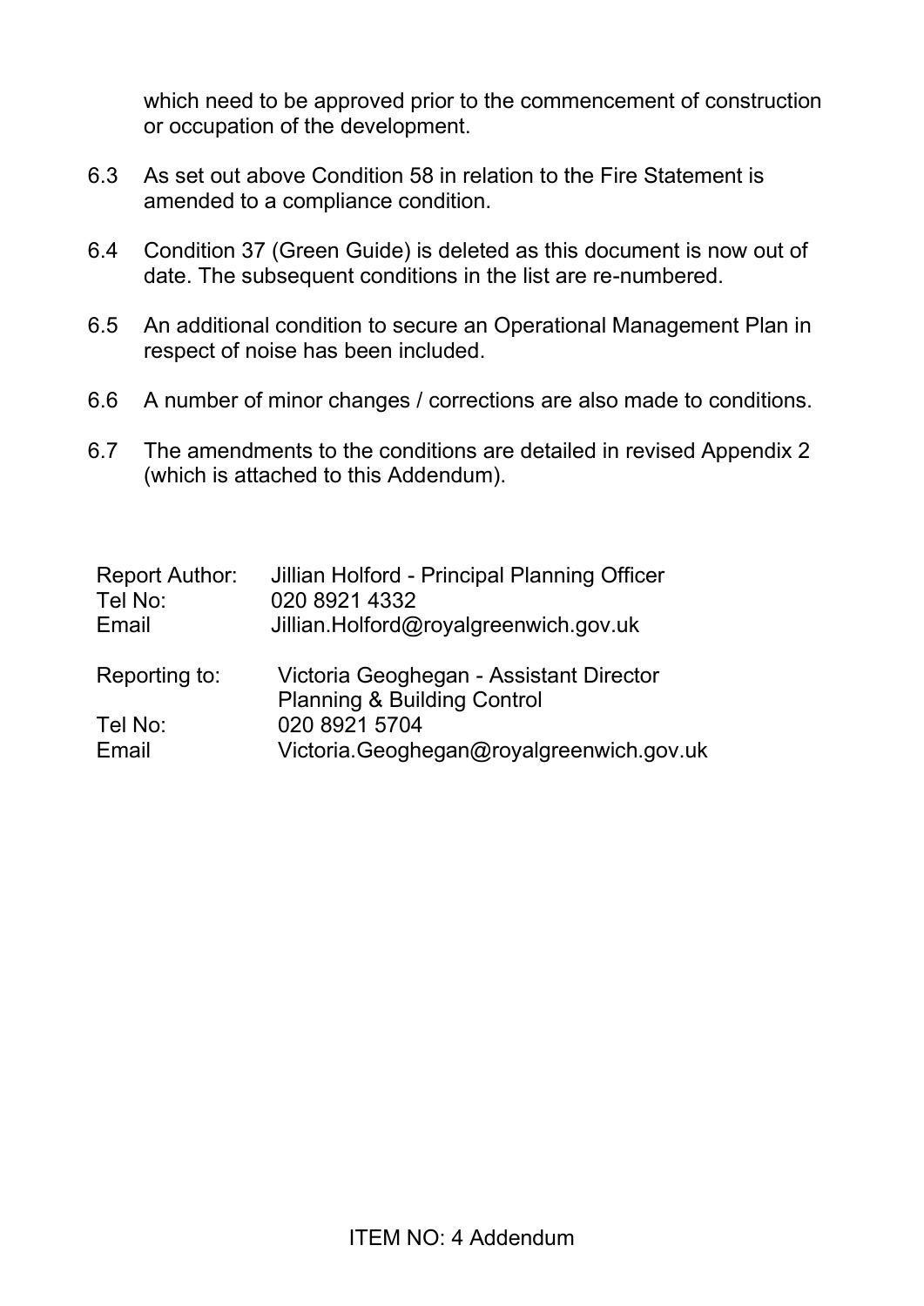which need to be approved prior to the commencement of construction or occupation of the development.

6.3 As set out above Condition 58 in relation to the Fire Statement is amended to a compliance condition.

6.4 Condition 37 (Green Guide) is deleted as this document is now out of date. The subsequent conditions in the list are re-numbered.

6.5 An additional condition to secure an Operational Management Plan in respect of noise has been included.

6.6 A number of minor changes / corrections are also made to conditions.

6.7 The amendments to the conditions are detailed in revised Appendix 2 (which is attached to this Addendum).

| | |
|---|---|
| Report Author: | Jillian Holford - Principal Planning Officer |
| Tel No: | 020 8921 4332 |
| Email | Jillian.Holford@royalgreenwich.gov.uk |
| Reporting to: | Victoria Geoghegan - Assistant Director Planning & Building Control |
| Tel No: | 020 8921 5704 |
| Email | Victoria.Geoghegan@royalgreenwich.gov.uk |

ITEM NO: 4 Addendum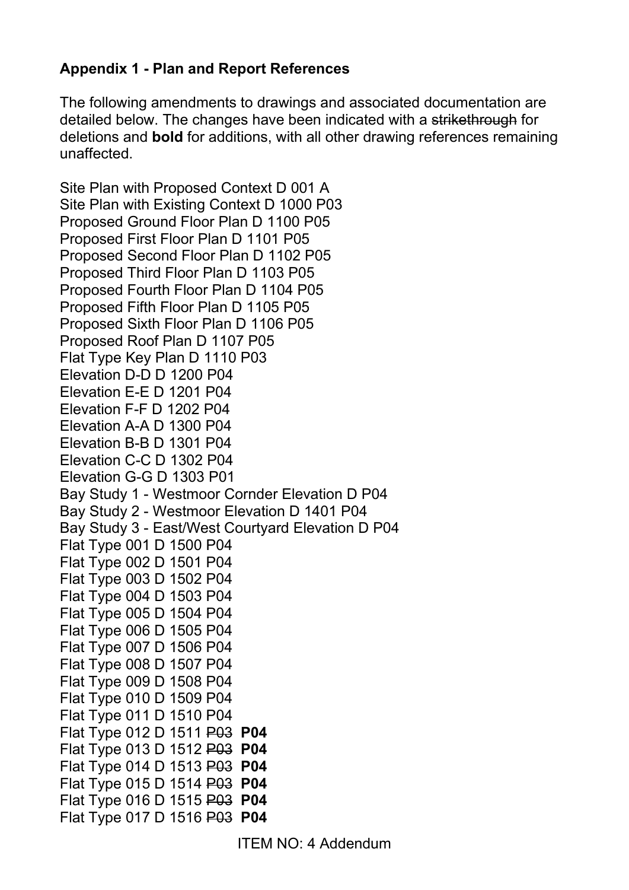**Appendix 1 - Plan and Report References**

The following amendments to drawings and associated documentation are detailed below. The changes have been indicated with a ~~strikethrough~~ for deletions and **bold** for additions, with all other drawing references remaining unaffected.

Site Plan with Proposed Context D 001 A
Site Plan with Existing Context D 1000 P03
Proposed Ground Floor Plan D 1100 P05
Proposed First Floor Plan D 1101 P05
Proposed Second Floor Plan D 1102 P05
Proposed Third Floor Plan D 1103 P05
Proposed Fourth Floor Plan D 1104 P05
Proposed Fifth Floor Plan D 1105 P05
Proposed Sixth Floor Plan D 1106 P05
Proposed Roof Plan D 1107 P05
Flat Type Key Plan D 1110 P03
Elevation D-D D 1200 P04
Elevation E-E D 1201 P04
Elevation F-F D 1202 P04
Elevation A-A D 1300 P04
Elevation B-B D 1301 P04
Elevation C-C D 1302 P04
Elevation G-G D 1303 P01
Bay Study 1 - Westmoor Cornder Elevation D P04
Bay Study 2 - Westmoor Elevation D 1401 P04
Bay Study 3 - East/West Courtyard Elevation D P04
Flat Type 001 D 1500 P04
Flat Type 002 D 1501 P04
Flat Type 003 D 1502 P04
Flat Type 004 D 1503 P04
Flat Type 005 D 1504 P04
Flat Type 006 D 1505 P04
Flat Type 007 D 1506 P04
Flat Type 008 D 1507 P04
Flat Type 009 D 1508 P04
Flat Type 010 D 1509 P04
Flat Type 011 D 1510 P04
Flat Type 012 D 1511 ~~P03~~ **P04**
Flat Type 013 D 1512 ~~P03~~ **P04**
Flat Type 014 D 1513 ~~P03~~ **P04**
Flat Type 015 D 1514 ~~P03~~ **P04**
Flat Type 016 D 1515 ~~P03~~ **P04**
Flat Type 017 D 1516 ~~P03~~ **P04**

ITEM NO: 4 Addendum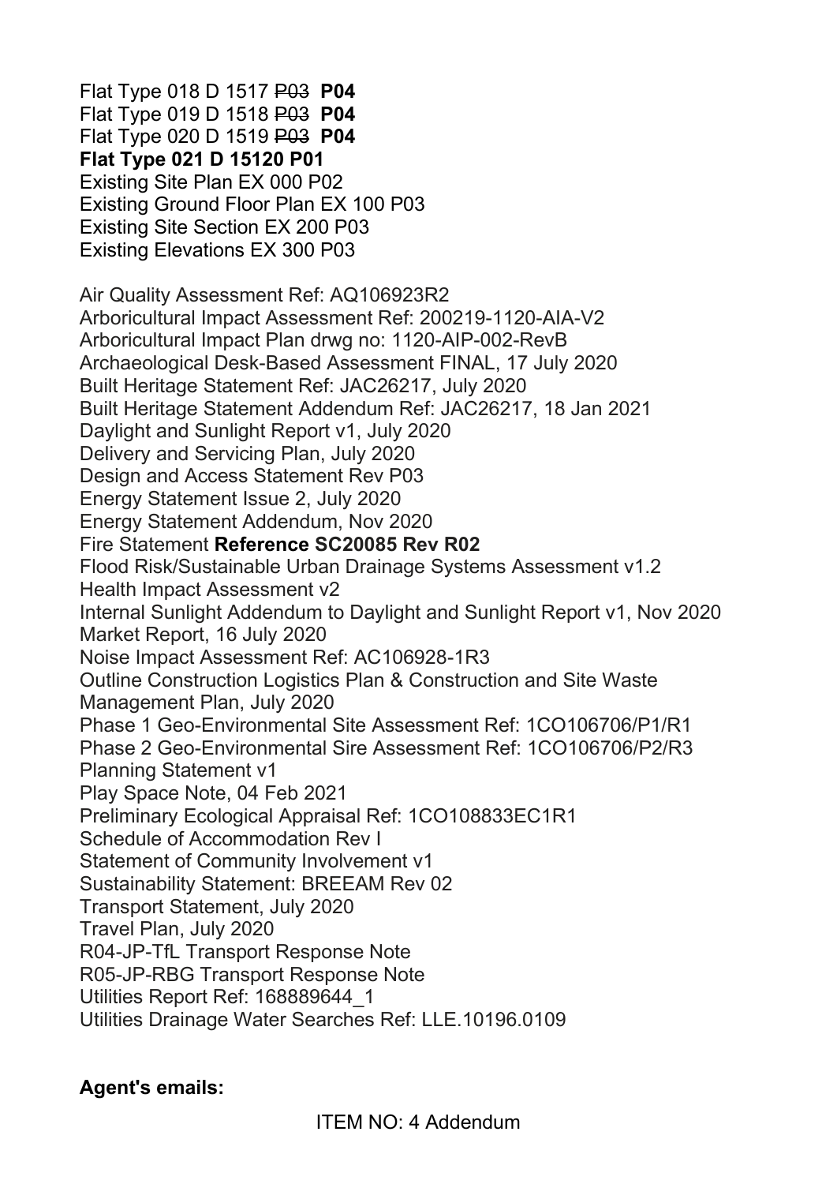Flat Type 018 D 1517 ~~P03~~ **P04**
Flat Type 019 D 1518 ~~P03~~ **P04**
Flat Type 020 D 1519 ~~P03~~ **P04**
**Flat Type 021 D 15120 P01**
Existing Site Plan EX 000 P02
Existing Ground Floor Plan EX 100 P03
Existing Site Section EX 200 P03
Existing Elevations EX 300 P03

Air Quality Assessment Ref: AQ106923R2
Arboricultural Impact Assessment Ref: 200219-1120-AIA-V2
Arboricultural Impact Plan drwg no: 1120-AIP-002-RevB
Archaeological Desk-Based Assessment FINAL, 17 July 2020
Built Heritage Statement Ref: JAC26217, July 2020
Built Heritage Statement Addendum Ref: JAC26217, 18 Jan 2021
Daylight and Sunlight Report v1, July 2020
Delivery and Servicing Plan, July 2020
Design and Access Statement Rev P03
Energy Statement Issue 2, July 2020
Energy Statement Addendum, Nov 2020
Fire Statement **Reference SC20085 Rev R02**
Flood Risk/Sustainable Urban Drainage Systems Assessment v1.2
Health Impact Assessment v2
Internal Sunlight Addendum to Daylight and Sunlight Report v1, Nov 2020
Market Report, 16 July 2020
Noise Impact Assessment Ref: AC106928-1R3
Outline Construction Logistics Plan & Construction and Site Waste Management Plan, July 2020
Phase 1 Geo-Environmental Site Assessment Ref: 1CO106706/P1/R1
Phase 2 Geo-Environmental Sire Assessment Ref: 1CO106706/P2/R3
Planning Statement v1
Play Space Note, 04 Feb 2021
Preliminary Ecological Appraisal Ref: 1CO108833EC1R1
Schedule of Accommodation Rev I
Statement of Community Involvement v1
Sustainability Statement: BREEAM Rev 02
Transport Statement, July 2020
Travel Plan, July 2020
R04-JP-TfL Transport Response Note
R05-JP-RBG Transport Response Note
Utilities Report Ref: 168889644_1
Utilities Drainage Water Searches Ref: LLE.10196.0109

**Agent's emails:**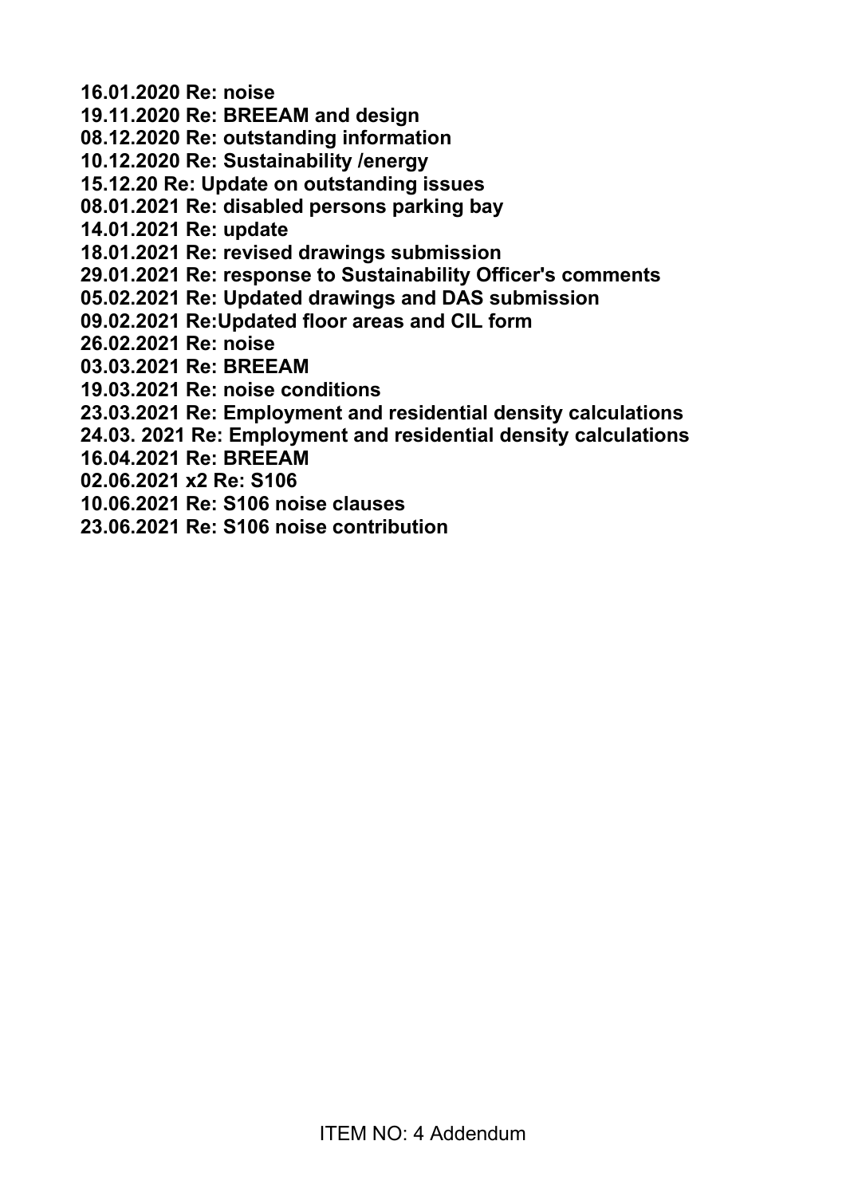**16.01.2020 Re: noise**
**19.11.2020 Re: BREEAM and design**
**08.12.2020 Re: outstanding information**
**10.12.2020 Re: Sustainability /energy**
**15.12.20 Re: Update on outstanding issues**
**08.01.2021 Re: disabled persons parking bay**
**14.01.2021 Re: update**
**18.01.2021 Re: revised drawings submission**
**29.01.2021 Re: response to Sustainability Officer's comments**
**05.02.2021 Re: Updated drawings and DAS submission**
**09.02.2021 Re:Updated floor areas and CIL form**
**26.02.2021 Re: noise**
**03.03.2021 Re: BREEAM**
**19.03.2021 Re: noise conditions**
**23.03.2021 Re: Employment and residential density calculations**
**24.03. 2021 Re: Employment and residential density calculations**
**16.04.2021 Re: BREEAM**
**02.06.2021 x2 Re: S106**
**10.06.2021 Re: S106 noise clauses**
**23.06.2021 Re: S106 noise contribution**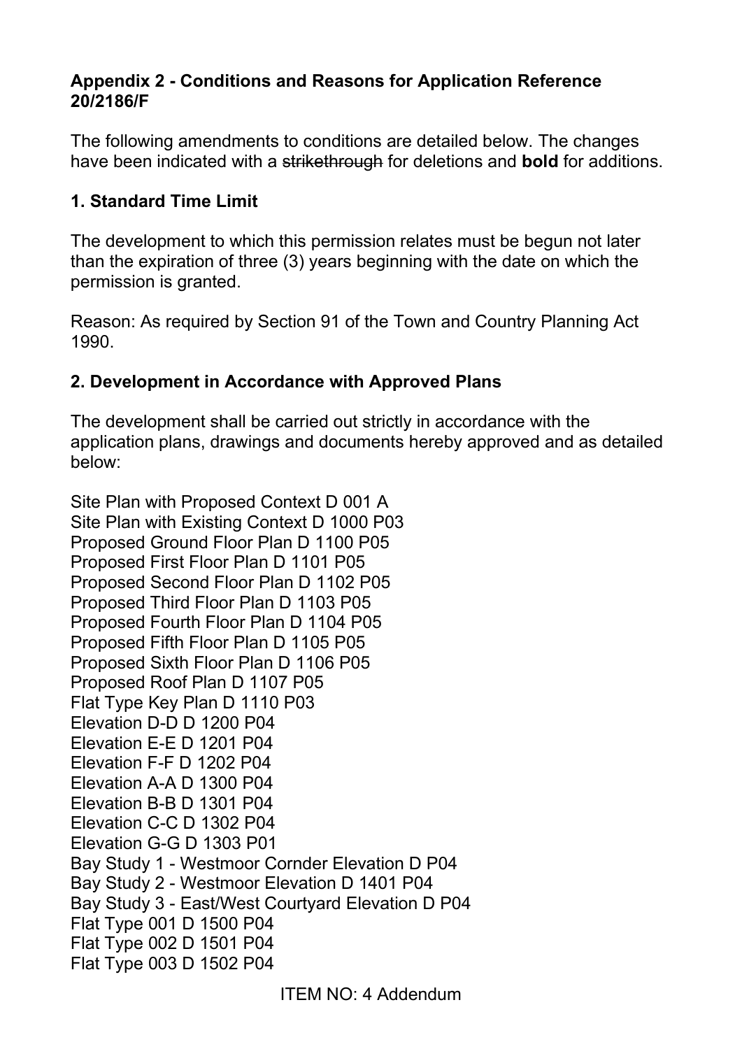**Appendix 2 - Conditions and Reasons for Application Reference 20/2186/F**

The following amendments to conditions are detailed below. The changes have been indicated with a ~~strikethrough~~ for deletions and **bold** for additions.

**1. Standard Time Limit**

The development to which this permission relates must be begun not later than the expiration of three (3) years beginning with the date on which the permission is granted.

Reason: As required by Section 91 of the Town and Country Planning Act 1990.

**2. Development in Accordance with Approved Plans**

The development shall be carried out strictly in accordance with the application plans, drawings and documents hereby approved and as detailed below:

Site Plan with Proposed Context D 001 A
Site Plan with Existing Context D 1000 P03
Proposed Ground Floor Plan D 1100 P05
Proposed First Floor Plan D 1101 P05
Proposed Second Floor Plan D 1102 P05
Proposed Third Floor Plan D 1103 P05
Proposed Fourth Floor Plan D 1104 P05
Proposed Fifth Floor Plan D 1105 P05
Proposed Sixth Floor Plan D 1106 P05
Proposed Roof Plan D 1107 P05
Flat Type Key Plan D 1110 P03
Elevation D-D D 1200 P04
Elevation E-E D 1201 P04
Elevation F-F D 1202 P04
Elevation A-A D 1300 P04
Elevation B-B D 1301 P04
Elevation C-C D 1302 P04
Elevation G-G D 1303 P01
Bay Study 1 - Westmoor Cornder Elevation D P04
Bay Study 2 - Westmoor Elevation D 1401 P04
Bay Study 3 - East/West Courtyard Elevation D P04
Flat Type 001 D 1500 P04
Flat Type 002 D 1501 P04
Flat Type 003 D 1502 P04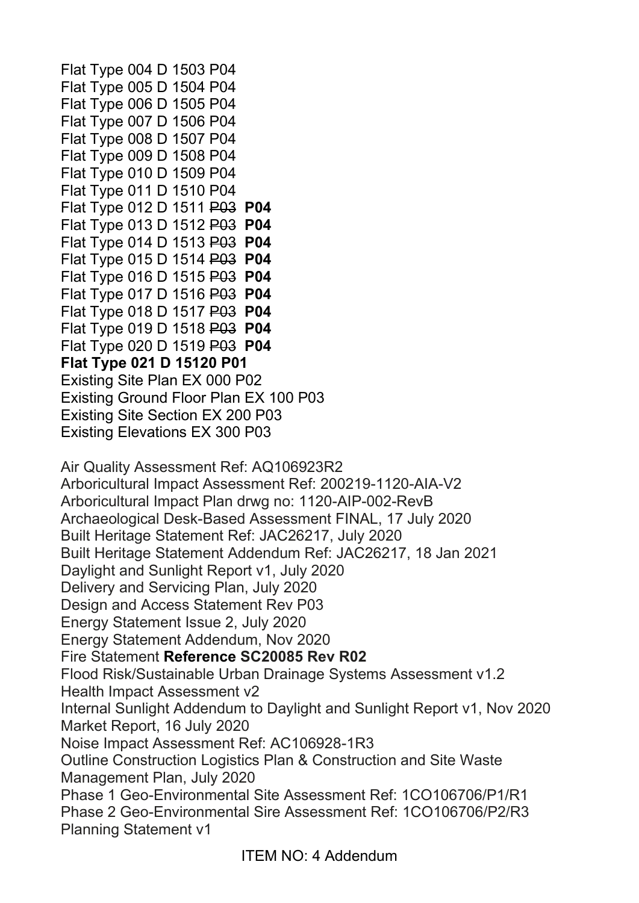Flat Type 004 D 1503 P04
Flat Type 005 D 1504 P04
Flat Type 006 D 1505 P04
Flat Type 007 D 1506 P04
Flat Type 008 D 1507 P04
Flat Type 009 D 1508 P04
Flat Type 010 D 1509 P04
Flat Type 011 D 1510 P04
Flat Type 012 D 1511 ~~P03~~ **P04**
Flat Type 013 D 1512 ~~P03~~ **P04**
Flat Type 014 D 1513 ~~P03~~ **P04**
Flat Type 015 D 1514 ~~P03~~ **P04**
Flat Type 016 D 1515 ~~P03~~ **P04**
Flat Type 017 D 1516 ~~P03~~ **P04**
Flat Type 018 D 1517 ~~P03~~ **P04**
Flat Type 019 D 1518 ~~P03~~ **P04**
Flat Type 020 D 1519 ~~P03~~ **P04**
**Flat Type 021 D 15120 P01**
Existing Site Plan EX 000 P02
Existing Ground Floor Plan EX 100 P03
Existing Site Section EX 200 P03
Existing Elevations EX 300 P03

Air Quality Assessment Ref: AQ106923R2
Arboricultural Impact Assessment Ref: 200219-1120-AIA-V2
Arboricultural Impact Plan drwg no: 1120-AIP-002-RevB
Archaeological Desk-Based Assessment FINAL, 17 July 2020
Built Heritage Statement Ref: JAC26217, July 2020
Built Heritage Statement Addendum Ref: JAC26217, 18 Jan 2021
Daylight and Sunlight Report v1, July 2020
Delivery and Servicing Plan, July 2020
Design and Access Statement Rev P03
Energy Statement Issue 2, July 2020
Energy Statement Addendum, Nov 2020
Fire Statement **Reference SC20085 Rev R02**
Flood Risk/Sustainable Urban Drainage Systems Assessment v1.2
Health Impact Assessment v2
Internal Sunlight Addendum to Daylight and Sunlight Report v1, Nov 2020
Market Report, 16 July 2020
Noise Impact Assessment Ref: AC106928-1R3
Outline Construction Logistics Plan & Construction and Site Waste Management Plan, July 2020
Phase 1 Geo-Environmental Site Assessment Ref: 1CO106706/P1/R1
Phase 2 Geo-Environmental Sire Assessment Ref: 1CO106706/P2/R3
Planning Statement v1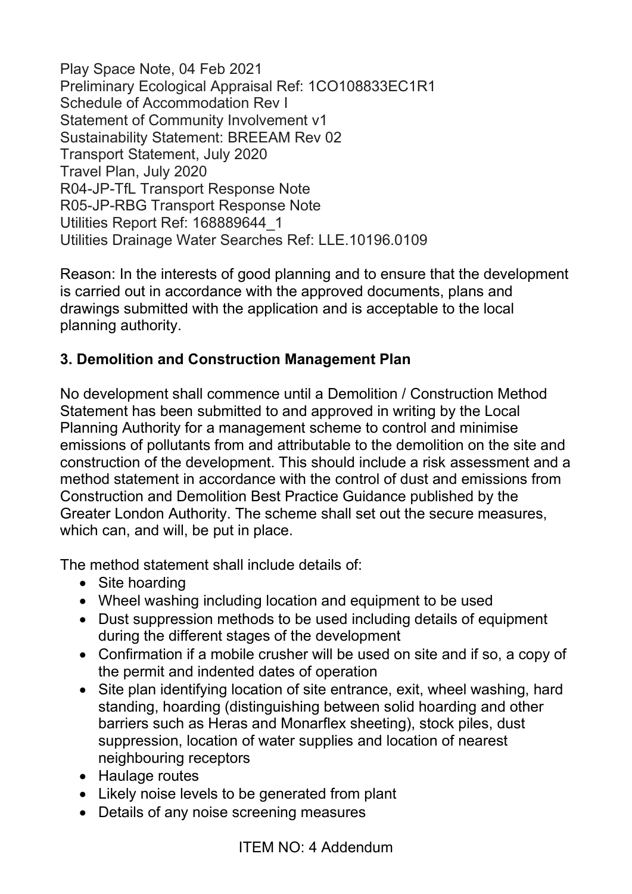Play Space Note, 04 Feb 2021
Preliminary Ecological Appraisal Ref: 1CO108833EC1R1
Schedule of Accommodation Rev I
Statement of Community Involvement v1
Sustainability Statement: BREEAM Rev 02
Transport Statement, July 2020
Travel Plan, July 2020
R04-JP-TfL Transport Response Note
R05-JP-RBG Transport Response Note
Utilities Report Ref: 168889644_1
Utilities Drainage Water Searches Ref: LLE.10196.0109

Reason: In the interests of good planning and to ensure that the development is carried out in accordance with the approved documents, plans and drawings submitted with the application and is acceptable to the local planning authority.

**3. Demolition and Construction Management Plan**

No development shall commence until a Demolition / Construction Method Statement has been submitted to and approved in writing by the Local Planning Authority for a management scheme to control and minimise emissions of pollutants from and attributable to the demolition on the site and construction of the development. This should include a risk assessment and a method statement in accordance with the control of dust and emissions from Construction and Demolition Best Practice Guidance published by the Greater London Authority. The scheme shall set out the secure measures, which can, and will, be put in place.

The method statement shall include details of:

- Site hoarding
- Wheel washing including location and equipment to be used
- Dust suppression methods to be used including details of equipment during the different stages of the development
- Confirmation if a mobile crusher will be used on site and if so, a copy of the permit and indented dates of operation
- Site plan identifying location of site entrance, exit, wheel washing, hard standing, hoarding (distinguishing between solid hoarding and other barriers such as Heras and Monarflex sheeting), stock piles, dust suppression, location of water supplies and location of nearest neighbouring receptors
- Haulage routes
- Likely noise levels to be generated from plant
- Details of any noise screening measures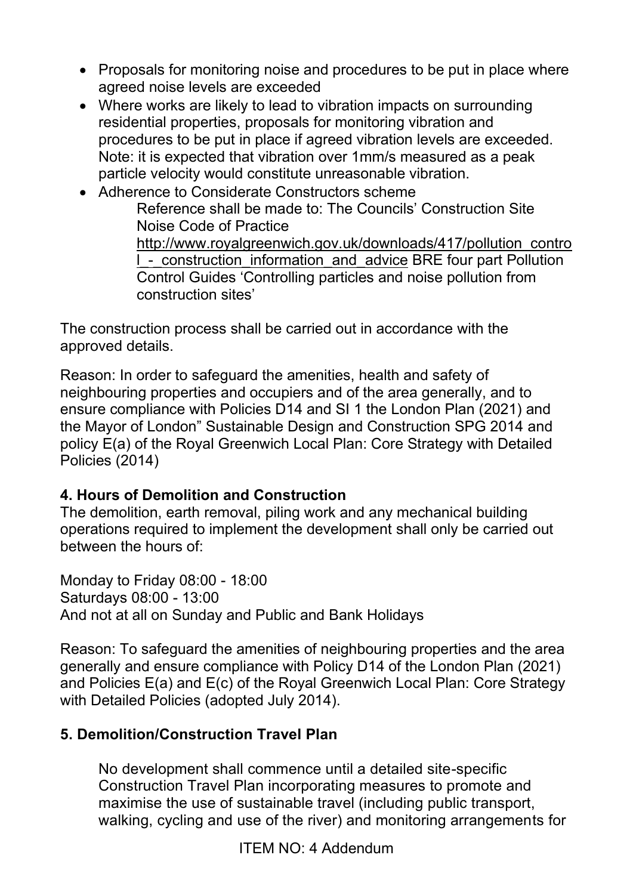- Proposals for monitoring noise and procedures to be put in place where agreed noise levels are exceeded
- Where works are likely to lead to vibration impacts on surrounding residential properties, proposals for monitoring vibration and procedures to be put in place if agreed vibration levels are exceeded. Note: it is expected that vibration over 1mm/s measured as a peak particle velocity would constitute unreasonable vibration.
- Adherence to Considerate Constructors scheme

  Reference shall be made to: The Councils' Construction Site Noise Code of Practice http://www.royalgreenwich.gov.uk/downloads/417/pollution_control_-_construction_information_and_advice BRE four part Pollution Control Guides 'Controlling particles and noise pollution from construction sites'

The construction process shall be carried out in accordance with the approved details.

Reason: In order to safeguard the amenities, health and safety of neighbouring properties and occupiers and of the area generally, and to ensure compliance with Policies D14 and SI 1 the London Plan (2021) and the Mayor of London" Sustainable Design and Construction SPG 2014 and policy E(a) of the Royal Greenwich Local Plan: Core Strategy with Detailed Policies (2014)

**4. Hours of Demolition and Construction**

The demolition, earth removal, piling work and any mechanical building operations required to implement the development shall only be carried out between the hours of:

Monday to Friday 08:00 - 18:00
Saturdays 08:00 - 13:00
And not at all on Sunday and Public and Bank Holidays

Reason: To safeguard the amenities of neighbouring properties and the area generally and ensure compliance with Policy D14 of the London Plan (2021) and Policies E(a) and E(c) of the Royal Greenwich Local Plan: Core Strategy with Detailed Policies (adopted July 2014).

**5. Demolition/Construction Travel Plan**

No development shall commence until a detailed site-specific Construction Travel Plan incorporating measures to promote and maximise the use of sustainable travel (including public transport, walking, cycling and use of the river) and monitoring arrangements for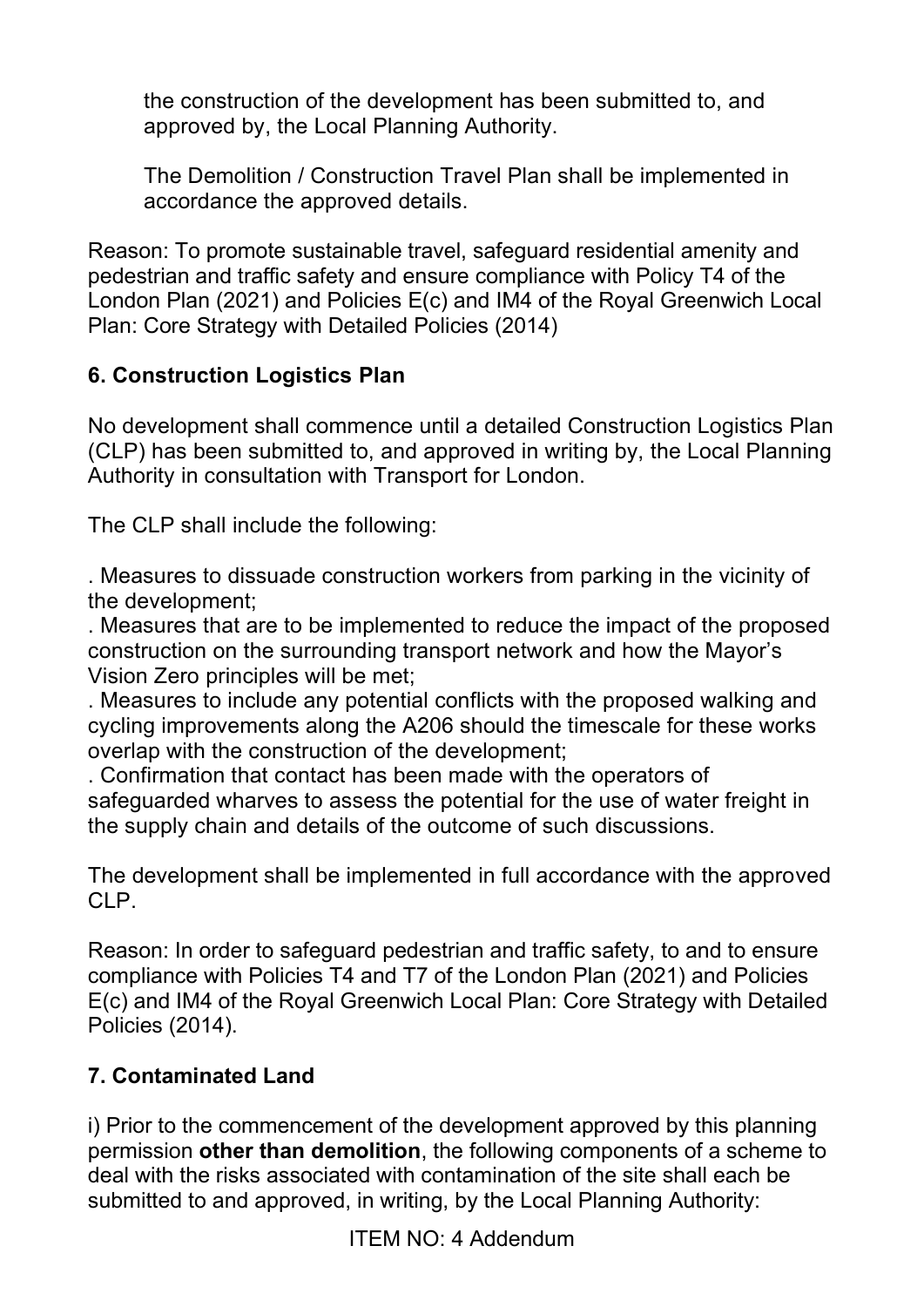the construction of the development has been submitted to, and approved by, the Local Planning Authority.

The Demolition / Construction Travel Plan shall be implemented in accordance the approved details.

Reason: To promote sustainable travel, safeguard residential amenity and pedestrian and traffic safety and ensure compliance with Policy T4 of the London Plan (2021) and Policies E(c) and IM4 of the Royal Greenwich Local Plan: Core Strategy with Detailed Policies (2014)

**6. Construction Logistics Plan**

No development shall commence until a detailed Construction Logistics Plan (CLP) has been submitted to, and approved in writing by, the Local Planning Authority in consultation with Transport for London.

The CLP shall include the following:

. Measures to dissuade construction workers from parking in the vicinity of the development;
. Measures that are to be implemented to reduce the impact of the proposed construction on the surrounding transport network and how the Mayor's Vision Zero principles will be met;
. Measures to include any potential conflicts with the proposed walking and cycling improvements along the A206 should the timescale for these works overlap with the construction of the development;
. Confirmation that contact has been made with the operators of safeguarded wharves to assess the potential for the use of water freight in the supply chain and details of the outcome of such discussions.

The development shall be implemented in full accordance with the approved CLP.

Reason: In order to safeguard pedestrian and traffic safety, to and to ensure compliance with Policies T4 and T7 of the London Plan (2021) and Policies E(c) and IM4 of the Royal Greenwich Local Plan: Core Strategy with Detailed Policies (2014).

**7. Contaminated Land**

i) Prior to the commencement of the development approved by this planning permission **other than demolition**, the following components of a scheme to deal with the risks associated with contamination of the site shall each be submitted to and approved, in writing, by the Local Planning Authority:

ITEM NO: 4 Addendum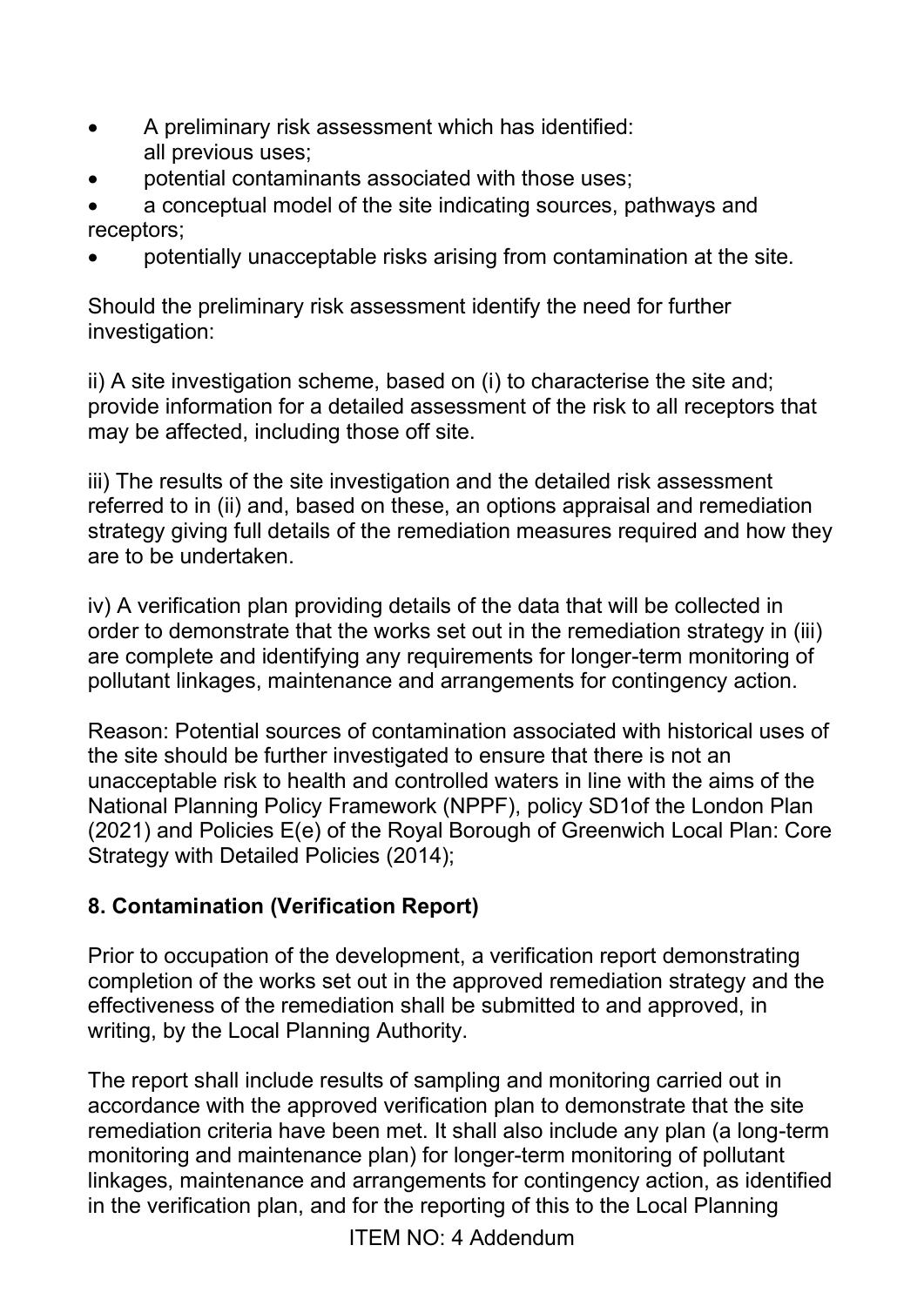- A preliminary risk assessment which has identified: all previous uses;
- potential contaminants associated with those uses;
- a conceptual model of the site indicating sources, pathways and receptors;
- potentially unacceptable risks arising from contamination at the site.

Should the preliminary risk assessment identify the need for further investigation:

ii) A site investigation scheme, based on (i) to characterise the site and; provide information for a detailed assessment of the risk to all receptors that may be affected, including those off site.

iii) The results of the site investigation and the detailed risk assessment referred to in (ii) and, based on these, an options appraisal and remediation strategy giving full details of the remediation measures required and how they are to be undertaken.

iv) A verification plan providing details of the data that will be collected in order to demonstrate that the works set out in the remediation strategy in (iii) are complete and identifying any requirements for longer-term monitoring of pollutant linkages, maintenance and arrangements for contingency action.

Reason: Potential sources of contamination associated with historical uses of the site should be further investigated to ensure that there is not an unacceptable risk to health and controlled waters in line with the aims of the National Planning Policy Framework (NPPF), policy SD1of the London Plan (2021) and Policies E(e) of the Royal Borough of Greenwich Local Plan: Core Strategy with Detailed Policies (2014);

**8. Contamination (Verification Report)**

Prior to occupation of the development, a verification report demonstrating completion of the works set out in the approved remediation strategy and the effectiveness of the remediation shall be submitted to and approved, in writing, by the Local Planning Authority.

The report shall include results of sampling and monitoring carried out in accordance with the approved verification plan to demonstrate that the site remediation criteria have been met. It shall also include any plan (a long-term monitoring and maintenance plan) for longer-term monitoring of pollutant linkages, maintenance and arrangements for contingency action, as identified in the verification plan, and for the reporting of this to the Local Planning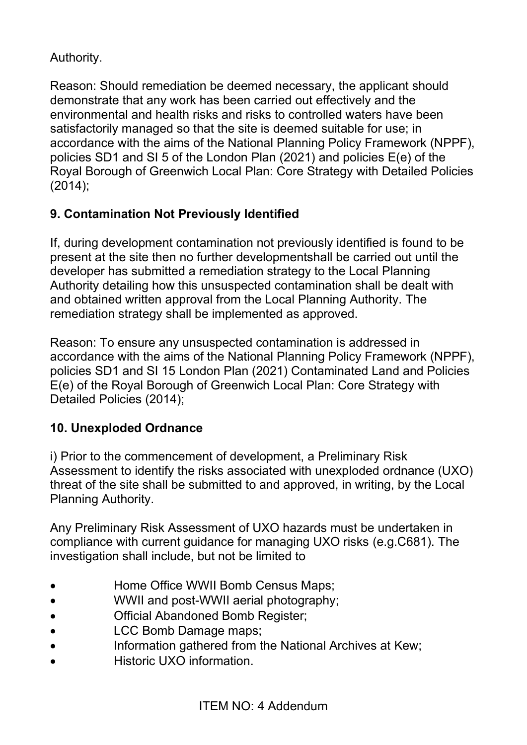Authority.

Reason: Should remediation be deemed necessary, the applicant should demonstrate that any work has been carried out effectively and the environmental and health risks and risks to controlled waters have been satisfactorily managed so that the site is deemed suitable for use; in accordance with the aims of the National Planning Policy Framework (NPPF), policies SD1 and SI 5 of the London Plan (2021) and policies E(e) of the Royal Borough of Greenwich Local Plan: Core Strategy with Detailed Policies (2014);

**9. Contamination Not Previously Identified**

If, during development contamination not previously identified is found to be present at the site then no further developmentshall be carried out until the developer has submitted a remediation strategy to the Local Planning Authority detailing how this unsuspected contamination shall be dealt with and obtained written approval from the Local Planning Authority. The remediation strategy shall be implemented as approved.

Reason: To ensure any unsuspected contamination is addressed in accordance with the aims of the National Planning Policy Framework (NPPF), policies SD1 and SI 15 London Plan (2021) Contaminated Land and Policies E(e) of the Royal Borough of Greenwich Local Plan: Core Strategy with Detailed Policies (2014);

**10. Unexploded Ordnance**

i) Prior to the commencement of development, a Preliminary Risk Assessment to identify the risks associated with unexploded ordnance (UXO) threat of the site shall be submitted to and approved, in writing, by the Local Planning Authority.

Any Preliminary Risk Assessment of UXO hazards must be undertaken in compliance with current guidance for managing UXO risks (e.g.C681). The investigation shall include, but not be limited to

- Home Office WWII Bomb Census Maps;
- WWII and post-WWII aerial photography;
- Official Abandoned Bomb Register;
- LCC Bomb Damage maps;
- Information gathered from the National Archives at Kew;
- Historic UXO information.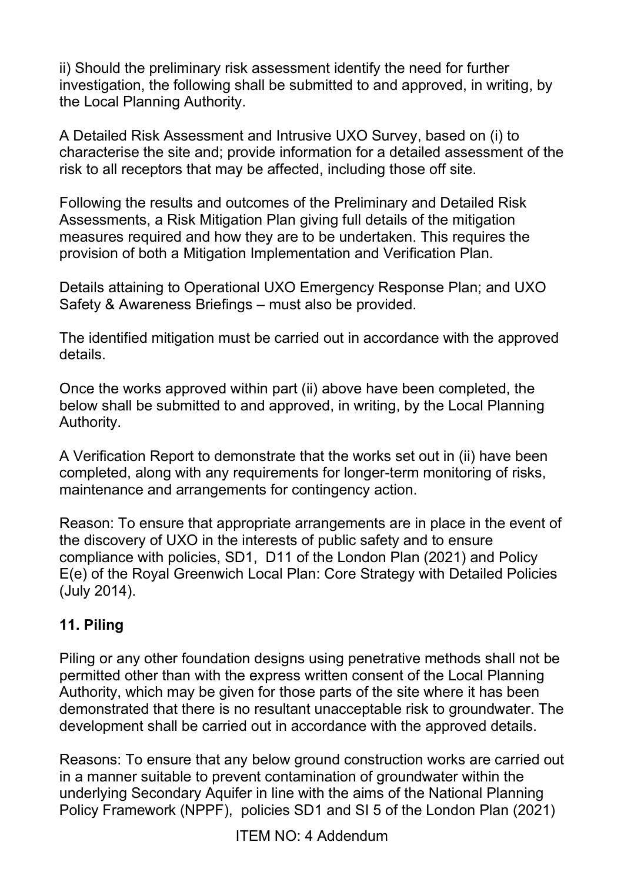ii) Should the preliminary risk assessment identify the need for further investigation, the following shall be submitted to and approved, in writing, by the Local Planning Authority.

A Detailed Risk Assessment and Intrusive UXO Survey, based on (i) to characterise the site and; provide information for a detailed assessment of the risk to all receptors that may be affected, including those off site.

Following the results and outcomes of the Preliminary and Detailed Risk Assessments, a Risk Mitigation Plan giving full details of the mitigation measures required and how they are to be undertaken. This requires the provision of both a Mitigation Implementation and Verification Plan.

Details attaining to Operational UXO Emergency Response Plan; and UXO Safety & Awareness Briefings – must also be provided.

The identified mitigation must be carried out in accordance with the approved details.

Once the works approved within part (ii) above have been completed, the below shall be submitted to and approved, in writing, by the Local Planning Authority.

A Verification Report to demonstrate that the works set out in (ii) have been completed, along with any requirements for longer-term monitoring of risks, maintenance and arrangements for contingency action.

Reason: To ensure that appropriate arrangements are in place in the event of the discovery of UXO in the interests of public safety and to ensure compliance with policies, SD1, D11 of the London Plan (2021) and Policy E(e) of the Royal Greenwich Local Plan: Core Strategy with Detailed Policies (July 2014).

**11. Piling**

Piling or any other foundation designs using penetrative methods shall not be permitted other than with the express written consent of the Local Planning Authority, which may be given for those parts of the site where it has been demonstrated that there is no resultant unacceptable risk to groundwater. The development shall be carried out in accordance with the approved details.

Reasons: To ensure that any below ground construction works are carried out in a manner suitable to prevent contamination of groundwater within the underlying Secondary Aquifer in line with the aims of the National Planning Policy Framework (NPPF), policies SD1 and SI 5 of the London Plan (2021)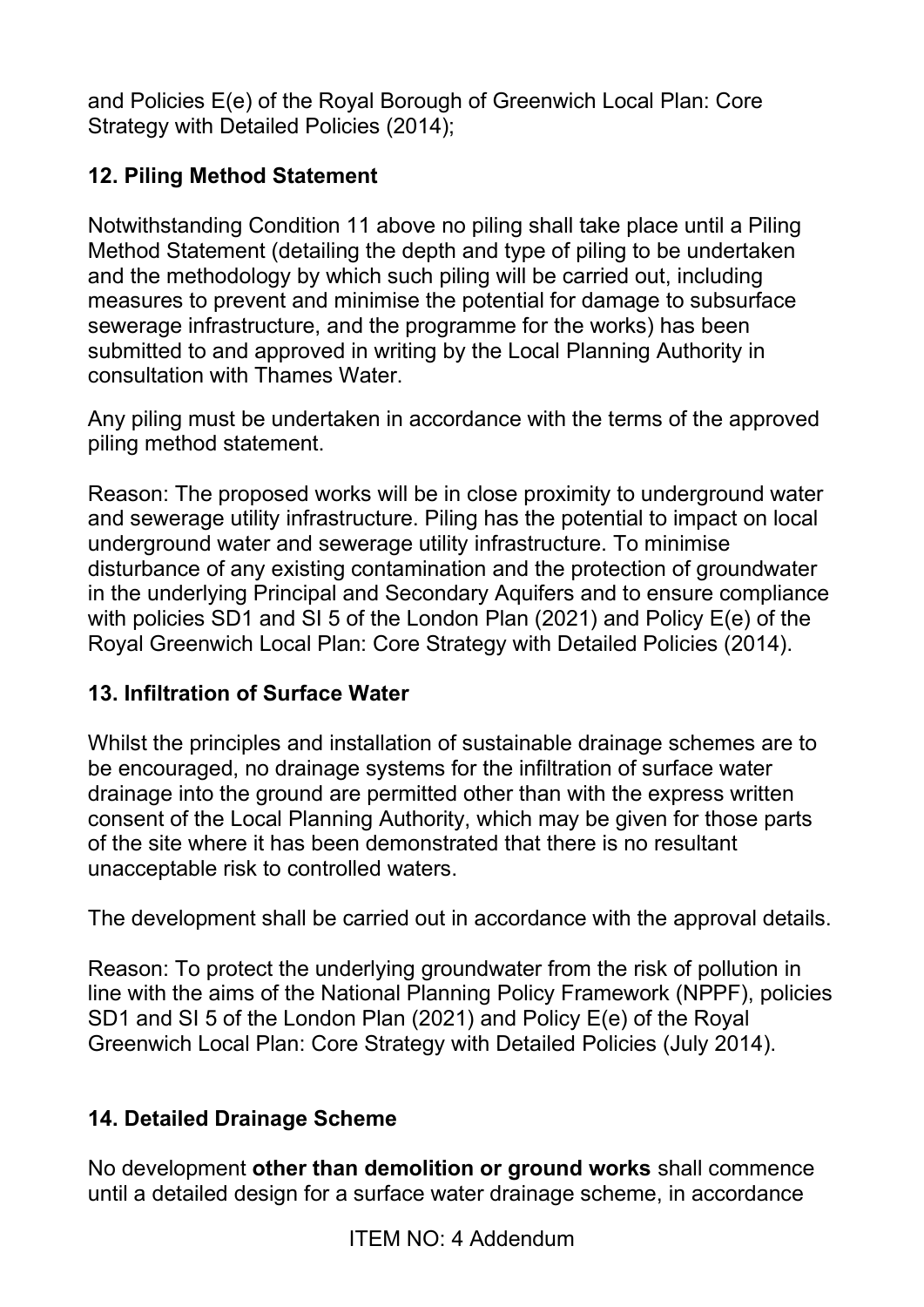and Policies E(e) of the Royal Borough of Greenwich Local Plan: Core Strategy with Detailed Policies (2014);

**12. Piling Method Statement**

Notwithstanding Condition 11 above no piling shall take place until a Piling Method Statement (detailing the depth and type of piling to be undertaken and the methodology by which such piling will be carried out, including measures to prevent and minimise the potential for damage to subsurface sewerage infrastructure, and the programme for the works) has been submitted to and approved in writing by the Local Planning Authority in consultation with Thames Water.

Any piling must be undertaken in accordance with the terms of the approved piling method statement.

Reason: The proposed works will be in close proximity to underground water and sewerage utility infrastructure. Piling has the potential to impact on local underground water and sewerage utility infrastructure. To minimise disturbance of any existing contamination and the protection of groundwater in the underlying Principal and Secondary Aquifers and to ensure compliance with policies SD1 and SI 5 of the London Plan (2021) and Policy E(e) of the Royal Greenwich Local Plan: Core Strategy with Detailed Policies (2014).

**13. Infiltration of Surface Water**

Whilst the principles and installation of sustainable drainage schemes are to be encouraged, no drainage systems for the infiltration of surface water drainage into the ground are permitted other than with the express written consent of the Local Planning Authority, which may be given for those parts of the site where it has been demonstrated that there is no resultant unacceptable risk to controlled waters.

The development shall be carried out in accordance with the approval details.

Reason: To protect the underlying groundwater from the risk of pollution in line with the aims of the National Planning Policy Framework (NPPF), policies SD1 and SI 5 of the London Plan (2021) and Policy E(e) of the Royal Greenwich Local Plan: Core Strategy with Detailed Policies (July 2014).

**14. Detailed Drainage Scheme**

No development **other than demolition or ground works** shall commence until a detailed design for a surface water drainage scheme, in accordance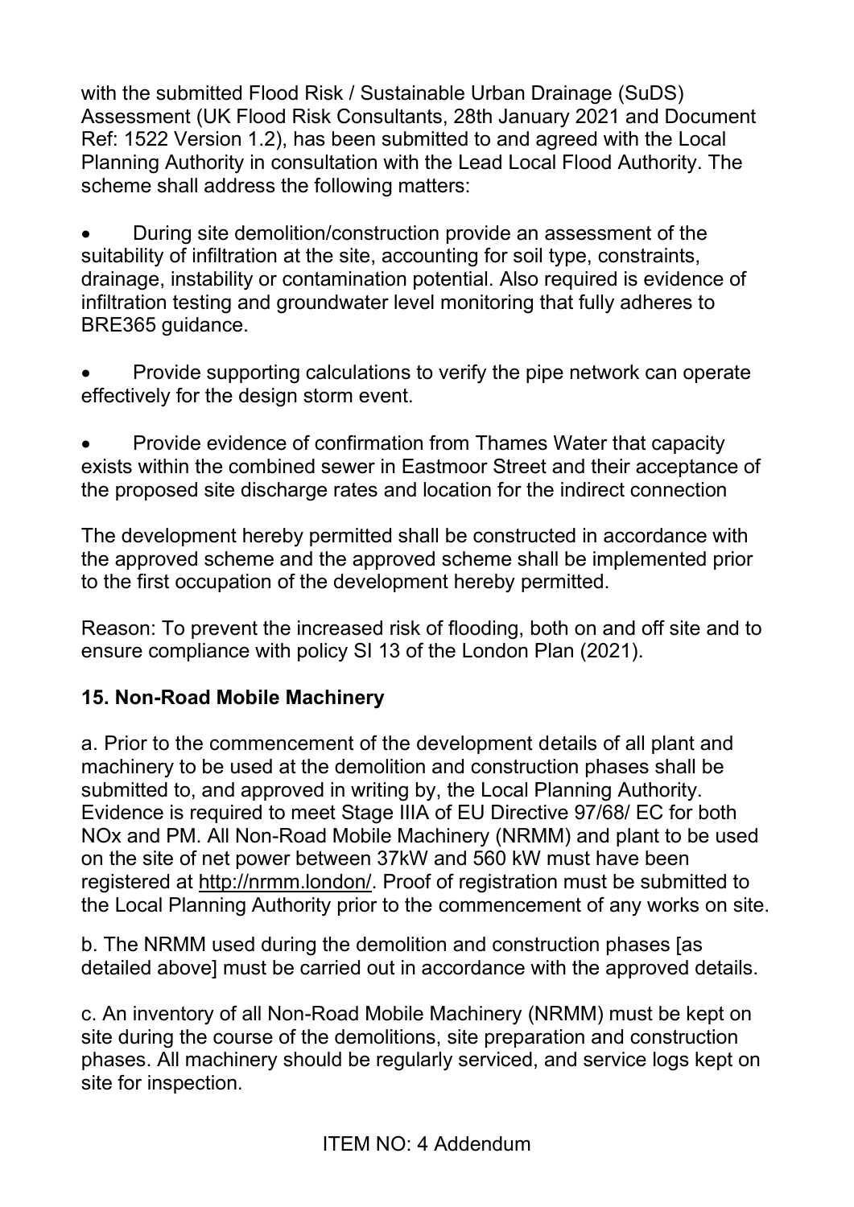with the submitted Flood Risk / Sustainable Urban Drainage (SuDS) Assessment (UK Flood Risk Consultants, 28th January 2021 and Document Ref: 1522 Version 1.2), has been submitted to and agreed with the Local Planning Authority in consultation with the Lead Local Flood Authority. The scheme shall address the following matters:

- During site demolition/construction provide an assessment of the suitability of infiltration at the site, accounting for soil type, constraints, drainage, instability or contamination potential. Also required is evidence of infiltration testing and groundwater level monitoring that fully adheres to BRE365 guidance.

- Provide supporting calculations to verify the pipe network can operate effectively for the design storm event.

- Provide evidence of confirmation from Thames Water that capacity exists within the combined sewer in Eastmoor Street and their acceptance of the proposed site discharge rates and location for the indirect connection

The development hereby permitted shall be constructed in accordance with the approved scheme and the approved scheme shall be implemented prior to the first occupation of the development hereby permitted.

Reason: To prevent the increased risk of flooding, both on and off site and to ensure compliance with policy SI 13 of the London Plan (2021).

## 15. Non-Road Mobile Machinery

a. Prior to the commencement of the development details of all plant and machinery to be used at the demolition and construction phases shall be submitted to, and approved in writing by, the Local Planning Authority. Evidence is required to meet Stage IIIA of EU Directive 97/68/ EC for both NOx and PM. All Non-Road Mobile Machinery (NRMM) and plant to be used on the site of net power between 37kW and 560 kW must have been registered at http://nrmm.london/. Proof of registration must be submitted to the Local Planning Authority prior to the commencement of any works on site.

b. The NRMM used during the demolition and construction phases [as detailed above] must be carried out in accordance with the approved details.

c. An inventory of all Non-Road Mobile Machinery (NRMM) must be kept on site during the course of the demolitions, site preparation and construction phases. All machinery should be regularly serviced, and service logs kept on site for inspection.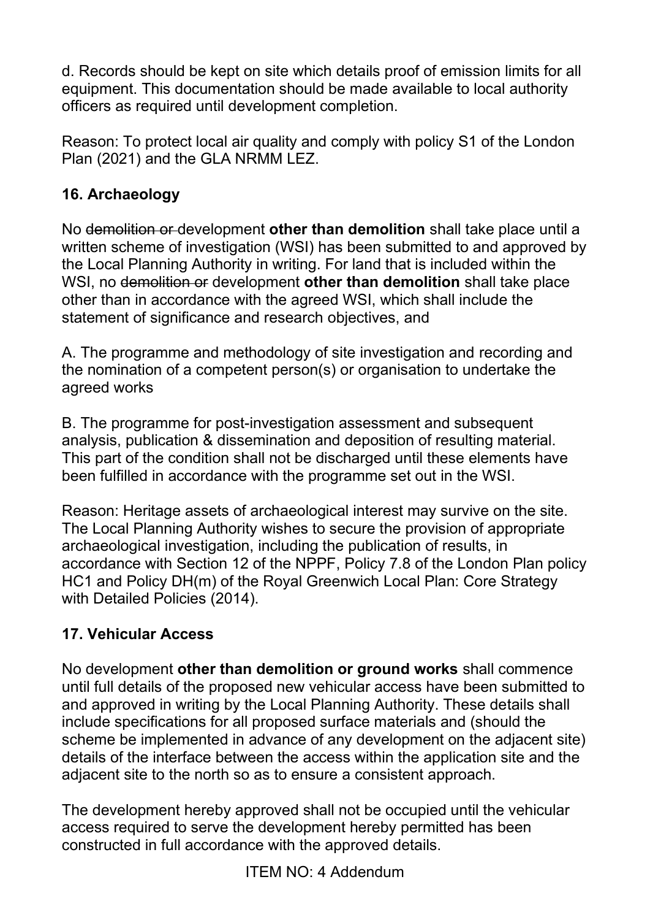d. Records should be kept on site which details proof of emission limits for all equipment. This documentation should be made available to local authority officers as required until development completion.

Reason: To protect local air quality and comply with policy S1 of the London Plan (2021) and the GLA NRMM LEZ.

**16. Archaeology**

No ~~demolition or~~ development **other than demolition** shall take place until a written scheme of investigation (WSI) has been submitted to and approved by the Local Planning Authority in writing. For land that is included within the WSI, no ~~demolition or~~ development **other than demolition** shall take place other than in accordance with the agreed WSI, which shall include the statement of significance and research objectives, and

A. The programme and methodology of site investigation and recording and the nomination of a competent person(s) or organisation to undertake the agreed works

B. The programme for post-investigation assessment and subsequent analysis, publication & dissemination and deposition of resulting material. This part of the condition shall not be discharged until these elements have been fulfilled in accordance with the programme set out in the WSI.

Reason: Heritage assets of archaeological interest may survive on the site. The Local Planning Authority wishes to secure the provision of appropriate archaeological investigation, including the publication of results, in accordance with Section 12 of the NPPF, Policy 7.8 of the London Plan policy HC1 and Policy DH(m) of the Royal Greenwich Local Plan: Core Strategy with Detailed Policies (2014).

**17. Vehicular Access**

No development **other than demolition or ground works** shall commence until full details of the proposed new vehicular access have been submitted to and approved in writing by the Local Planning Authority. These details shall include specifications for all proposed surface materials and (should the scheme be implemented in advance of any development on the adjacent site) details of the interface between the access within the application site and the adjacent site to the north so as to ensure a consistent approach.

The development hereby approved shall not be occupied until the vehicular access required to serve the development hereby permitted has been constructed in full accordance with the approved details.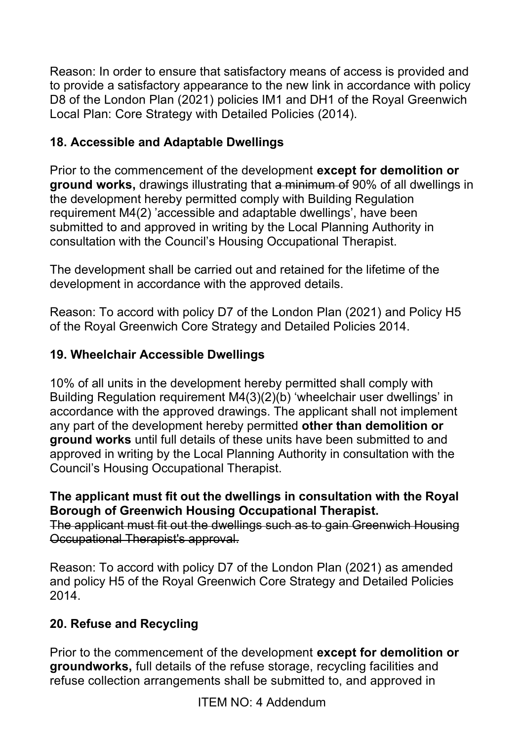Reason: In order to ensure that satisfactory means of access is provided and to provide a satisfactory appearance to the new link in accordance with policy D8 of the London Plan (2021) policies IM1 and DH1 of the Royal Greenwich Local Plan: Core Strategy with Detailed Policies (2014).

### 18. Accessible and Adaptable Dwellings

Prior to the commencement of the development **except for demolition or ground works,** drawings illustrating that ~~a minimum of~~ 90% of all dwellings in the development hereby permitted comply with Building Regulation requirement M4(2) 'accessible and adaptable dwellings', have been submitted to and approved in writing by the Local Planning Authority in consultation with the Council's Housing Occupational Therapist.

The development shall be carried out and retained for the lifetime of the development in accordance with the approved details.

Reason: To accord with policy D7 of the London Plan (2021) and Policy H5 of the Royal Greenwich Core Strategy and Detailed Policies 2014.

### 19. Wheelchair Accessible Dwellings

10% of all units in the development hereby permitted shall comply with Building Regulation requirement M4(3)(2)(b) 'wheelchair user dwellings' in accordance with the approved drawings. The applicant shall not implement any part of the development hereby permitted **other than demolition or ground works** until full details of these units have been submitted to and approved in writing by the Local Planning Authority in consultation with the Council's Housing Occupational Therapist.

**The applicant must fit out the dwellings in consultation with the Royal Borough of Greenwich Housing Occupational Therapist.**
~~The applicant must fit out the dwellings such as to gain Greenwich Housing Occupational Therapist's approval.~~

Reason: To accord with policy D7 of the London Plan (2021) as amended and policy H5 of the Royal Greenwich Core Strategy and Detailed Policies 2014.

### 20. Refuse and Recycling

Prior to the commencement of the development **except for demolition or groundworks,** full details of the refuse storage, recycling facilities and refuse collection arrangements shall be submitted to, and approved in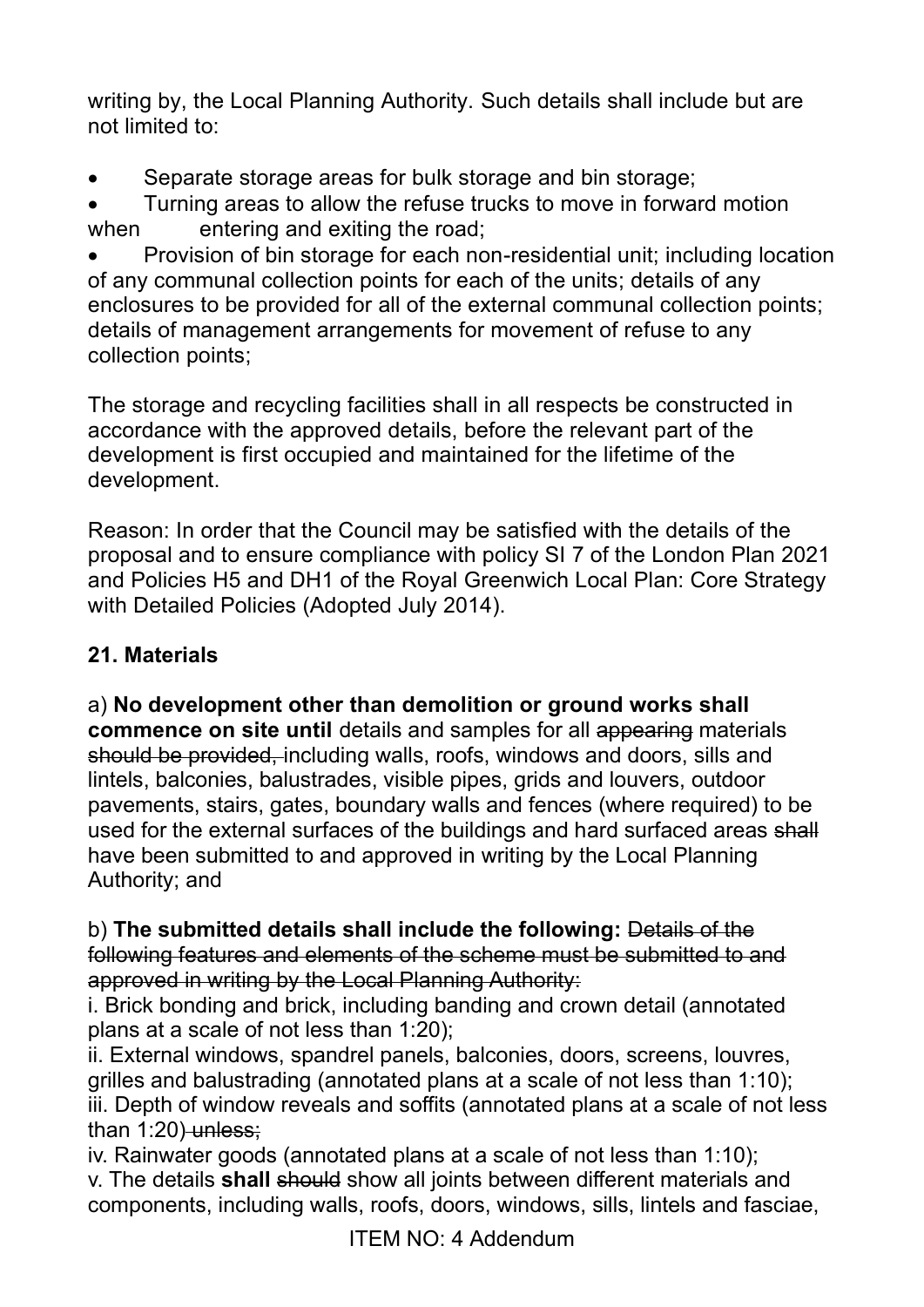writing by, the Local Planning Authority. Such details shall include but are not limited to:

- Separate storage areas for bulk storage and bin storage;
- Turning areas to allow the refuse trucks to move in forward motion when entering and exiting the road;
- Provision of bin storage for each non-residential unit; including location of any communal collection points for each of the units; details of any enclosures to be provided for all of the external communal collection points; details of management arrangements for movement of refuse to any collection points;

The storage and recycling facilities shall in all respects be constructed in accordance with the approved details, before the relevant part of the development is first occupied and maintained for the lifetime of the development.

Reason: In order that the Council may be satisfied with the details of the proposal and to ensure compliance with policy SI 7 of the London Plan 2021 and Policies H5 and DH1 of the Royal Greenwich Local Plan: Core Strategy with Detailed Policies (Adopted July 2014).

**21. Materials**

a) **No development other than demolition or ground works shall commence on site until** details and samples for all ~~appearing~~ materials ~~should be provided,~~ including walls, roofs, windows and doors, sills and lintels, balconies, balustrades, visible pipes, grids and louvers, outdoor pavements, stairs, gates, boundary walls and fences (where required) to be used for the external surfaces of the buildings and hard surfaced areas ~~shall~~ have been submitted to and approved in writing by the Local Planning Authority; and

b) **The submitted details shall include the following:** ~~Details of the following features and elements of the scheme must be submitted to and approved in writing by the Local Planning Authority:~~
i. Brick bonding and brick, including banding and crown detail (annotated plans at a scale of not less than 1:20);
ii. External windows, spandrel panels, balconies, doors, screens, louvres, grilles and balustrading (annotated plans at a scale of not less than 1:10);
iii. Depth of window reveals and soffits (annotated plans at a scale of not less than 1:20) ~~unless;~~
iv. Rainwater goods (annotated plans at a scale of not less than 1:10);
v. The details **shall** ~~should~~ show all joints between different materials and components, including walls, roofs, doors, windows, sills, lintels and fasciae,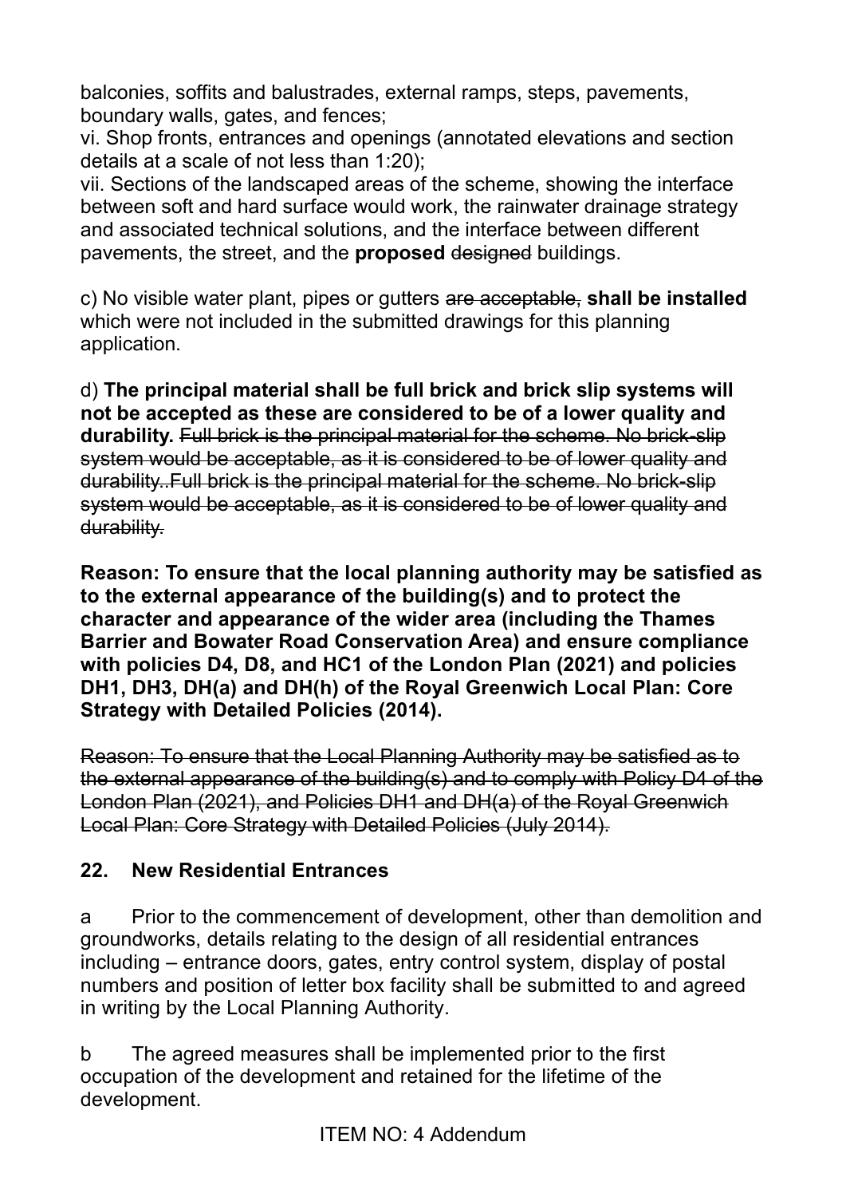balconies, soffits and balustrades, external ramps, steps, pavements, boundary walls, gates, and fences;

vi. Shop fronts, entrances and openings (annotated elevations and section details at a scale of not less than 1:20);

vii. Sections of the landscaped areas of the scheme, showing the interface between soft and hard surface would work, the rainwater drainage strategy and associated technical solutions, and the interface between different pavements, the street, and the **proposed** ~~designed~~ buildings.

c) No visible water plant, pipes or gutters ~~are acceptable,~~ **shall be installed** which were not included in the submitted drawings for this planning application.

d) **The principal material shall be full brick and brick slip systems will not be accepted as these are considered to be of a lower quality and durability.** ~~Full brick is the principal material for the scheme. No brick-slip system would be acceptable, as it is considered to be of lower quality and durability..Full brick is the principal material for the scheme. No brick-slip system would be acceptable, as it is considered to be of lower quality and durability.~~

**Reason: To ensure that the local planning authority may be satisfied as to the external appearance of the building(s) and to protect the character and appearance of the wider area (including the Thames Barrier and Bowater Road Conservation Area) and ensure compliance with policies D4, D8, and HC1 of the London Plan (2021) and policies DH1, DH3, DH(a) and DH(h) of the Royal Greenwich Local Plan: Core Strategy with Detailed Policies (2014).**

~~Reason: To ensure that the Local Planning Authority may be satisfied as to the external appearance of the building(s) and to comply with Policy D4 of the London Plan (2021), and Policies DH1 and DH(a) of the Royal Greenwich Local Plan: Core Strategy with Detailed Policies (July 2014).~~

## 22. New Residential Entrances

a Prior to the commencement of development, other than demolition and groundworks, details relating to the design of all residential entrances including – entrance doors, gates, entry control system, display of postal numbers and position of letter box facility shall be submitted to and agreed in writing by the Local Planning Authority.

b The agreed measures shall be implemented prior to the first occupation of the development and retained for the lifetime of the development.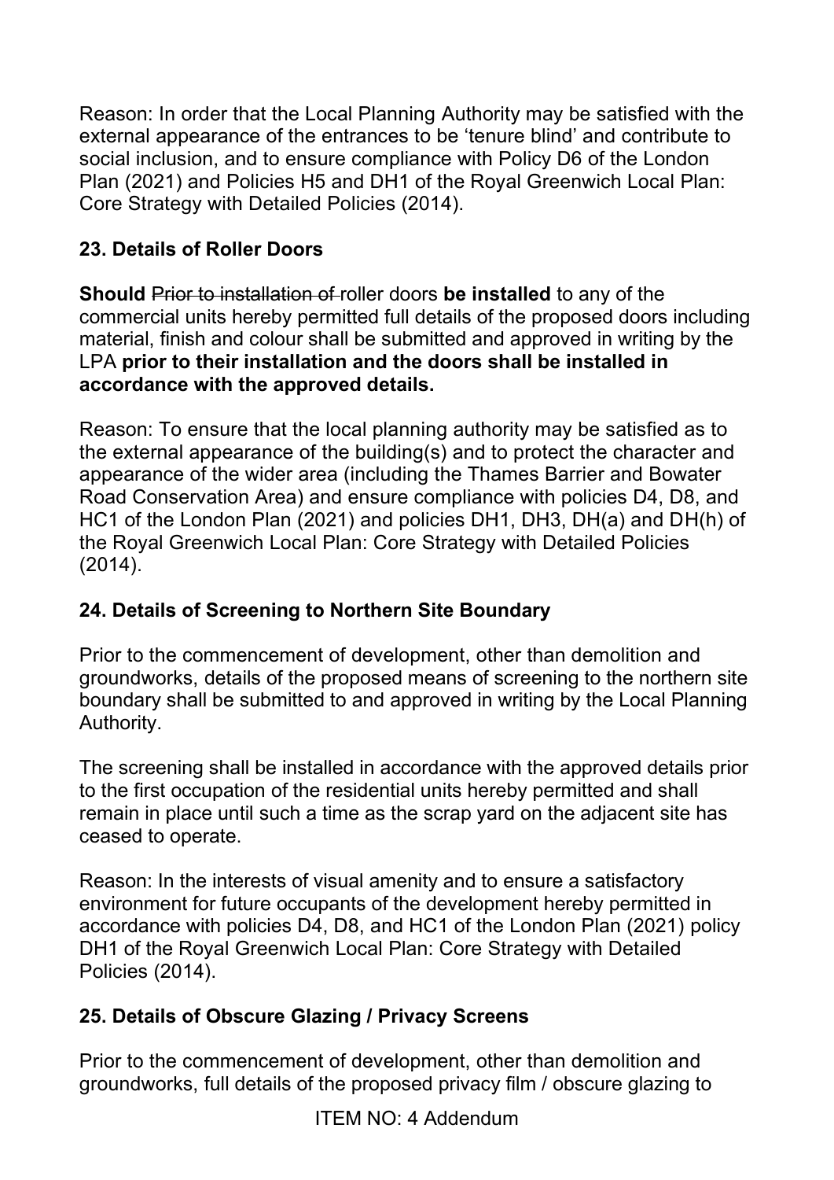Reason: In order that the Local Planning Authority may be satisfied with the external appearance of the entrances to be 'tenure blind' and contribute to social inclusion, and to ensure compliance with Policy D6 of the London Plan (2021) and Policies H5 and DH1 of the Royal Greenwich Local Plan: Core Strategy with Detailed Policies (2014).

**23. Details of Roller Doors**

**Should** ~~Prior to installation of~~ roller doors **be installed** to any of the commercial units hereby permitted full details of the proposed doors including material, finish and colour shall be submitted and approved in writing by the LPA **prior to their installation and the doors shall be installed in accordance with the approved details.**

Reason: To ensure that the local planning authority may be satisfied as to the external appearance of the building(s) and to protect the character and appearance of the wider area (including the Thames Barrier and Bowater Road Conservation Area) and ensure compliance with policies D4, D8, and HC1 of the London Plan (2021) and policies DH1, DH3, DH(a) and DH(h) of the Royal Greenwich Local Plan: Core Strategy with Detailed Policies (2014).

**24. Details of Screening to Northern Site Boundary**

Prior to the commencement of development, other than demolition and groundworks, details of the proposed means of screening to the northern site boundary shall be submitted to and approved in writing by the Local Planning Authority.

The screening shall be installed in accordance with the approved details prior to the first occupation of the residential units hereby permitted and shall remain in place until such a time as the scrap yard on the adjacent site has ceased to operate.

Reason: In the interests of visual amenity and to ensure a satisfactory environment for future occupants of the development hereby permitted in accordance with policies D4, D8, and HC1 of the London Plan (2021) policy DH1 of the Royal Greenwich Local Plan: Core Strategy with Detailed Policies (2014).

**25. Details of Obscure Glazing / Privacy Screens**

Prior to the commencement of development, other than demolition and groundworks, full details of the proposed privacy film / obscure glazing to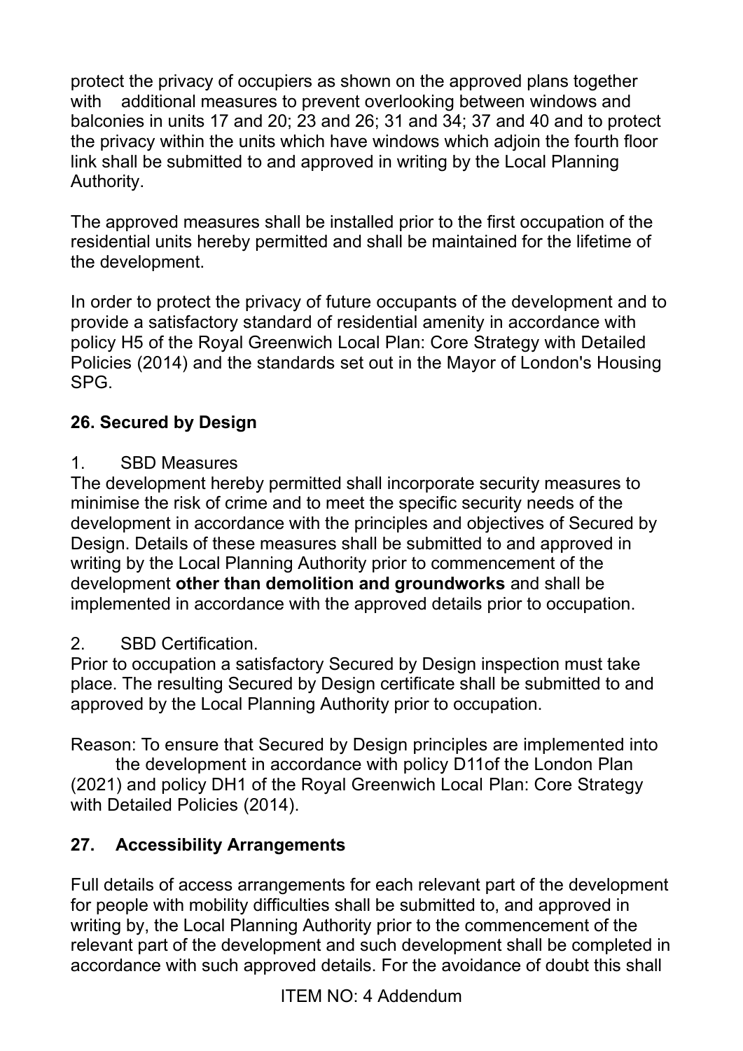protect the privacy of occupiers as shown on the approved plans together with additional measures to prevent overlooking between windows and balconies in units 17 and 20; 23 and 26; 31 and 34; 37 and 40 and to protect the privacy within the units which have windows which adjoin the fourth floor link shall be submitted to and approved in writing by the Local Planning Authority.

The approved measures shall be installed prior to the first occupation of the residential units hereby permitted and shall be maintained for the lifetime of the development.

In order to protect the privacy of future occupants of the development and to provide a satisfactory standard of residential amenity in accordance with policy H5 of the Royal Greenwich Local Plan: Core Strategy with Detailed Policies (2014) and the standards set out in the Mayor of London's Housing SPG.

## 26. Secured by Design

1. SBD Measures

The development hereby permitted shall incorporate security measures to minimise the risk of crime and to meet the specific security needs of the development in accordance with the principles and objectives of Secured by Design. Details of these measures shall be submitted to and approved in writing by the Local Planning Authority prior to commencement of the development **other than demolition and groundworks** and shall be implemented in accordance with the approved details prior to occupation.

2. SBD Certification.

Prior to occupation a satisfactory Secured by Design inspection must take place. The resulting Secured by Design certificate shall be submitted to and approved by the Local Planning Authority prior to occupation.

Reason: To ensure that Secured by Design principles are implemented into the development in accordance with policy D11of the London Plan (2021) and policy DH1 of the Royal Greenwich Local Plan: Core Strategy with Detailed Policies (2014).

## 27. Accessibility Arrangements

Full details of access arrangements for each relevant part of the development for people with mobility difficulties shall be submitted to, and approved in writing by, the Local Planning Authority prior to the commencement of the relevant part of the development and such development shall be completed in accordance with such approved details. For the avoidance of doubt this shall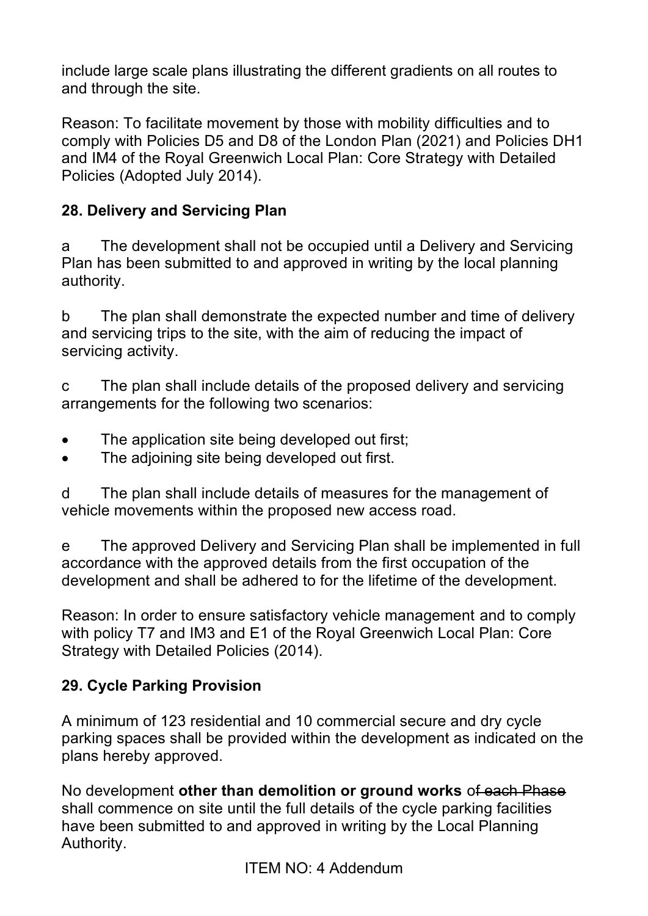include large scale plans illustrating the different gradients on all routes to and through the site.

Reason: To facilitate movement by those with mobility difficulties and to comply with Policies D5 and D8 of the London Plan (2021) and Policies DH1 and IM4 of the Royal Greenwich Local Plan: Core Strategy with Detailed Policies (Adopted July 2014).

**28. Delivery and Servicing Plan**

a The development shall not be occupied until a Delivery and Servicing Plan has been submitted to and approved in writing by the local planning authority.

b The plan shall demonstrate the expected number and time of delivery and servicing trips to the site, with the aim of reducing the impact of servicing activity.

c The plan shall include details of the proposed delivery and servicing arrangements for the following two scenarios:

- The application site being developed out first;
- The adjoining site being developed out first.

d The plan shall include details of measures for the management of vehicle movements within the proposed new access road.

e The approved Delivery and Servicing Plan shall be implemented in full accordance with the approved details from the first occupation of the development and shall be adhered to for the lifetime of the development.

Reason: In order to ensure satisfactory vehicle management and to comply with policy T7 and IM3 and E1 of the Royal Greenwich Local Plan: Core Strategy with Detailed Policies (2014).

**29. Cycle Parking Provision**

A minimum of 123 residential and 10 commercial secure and dry cycle parking spaces shall be provided within the development as indicated on the plans hereby approved.

No development **other than demolition or ground works** o~~f each Phase~~ shall commence on site until the full details of the cycle parking facilities have been submitted to and approved in writing by the Local Planning Authority.

ITEM NO: 4 Addendum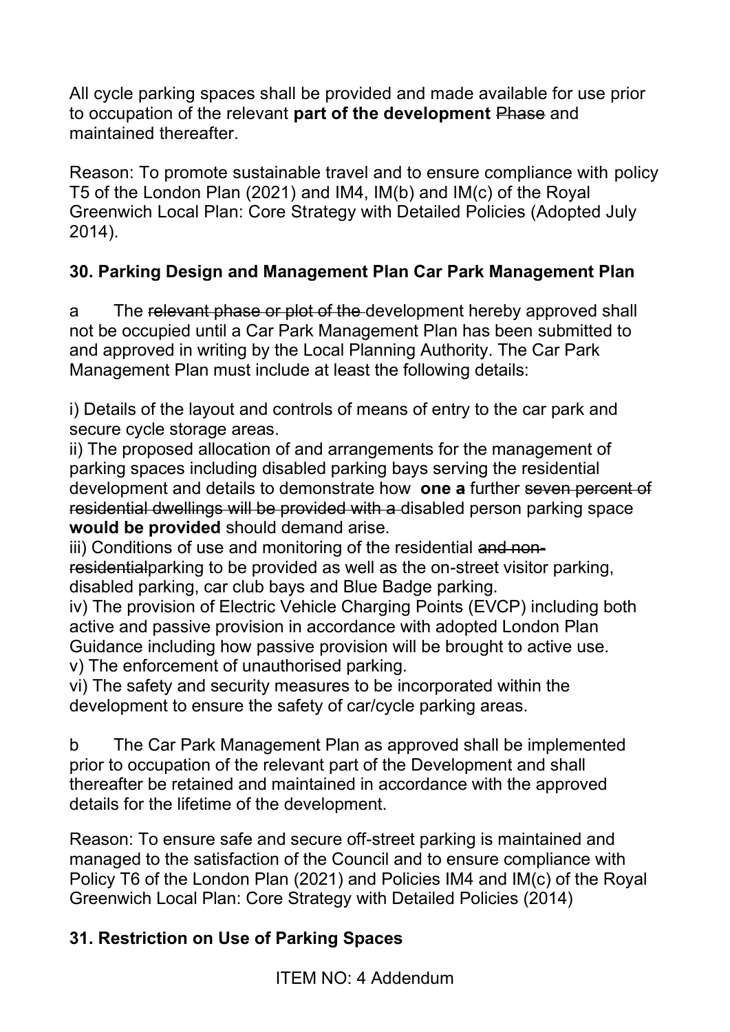All cycle parking spaces shall be provided and made available for use prior to occupation of the relevant **part of the development** ~~Phase~~ and maintained thereafter.

Reason: To promote sustainable travel and to ensure compliance with policy T5 of the London Plan (2021) and IM4, IM(b) and IM(c) of the Royal Greenwich Local Plan: Core Strategy with Detailed Policies (Adopted July 2014).

**30. Parking Design and Management Plan Car Park Management Plan**

a The ~~relevant phase or plot of the~~ development hereby approved shall not be occupied until a Car Park Management Plan has been submitted to and approved in writing by the Local Planning Authority. The Car Park Management Plan must include at least the following details:

i) Details of the layout and controls of means of entry to the car park and secure cycle storage areas.
ii) The proposed allocation of and arrangements for the management of parking spaces including disabled parking bays serving the residential development and details to demonstrate how **one a** further ~~seven percent of residential dwellings will be provided with a~~ disabled person parking space **would be provided** should demand arise.
iii) Conditions of use and monitoring of the residential ~~and non-residential~~parking to be provided as well as the on-street visitor parking, disabled parking, car club bays and Blue Badge parking.
iv) The provision of Electric Vehicle Charging Points (EVCP) including both active and passive provision in accordance with adopted London Plan Guidance including how passive provision will be brought to active use.
v) The enforcement of unauthorised parking.
vi) The safety and security measures to be incorporated within the development to ensure the safety of car/cycle parking areas.

b The Car Park Management Plan as approved shall be implemented prior to occupation of the relevant part of the Development and shall thereafter be retained and maintained in accordance with the approved details for the lifetime of the development.

Reason: To ensure safe and secure off-street parking is maintained and managed to the satisfaction of the Council and to ensure compliance with Policy T6 of the London Plan (2021) and Policies IM4 and IM(c) of the Royal Greenwich Local Plan: Core Strategy with Detailed Policies (2014)

**31. Restriction on Use of Parking Spaces**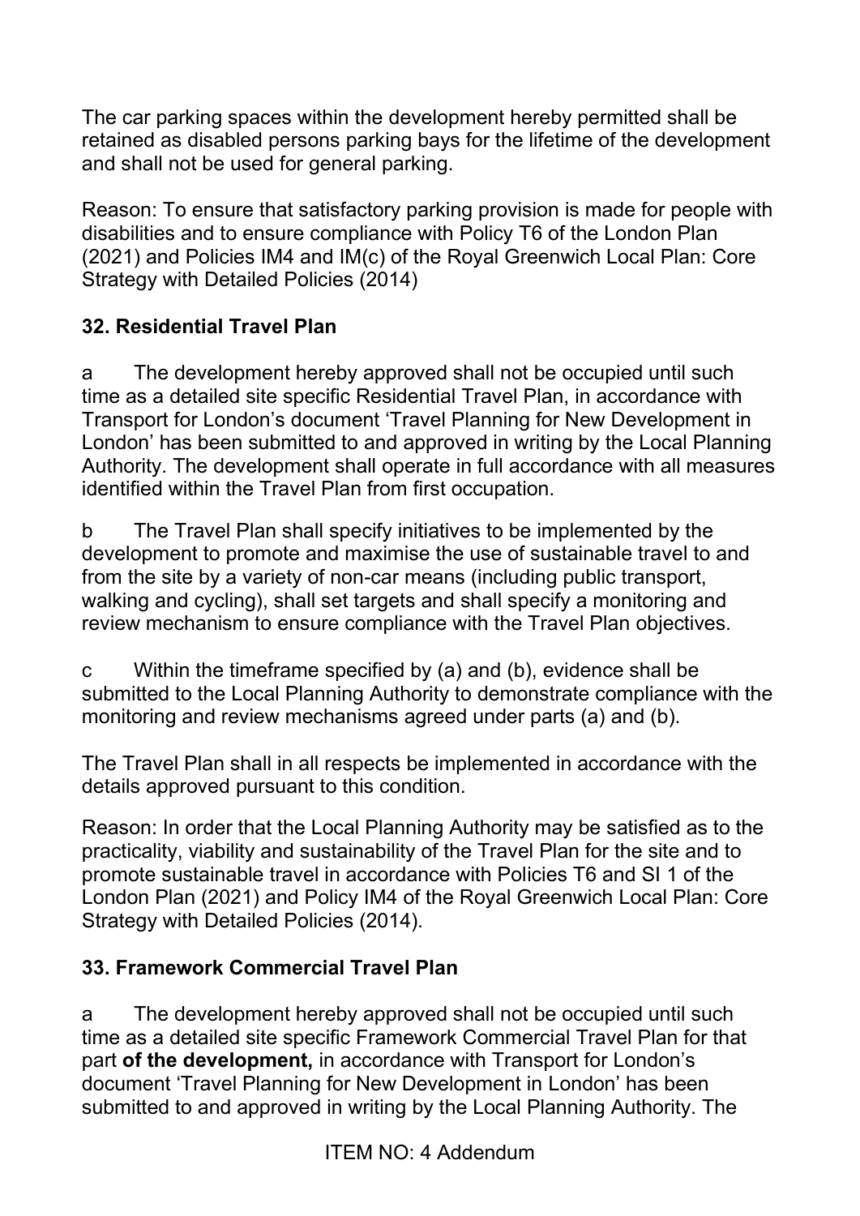The car parking spaces within the development hereby permitted shall be retained as disabled persons parking bays for the lifetime of the development and shall not be used for general parking.

Reason: To ensure that satisfactory parking provision is made for people with disabilities and to ensure compliance with Policy T6 of the London Plan (2021) and Policies IM4 and IM(c) of the Royal Greenwich Local Plan: Core Strategy with Detailed Policies (2014)

**32. Residential Travel Plan**

a The development hereby approved shall not be occupied until such time as a detailed site specific Residential Travel Plan, in accordance with Transport for London's document 'Travel Planning for New Development in London' has been submitted to and approved in writing by the Local Planning Authority. The development shall operate in full accordance with all measures identified within the Travel Plan from first occupation.

b The Travel Plan shall specify initiatives to be implemented by the development to promote and maximise the use of sustainable travel to and from the site by a variety of non-car means (including public transport, walking and cycling), shall set targets and shall specify a monitoring and review mechanism to ensure compliance with the Travel Plan objectives.

c Within the timeframe specified by (a) and (b), evidence shall be submitted to the Local Planning Authority to demonstrate compliance with the monitoring and review mechanisms agreed under parts (a) and (b).

The Travel Plan shall in all respects be implemented in accordance with the details approved pursuant to this condition.

Reason: In order that the Local Planning Authority may be satisfied as to the practicality, viability and sustainability of the Travel Plan for the site and to promote sustainable travel in accordance with Policies T6 and SI 1 of the London Plan (2021) and Policy IM4 of the Royal Greenwich Local Plan: Core Strategy with Detailed Policies (2014).

**33. Framework Commercial Travel Plan**

a The development hereby approved shall not be occupied until such time as a detailed site specific Framework Commercial Travel Plan for that part **of the development,** in accordance with Transport for London's document 'Travel Planning for New Development in London' has been submitted to and approved in writing by the Local Planning Authority. The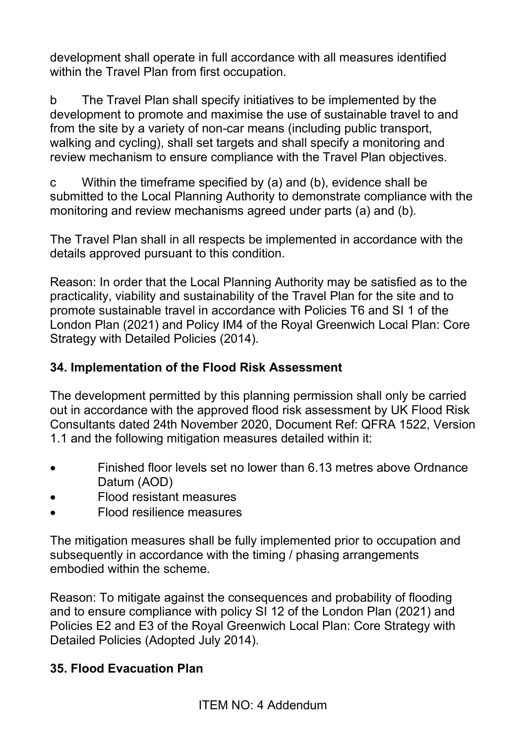development shall operate in full accordance with all measures identified within the Travel Plan from first occupation.

b The Travel Plan shall specify initiatives to be implemented by the development to promote and maximise the use of sustainable travel to and from the site by a variety of non-car means (including public transport, walking and cycling), shall set targets and shall specify a monitoring and review mechanism to ensure compliance with the Travel Plan objectives.

c Within the timeframe specified by (a) and (b), evidence shall be submitted to the Local Planning Authority to demonstrate compliance with the monitoring and review mechanisms agreed under parts (a) and (b).

The Travel Plan shall in all respects be implemented in accordance with the details approved pursuant to this condition.

Reason: In order that the Local Planning Authority may be satisfied as to the practicality, viability and sustainability of the Travel Plan for the site and to promote sustainable travel in accordance with Policies T6 and SI 1 of the London Plan (2021) and Policy IM4 of the Royal Greenwich Local Plan: Core Strategy with Detailed Policies (2014).

### 34. Implementation of the Flood Risk Assessment

The development permitted by this planning permission shall only be carried out in accordance with the approved flood risk assessment by UK Flood Risk Consultants dated 24th November 2020, Document Ref: QFRA 1522, Version 1.1 and the following mitigation measures detailed within it:

- Finished floor levels set no lower than 6.13 metres above Ordnance Datum (AOD)
- Flood resistant measures
- Flood resilience measures

The mitigation measures shall be fully implemented prior to occupation and subsequently in accordance with the timing / phasing arrangements embodied within the scheme.

Reason: To mitigate against the consequences and probability of flooding and to ensure compliance with policy SI 12 of the London Plan (2021) and Policies E2 and E3 of the Royal Greenwich Local Plan: Core Strategy with Detailed Policies (Adopted July 2014).

### 35. Flood Evacuation Plan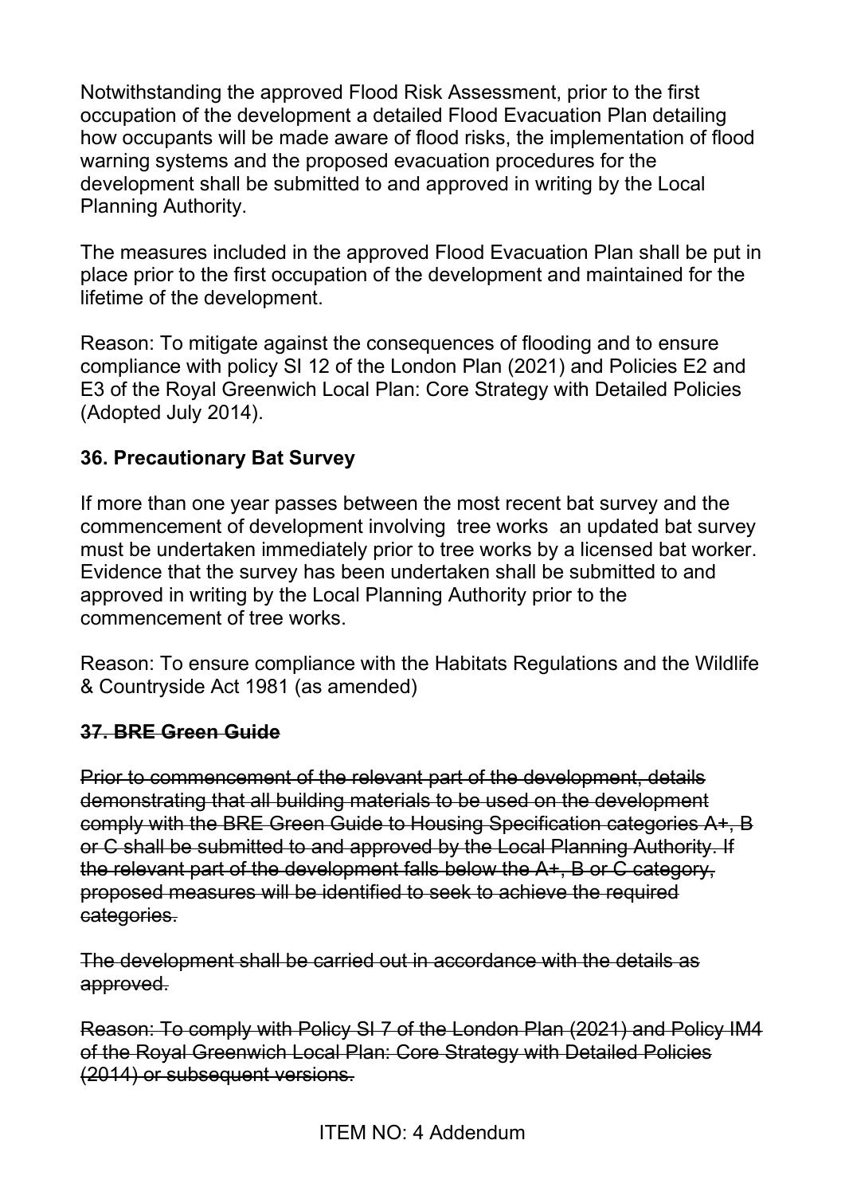Notwithstanding the approved Flood Risk Assessment, prior to the first occupation of the development a detailed Flood Evacuation Plan detailing how occupants will be made aware of flood risks, the implementation of flood warning systems and the proposed evacuation procedures for the development shall be submitted to and approved in writing by the Local Planning Authority.

The measures included in the approved Flood Evacuation Plan shall be put in place prior to the first occupation of the development and maintained for the lifetime of the development.

Reason: To mitigate against the consequences of flooding and to ensure compliance with policy SI 12 of the London Plan (2021) and Policies E2 and E3 of the Royal Greenwich Local Plan: Core Strategy with Detailed Policies (Adopted July 2014).

**36. Precautionary Bat Survey**

If more than one year passes between the most recent bat survey and the commencement of development involving tree works an updated bat survey must be undertaken immediately prior to tree works by a licensed bat worker. Evidence that the survey has been undertaken shall be submitted to and approved in writing by the Local Planning Authority prior to the commencement of tree works.

Reason: To ensure compliance with the Habitats Regulations and the Wildlife & Countryside Act 1981 (as amended)

~~**37. BRE Green Guide**~~

~~Prior to commencement of the relevant part of the development, details demonstrating that all building materials to be used on the development comply with the BRE Green Guide to Housing Specification categories A+, B or C shall be submitted to and approved by the Local Planning Authority. If the relevant part of the development falls below the A+, B or C category, proposed measures will be identified to seek to achieve the required categories.~~

~~The development shall be carried out in accordance with the details as approved.~~

~~Reason: To comply with Policy SI 7 of the London Plan (2021) and Policy IM4 of the Royal Greenwich Local Plan: Core Strategy with Detailed Policies (2014) or subsequent versions.~~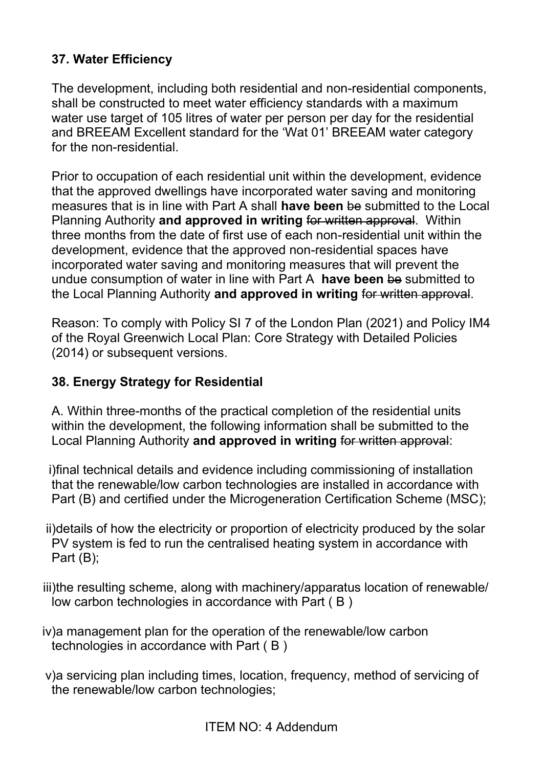**37. Water Efficiency**

The development, including both residential and non-residential components, shall be constructed to meet water efficiency standards with a maximum water use target of 105 litres of water per person per day for the residential and BREEAM Excellent standard for the 'Wat 01' BREEAM water category for the non-residential.

Prior to occupation of each residential unit within the development, evidence that the approved dwellings have incorporated water saving and monitoring measures that is in line with Part A shall **have been** ~~be~~ submitted to the Local Planning Authority **and approved in writing** ~~for written approval~~. Within three months from the date of first use of each non-residential unit within the development, evidence that the approved non-residential spaces have incorporated water saving and monitoring measures that will prevent the undue consumption of water in line with Part A **have been** ~~be~~ submitted to the Local Planning Authority **and approved in writing** ~~for written approval~~.

Reason: To comply with Policy SI 7 of the London Plan (2021) and Policy IM4 of the Royal Greenwich Local Plan: Core Strategy with Detailed Policies (2014) or subsequent versions.

**38. Energy Strategy for Residential**

A. Within three-months of the practical completion of the residential units within the development, the following information shall be submitted to the Local Planning Authority **and approved in writing** ~~for written approval~~:

i)final technical details and evidence including commissioning of installation that the renewable/low carbon technologies are installed in accordance with Part (B) and certified under the Microgeneration Certification Scheme (MSC);

ii)details of how the electricity or proportion of electricity produced by the solar PV system is fed to run the centralised heating system in accordance with Part (B);

iii)the resulting scheme, along with machinery/apparatus location of renewable/ low carbon technologies in accordance with Part ( B )

iv)a management plan for the operation of the renewable/low carbon technologies in accordance with Part ( B )

v)a servicing plan including times, location, frequency, method of servicing of the renewable/low carbon technologies;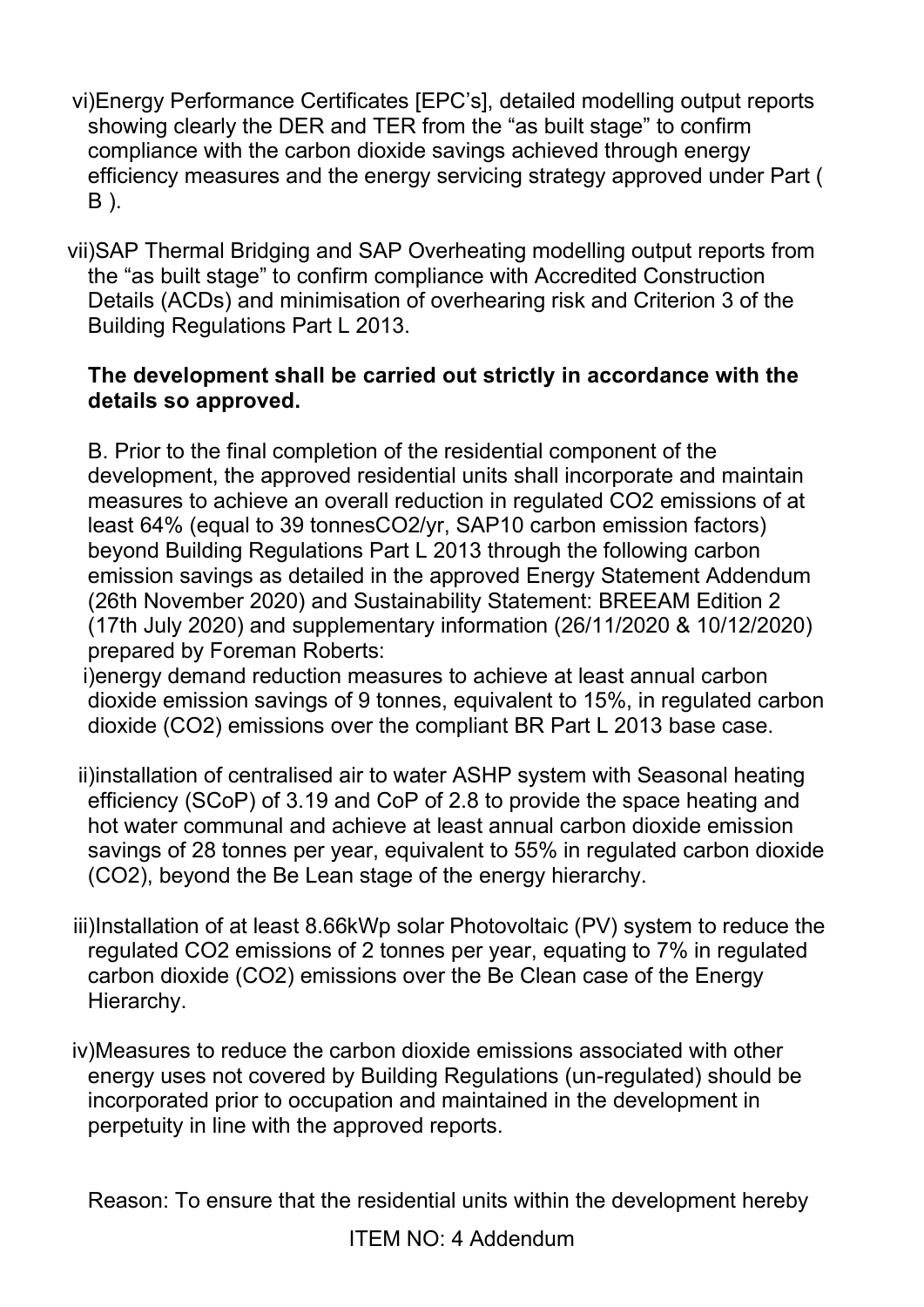vi)Energy Performance Certificates [EPC's], detailed modelling output reports showing clearly the DER and TER from the "as built stage" to confirm compliance with the carbon dioxide savings achieved through energy efficiency measures and the energy servicing strategy approved under Part ( B ).

vii)SAP Thermal Bridging and SAP Overheating modelling output reports from the "as built stage" to confirm compliance with Accredited Construction Details (ACDs) and minimisation of overhearing risk and Criterion 3 of the Building Regulations Part L 2013.

**The development shall be carried out strictly in accordance with the details so approved.**

B. Prior to the final completion of the residential component of the development, the approved residential units shall incorporate and maintain measures to achieve an overall reduction in regulated CO2 emissions of at least 64% (equal to 39 tonnesCO2/yr, SAP10 carbon emission factors) beyond Building Regulations Part L 2013 through the following carbon emission savings as detailed in the approved Energy Statement Addendum (26th November 2020) and Sustainability Statement: BREEAM Edition 2 (17th July 2020) and supplementary information (26/11/2020 & 10/12/2020) prepared by Foreman Roberts:

i)energy demand reduction measures to achieve at least annual carbon dioxide emission savings of 9 tonnes, equivalent to 15%, in regulated carbon dioxide (CO2) emissions over the compliant BR Part L 2013 base case.

ii)installation of centralised air to water ASHP system with Seasonal heating efficiency (SCoP) of 3.19 and CoP of 2.8 to provide the space heating and hot water communal and achieve at least annual carbon dioxide emission savings of 28 tonnes per year, equivalent to 55% in regulated carbon dioxide (CO2), beyond the Be Lean stage of the energy hierarchy.

iii)Installation of at least 8.66kWp solar Photovoltaic (PV) system to reduce the regulated CO2 emissions of 2 tonnes per year, equating to 7% in regulated carbon dioxide (CO2) emissions over the Be Clean case of the Energy Hierarchy.

iv)Measures to reduce the carbon dioxide emissions associated with other energy uses not covered by Building Regulations (un-regulated) should be incorporated prior to occupation and maintained in the development in perpetuity in line with the approved reports.

Reason: To ensure that the residential units within the development hereby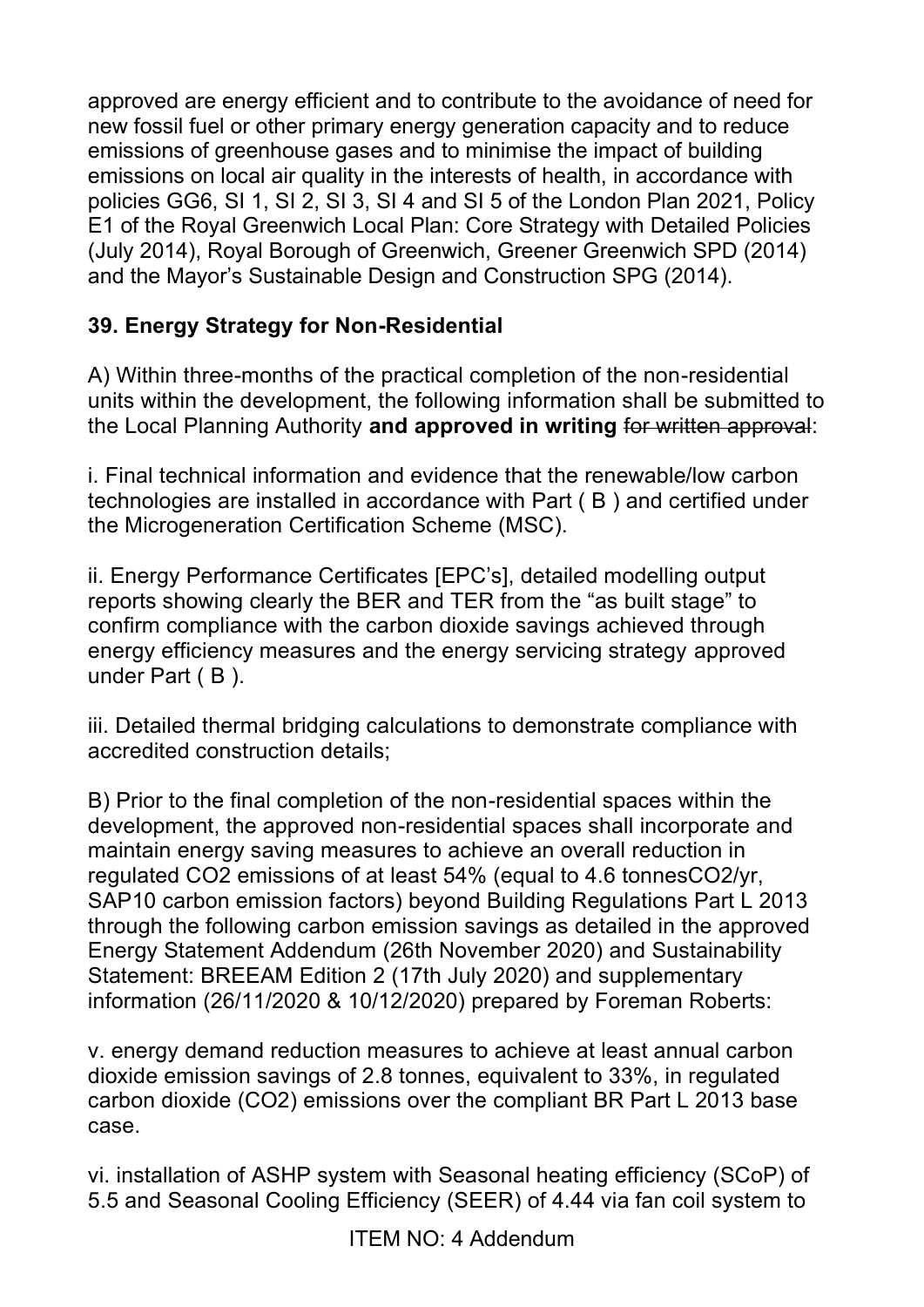approved are energy efficient and to contribute to the avoidance of need for new fossil fuel or other primary energy generation capacity and to reduce emissions of greenhouse gases and to minimise the impact of building emissions on local air quality in the interests of health, in accordance with policies GG6, SI 1, SI 2, SI 3, SI 4 and SI 5 of the London Plan 2021, Policy E1 of the Royal Greenwich Local Plan: Core Strategy with Detailed Policies (July 2014), Royal Borough of Greenwich, Greener Greenwich SPD (2014) and the Mayor's Sustainable Design and Construction SPG (2014).

**39. Energy Strategy for Non-Residential**

A) Within three-months of the practical completion of the non-residential units within the development, the following information shall be submitted to the Local Planning Authority **and approved in writing** ~~for written approval~~:

i. Final technical information and evidence that the renewable/low carbon technologies are installed in accordance with Part ( B ) and certified under the Microgeneration Certification Scheme (MSC).

ii. Energy Performance Certificates [EPC's], detailed modelling output reports showing clearly the BER and TER from the "as built stage" to confirm compliance with the carbon dioxide savings achieved through energy efficiency measures and the energy servicing strategy approved under Part ( B ).

iii. Detailed thermal bridging calculations to demonstrate compliance with accredited construction details;

B) Prior to the final completion of the non-residential spaces within the development, the approved non-residential spaces shall incorporate and maintain energy saving measures to achieve an overall reduction in regulated CO2 emissions of at least 54% (equal to 4.6 tonnesCO2/yr, SAP10 carbon emission factors) beyond Building Regulations Part L 2013 through the following carbon emission savings as detailed in the approved Energy Statement Addendum (26th November 2020) and Sustainability Statement: BREEAM Edition 2 (17th July 2020) and supplementary information (26/11/2020 & 10/12/2020) prepared by Foreman Roberts:

v. energy demand reduction measures to achieve at least annual carbon dioxide emission savings of 2.8 tonnes, equivalent to 33%, in regulated carbon dioxide (CO2) emissions over the compliant BR Part L 2013 base case.

vi. installation of ASHP system with Seasonal heating efficiency (SCoP) of 5.5 and Seasonal Cooling Efficiency (SEER) of 4.44 via fan coil system to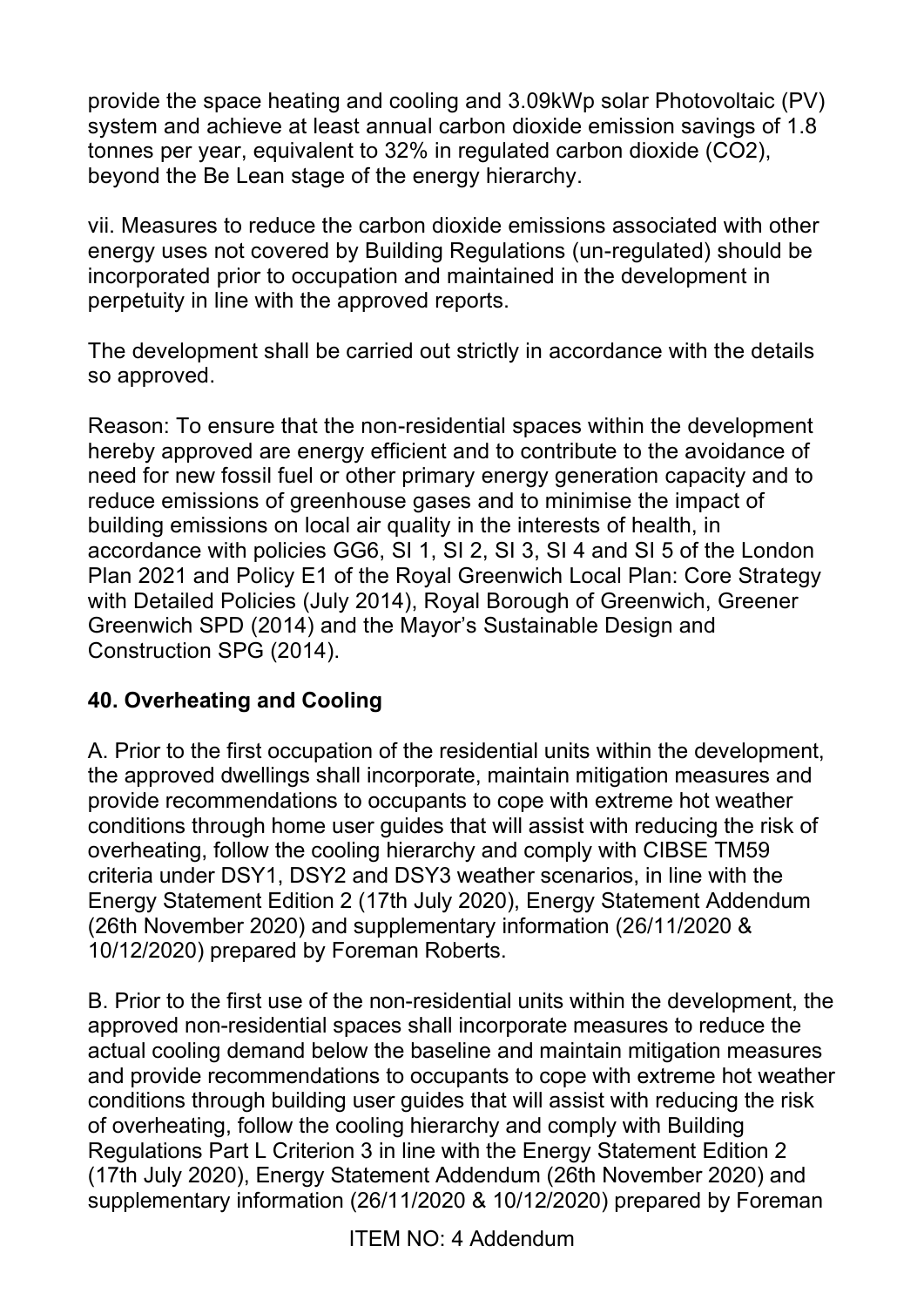provide the space heating and cooling and 3.09kWp solar Photovoltaic (PV) system and achieve at least annual carbon dioxide emission savings of 1.8 tonnes per year, equivalent to 32% in regulated carbon dioxide ($CO_2$), beyond the Be Lean stage of the energy hierarchy.

vii. Measures to reduce the carbon dioxide emissions associated with other energy uses not covered by Building Regulations (un-regulated) should be incorporated prior to occupation and maintained in the development in perpetuity in line with the approved reports.

The development shall be carried out strictly in accordance with the details so approved.

Reason: To ensure that the non-residential spaces within the development hereby approved are energy efficient and to contribute to the avoidance of need for new fossil fuel or other primary energy generation capacity and to reduce emissions of greenhouse gases and to minimise the impact of building emissions on local air quality in the interests of health, in accordance with policies GG6, SI 1, SI 2, SI 3, SI 4 and SI 5 of the London Plan 2021 and Policy E1 of the Royal Greenwich Local Plan: Core Strategy with Detailed Policies (July 2014), Royal Borough of Greenwich, Greener Greenwich SPD (2014) and the Mayor's Sustainable Design and Construction SPG (2014).

**40. Overheating and Cooling**

A. Prior to the first occupation of the residential units within the development, the approved dwellings shall incorporate, maintain mitigation measures and provide recommendations to occupants to cope with extreme hot weather conditions through home user guides that will assist with reducing the risk of overheating, follow the cooling hierarchy and comply with CIBSE TM59 criteria under DSY1, DSY2 and DSY3 weather scenarios, in line with the Energy Statement Edition 2 (17th July 2020), Energy Statement Addendum (26th November 2020) and supplementary information (26/11/2020 & 10/12/2020) prepared by Foreman Roberts.

B. Prior to the first use of the non-residential units within the development, the approved non-residential spaces shall incorporate measures to reduce the actual cooling demand below the baseline and maintain mitigation measures and provide recommendations to occupants to cope with extreme hot weather conditions through building user guides that will assist with reducing the risk of overheating, follow the cooling hierarchy and comply with Building Regulations Part L Criterion 3 in line with the Energy Statement Edition 2 (17th July 2020), Energy Statement Addendum (26th November 2020) and supplementary information (26/11/2020 & 10/12/2020) prepared by Foreman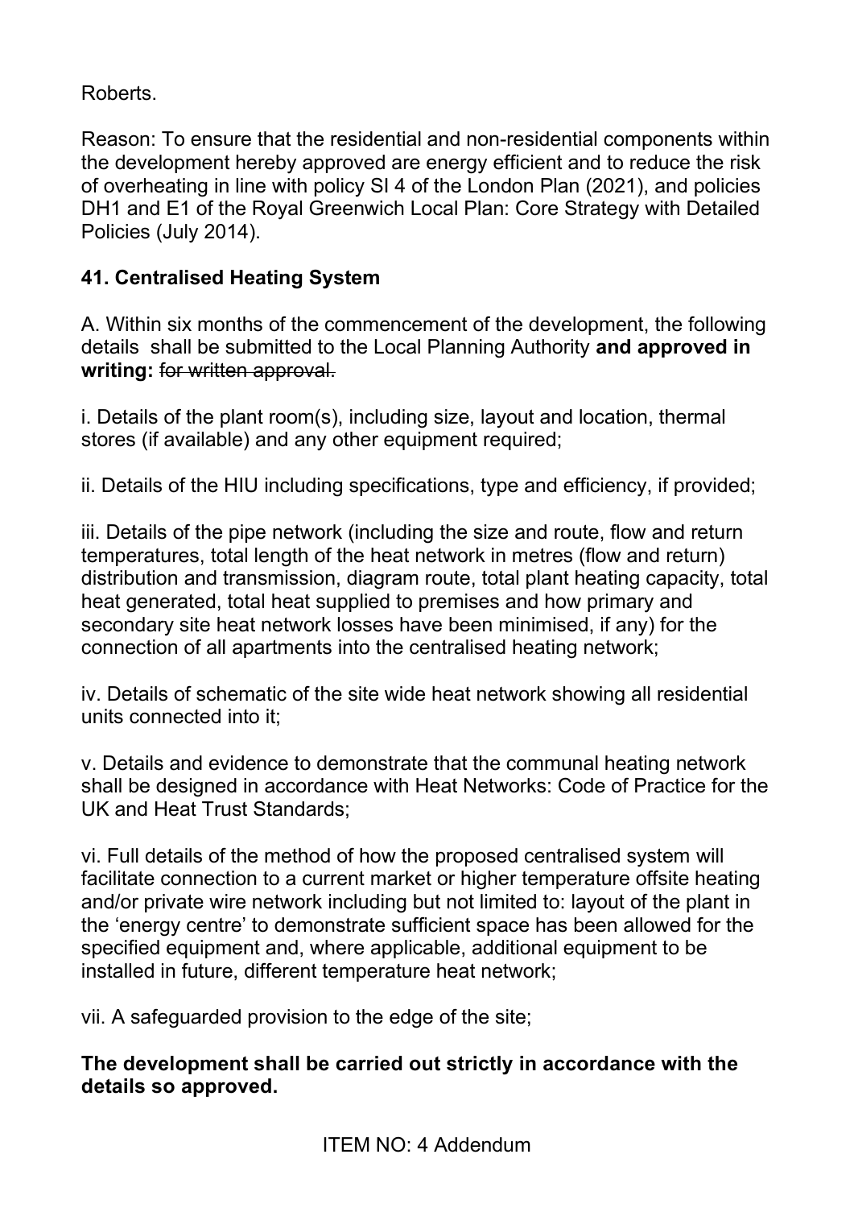Roberts.

Reason: To ensure that the residential and non-residential components within the development hereby approved are energy efficient and to reduce the risk of overheating in line with policy SI 4 of the London Plan (2021), and policies DH1 and E1 of the Royal Greenwich Local Plan: Core Strategy with Detailed Policies (July 2014).

**41. Centralised Heating System**

A. Within six months of the commencement of the development, the following details shall be submitted to the Local Planning Authority **and approved in writing:** ~~for written approval.~~

i. Details of the plant room(s), including size, layout and location, thermal stores (if available) and any other equipment required;

ii. Details of the HIU including specifications, type and efficiency, if provided;

iii. Details of the pipe network (including the size and route, flow and return temperatures, total length of the heat network in metres (flow and return) distribution and transmission, diagram route, total plant heating capacity, total heat generated, total heat supplied to premises and how primary and secondary site heat network losses have been minimised, if any) for the connection of all apartments into the centralised heating network;

iv. Details of schematic of the site wide heat network showing all residential units connected into it;

v. Details and evidence to demonstrate that the communal heating network shall be designed in accordance with Heat Networks: Code of Practice for the UK and Heat Trust Standards;

vi. Full details of the method of how the proposed centralised system will facilitate connection to a current market or higher temperature offsite heating and/or private wire network including but not limited to: layout of the plant in the 'energy centre' to demonstrate sufficient space has been allowed for the specified equipment and, where applicable, additional equipment to be installed in future, different temperature heat network;

vii. A safeguarded provision to the edge of the site;

**The development shall be carried out strictly in accordance with the details so approved.**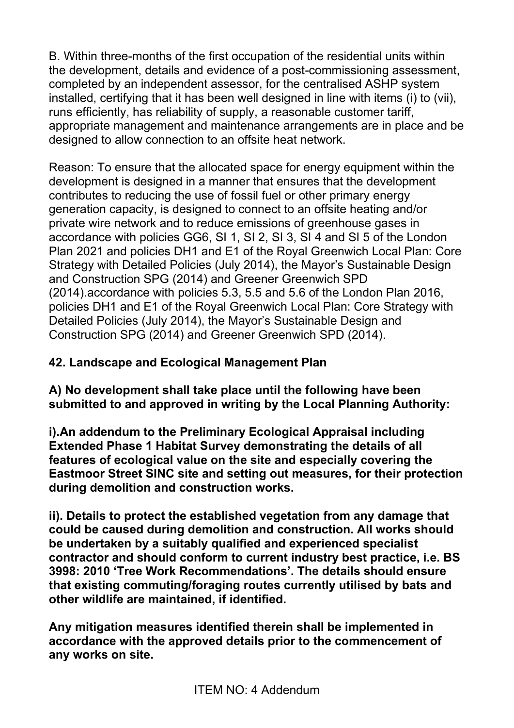B. Within three-months of the first occupation of the residential units within the development, details and evidence of a post-commissioning assessment, completed by an independent assessor, for the centralised ASHP system installed, certifying that it has been well designed in line with items (i) to (vii), runs efficiently, has reliability of supply, a reasonable customer tariff, appropriate management and maintenance arrangements are in place and be designed to allow connection to an offsite heat network.

Reason: To ensure that the allocated space for energy equipment within the development is designed in a manner that ensures that the development contributes to reducing the use of fossil fuel or other primary energy generation capacity, is designed to connect to an offsite heating and/or private wire network and to reduce emissions of greenhouse gases in accordance with policies GG6, SI 1, SI 2, SI 3, SI 4 and SI 5 of the London Plan 2021 and policies DH1 and E1 of the Royal Greenwich Local Plan: Core Strategy with Detailed Policies (July 2014), the Mayor's Sustainable Design and Construction SPG (2014) and Greener Greenwich SPD (2014).accordance with policies 5.3, 5.5 and 5.6 of the London Plan 2016, policies DH1 and E1 of the Royal Greenwich Local Plan: Core Strategy with Detailed Policies (July 2014), the Mayor's Sustainable Design and Construction SPG (2014) and Greener Greenwich SPD (2014).

**42. Landscape and Ecological Management Plan**

**A) No development shall take place until the following have been submitted to and approved in writing by the Local Planning Authority:**

**i).An addendum to the Preliminary Ecological Appraisal including Extended Phase 1 Habitat Survey demonstrating the details of all features of ecological value on the site and especially covering the Eastmoor Street SINC site and setting out measures, for their protection during demolition and construction works.**

**ii). Details to protect the established vegetation from any damage that could be caused during demolition and construction. All works should be undertaken by a suitably qualified and experienced specialist contractor and should conform to current industry best practice, i.e. BS 3998: 2010 'Tree Work Recommendations'. The details should ensure that existing commuting/foraging routes currently utilised by bats and other wildlife are maintained, if identified.**

**Any mitigation measures identified therein shall be implemented in accordance with the approved details prior to the commencement of any works on site.**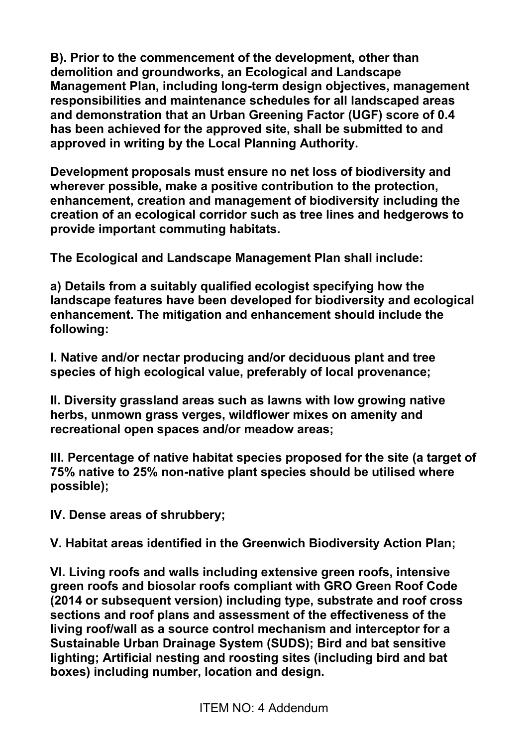**B). Prior to the commencement of the development, other than demolition and groundworks, an Ecological and Landscape Management Plan, including long-term design objectives, management responsibilities and maintenance schedules for all landscaped areas and demonstration that an Urban Greening Factor (UGF) score of 0.4 has been achieved for the approved site, shall be submitted to and approved in writing by the Local Planning Authority.**

**Development proposals must ensure no net loss of biodiversity and wherever possible, make a positive contribution to the protection, enhancement, creation and management of biodiversity including the creation of an ecological corridor such as tree lines and hedgerows to provide important commuting habitats.**

**The Ecological and Landscape Management Plan shall include:**

**a) Details from a suitably qualified ecologist specifying how the landscape features have been developed for biodiversity and ecological enhancement. The mitigation and enhancement should include the following:**

**I. Native and/or nectar producing and/or deciduous plant and tree species of high ecological value, preferably of local provenance;**

**II. Diversity grassland areas such as lawns with low growing native herbs, unmown grass verges, wildflower mixes on amenity and recreational open spaces and/or meadow areas;**

**III. Percentage of native habitat species proposed for the site (a target of 75% native to 25% non-native plant species should be utilised where possible);**

**IV. Dense areas of shrubbery;**

**V. Habitat areas identified in the Greenwich Biodiversity Action Plan;**

**VI. Living roofs and walls including extensive green roofs, intensive green roofs and biosolar roofs compliant with GRO Green Roof Code (2014 or subsequent version) including type, substrate and roof cross sections and roof plans and assessment of the effectiveness of the living roof/wall as a source control mechanism and interceptor for a Sustainable Urban Drainage System (SUDS); Bird and bat sensitive lighting; Artificial nesting and roosting sites (including bird and bat boxes) including number, location and design.**

ITEM NO: 4 Addendum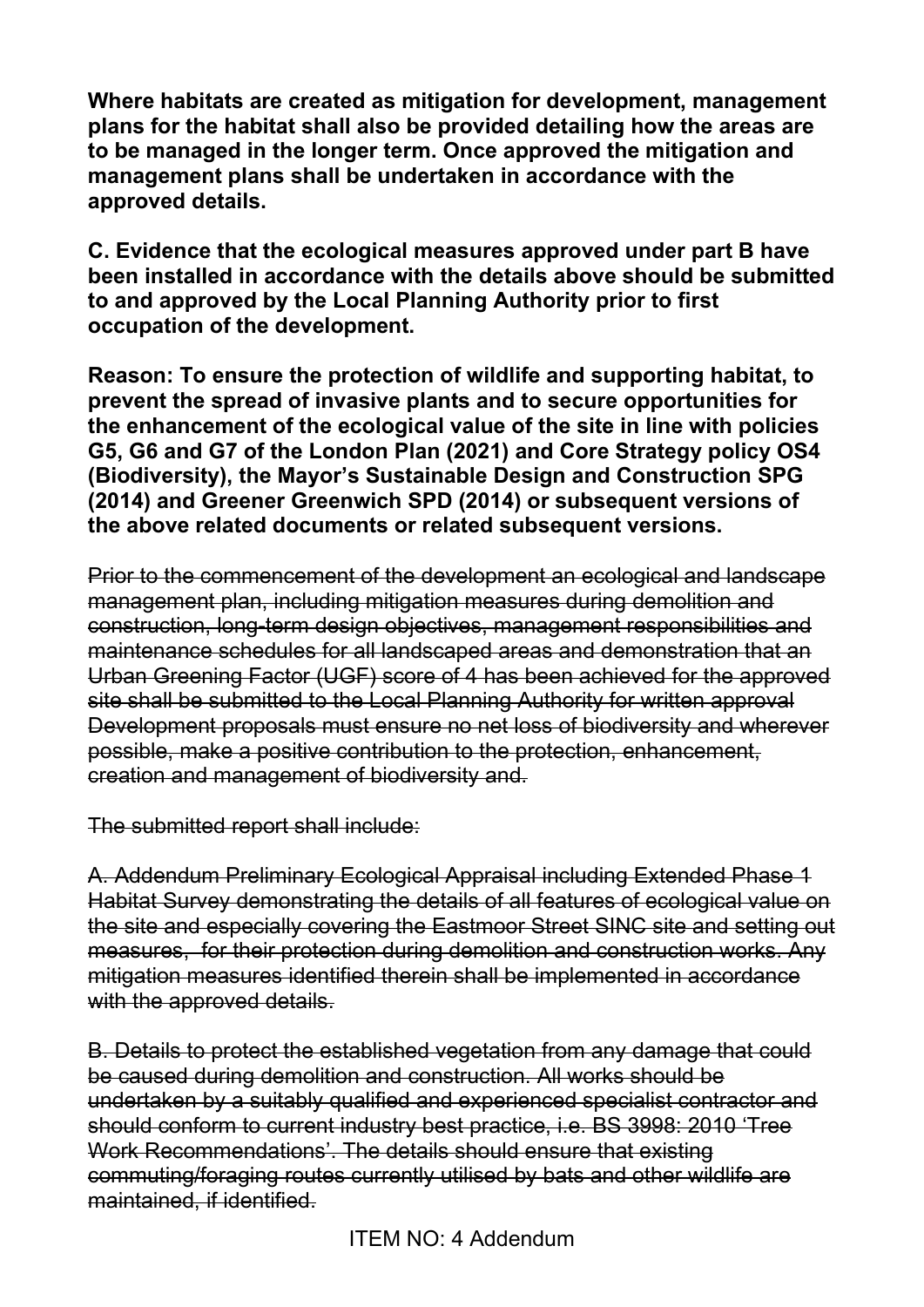**Where habitats are created as mitigation for development, management plans for the habitat shall also be provided detailing how the areas are to be managed in the longer term. Once approved the mitigation and management plans shall be undertaken in accordance with the approved details.**

**C. Evidence that the ecological measures approved under part B have been installed in accordance with the details above should be submitted to and approved by the Local Planning Authority prior to first occupation of the development.**

**Reason: To ensure the protection of wildlife and supporting habitat, to prevent the spread of invasive plants and to secure opportunities for the enhancement of the ecological value of the site in line with policies G5, G6 and G7 of the London Plan (2021) and Core Strategy policy OS4 (Biodiversity), the Mayor's Sustainable Design and Construction SPG (2014) and Greener Greenwich SPD (2014) or subsequent versions of the above related documents or related subsequent versions.**

~~Prior to the commencement of the development an ecological and landscape management plan, including mitigation measures during demolition and construction, long-term design objectives, management responsibilities and maintenance schedules for all landscaped areas and demonstration that an Urban Greening Factor (UGF) score of 4 has been achieved for the approved site shall be submitted to the Local Planning Authority for written approval Development proposals must ensure no net loss of biodiversity and wherever possible, make a positive contribution to the protection, enhancement, creation and management of biodiversity and.~~

~~The submitted report shall include:~~

~~A. Addendum Preliminary Ecological Appraisal including Extended Phase 1 Habitat Survey demonstrating the details of all features of ecological value on the site and especially covering the Eastmoor Street SINC site and setting out measures, for their protection during demolition and construction works. Any mitigation measures identified therein shall be implemented in accordance with the approved details.~~

~~B. Details to protect the established vegetation from any damage that could be caused during demolition and construction. All works should be undertaken by a suitably qualified and experienced specialist contractor and should conform to current industry best practice, i.e. BS 3998: 2010 'Tree Work Recommendations'. The details should ensure that existing commuting/foraging routes currently utilised by bats and other wildlife are maintained, if identified.~~

ITEM NO: 4 Addendum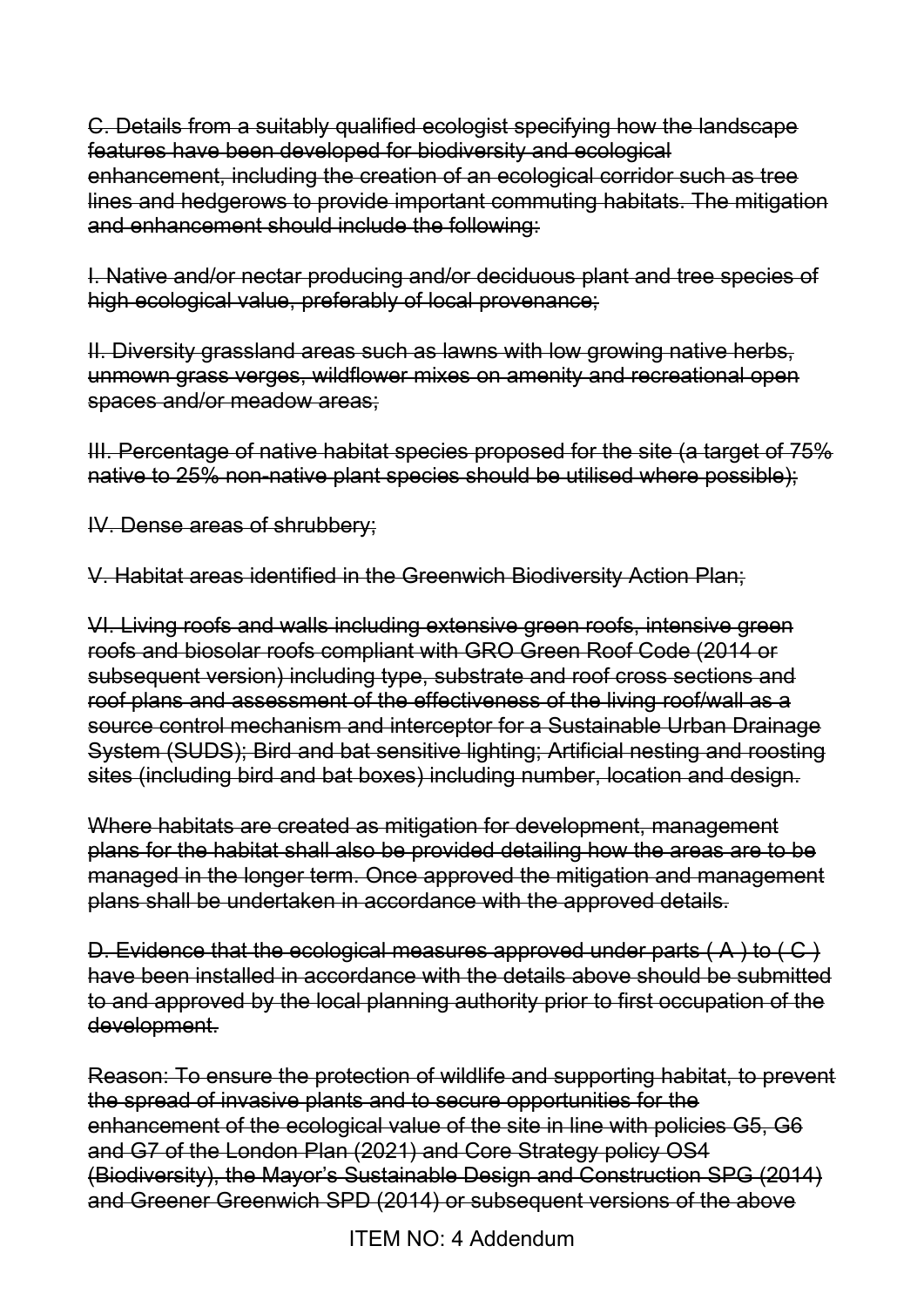~~C. Details from a suitably qualified ecologist specifying how the landscape features have been developed for biodiversity and ecological enhancement, including the creation of an ecological corridor such as tree lines and hedgerows to provide important commuting habitats. The mitigation and enhancement should include the following:~~

~~I. Native and/or nectar producing and/or deciduous plant and tree species of high ecological value, preferably of local provenance;~~

~~II. Diversity grassland areas such as lawns with low growing native herbs, unmown grass verges, wildflower mixes on amenity and recreational open spaces and/or meadow areas;~~

~~III. Percentage of native habitat species proposed for the site (a target of 75% native to 25% non-native plant species should be utilised where possible);~~

~~IV. Dense areas of shrubbery;~~

~~V. Habitat areas identified in the Greenwich Biodiversity Action Plan;~~

~~VI. Living roofs and walls including extensive green roofs, intensive green roofs and biosolar roofs compliant with GRO Green Roof Code (2014 or subsequent version) including type, substrate and roof cross sections and roof plans and assessment of the effectiveness of the living roof/wall as a source control mechanism and interceptor for a Sustainable Urban Drainage System (SUDS); Bird and bat sensitive lighting; Artificial nesting and roosting sites (including bird and bat boxes) including number, location and design.~~

~~Where habitats are created as mitigation for development, management plans for the habitat shall also be provided detailing how the areas are to be managed in the longer term. Once approved the mitigation and management plans shall be undertaken in accordance with the approved details.~~

~~D. Evidence that the ecological measures approved under parts ( A ) to ( C ) have been installed in accordance with the details above should be submitted to and approved by the local planning authority prior to first occupation of the development.~~

~~Reason: To ensure the protection of wildlife and supporting habitat, to prevent the spread of invasive plants and to secure opportunities for the enhancement of the ecological value of the site in line with policies G5, G6 and G7 of the London Plan (2021) and Core Strategy policy OS4 (Biodiversity), the Mayor's Sustainable Design and Construction SPG (2014) and Greener Greenwich SPD (2014) or subsequent versions of the above~~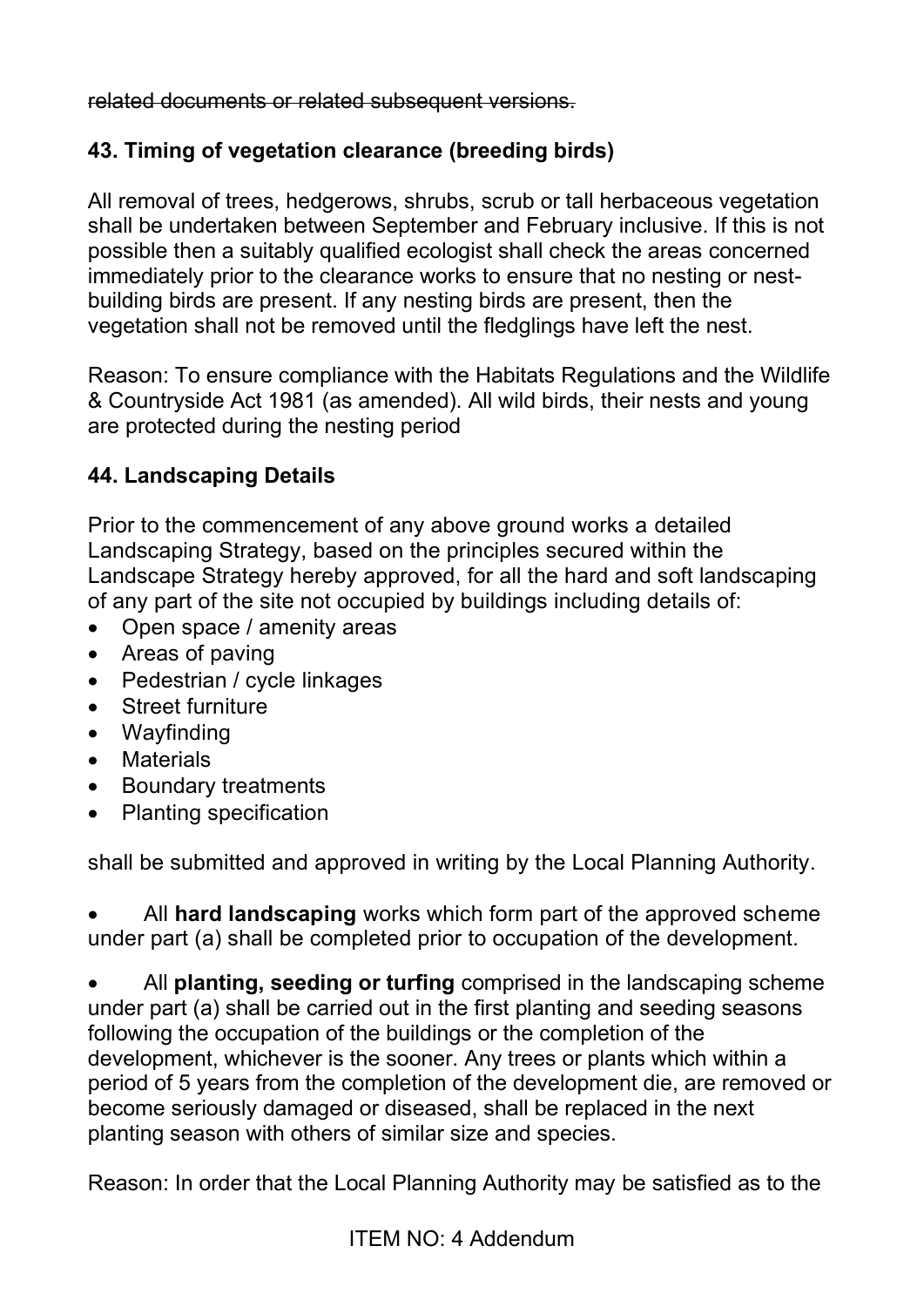~~related documents or related subsequent versions.~~

**43. Timing of vegetation clearance (breeding birds)**

All removal of trees, hedgerows, shrubs, scrub or tall herbaceous vegetation shall be undertaken between September and February inclusive. If this is not possible then a suitably qualified ecologist shall check the areas concerned immediately prior to the clearance works to ensure that no nesting or nest-building birds are present. If any nesting birds are present, then the vegetation shall not be removed until the fledglings have left the nest.

Reason: To ensure compliance with the Habitats Regulations and the Wildlife & Countryside Act 1981 (as amended). All wild birds, their nests and young are protected during the nesting period

**44. Landscaping Details**

Prior to the commencement of any above ground works a detailed Landscaping Strategy, based on the principles secured within the Landscape Strategy hereby approved, for all the hard and soft landscaping of any part of the site not occupied by buildings including details of:

- Open space / amenity areas
- Areas of paving
- Pedestrian / cycle linkages
- Street furniture
- Wayfinding
- Materials
- Boundary treatments
- Planting specification

shall be submitted and approved in writing by the Local Planning Authority.

- All **hard landscaping** works which form part of the approved scheme under part (a) shall be completed prior to occupation of the development.

- All **planting, seeding or turfing** comprised in the landscaping scheme under part (a) shall be carried out in the first planting and seeding seasons following the occupation of the buildings or the completion of the development, whichever is the sooner. Any trees or plants which within a period of 5 years from the completion of the development die, are removed or become seriously damaged or diseased, shall be replaced in the next planting season with others of similar size and species.

Reason: In order that the Local Planning Authority may be satisfied as to the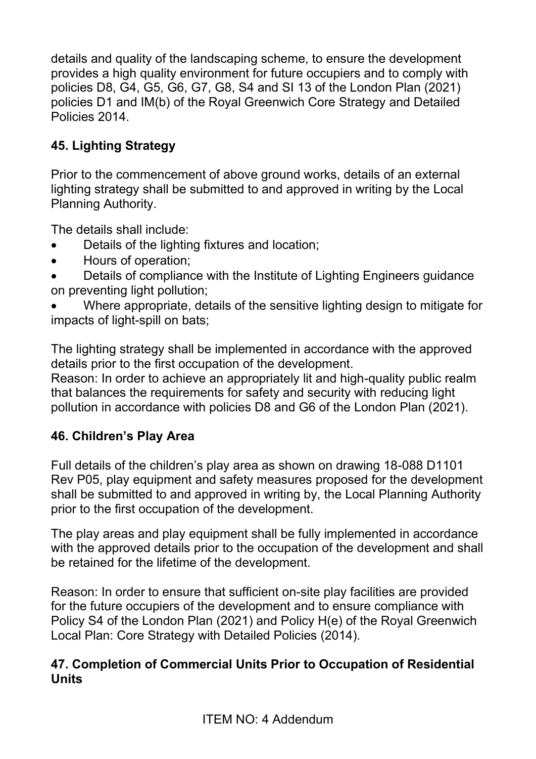details and quality of the landscaping scheme, to ensure the development provides a high quality environment for future occupiers and to comply with policies D8, G4, G5, G6, G7, G8, S4 and SI 13 of the London Plan (2021) policies D1 and IM(b) of the Royal Greenwich Core Strategy and Detailed Policies 2014.

### 45. Lighting Strategy

Prior to the commencement of above ground works, details of an external lighting strategy shall be submitted to and approved in writing by the Local Planning Authority.

The details shall include:

- Details of the lighting fixtures and location;
- Hours of operation;
- Details of compliance with the Institute of Lighting Engineers guidance on preventing light pollution;
- Where appropriate, details of the sensitive lighting design to mitigate for impacts of light-spill on bats;

The lighting strategy shall be implemented in accordance with the approved details prior to the first occupation of the development.
Reason: In order to achieve an appropriately lit and high-quality public realm that balances the requirements for safety and security with reducing light pollution in accordance with policies D8 and G6 of the London Plan (2021).

### 46. Children's Play Area

Full details of the children's play area as shown on drawing 18-088 D1101 Rev P05, play equipment and safety measures proposed for the development shall be submitted to and approved in writing by, the Local Planning Authority prior to the first occupation of the development.

The play areas and play equipment shall be fully implemented in accordance with the approved details prior to the occupation of the development and shall be retained for the lifetime of the development.

Reason: In order to ensure that sufficient on-site play facilities are provided for the future occupiers of the development and to ensure compliance with Policy S4 of the London Plan (2021) and Policy H(e) of the Royal Greenwich Local Plan: Core Strategy with Detailed Policies (2014).

### 47. Completion of Commercial Units Prior to Occupation of Residential Units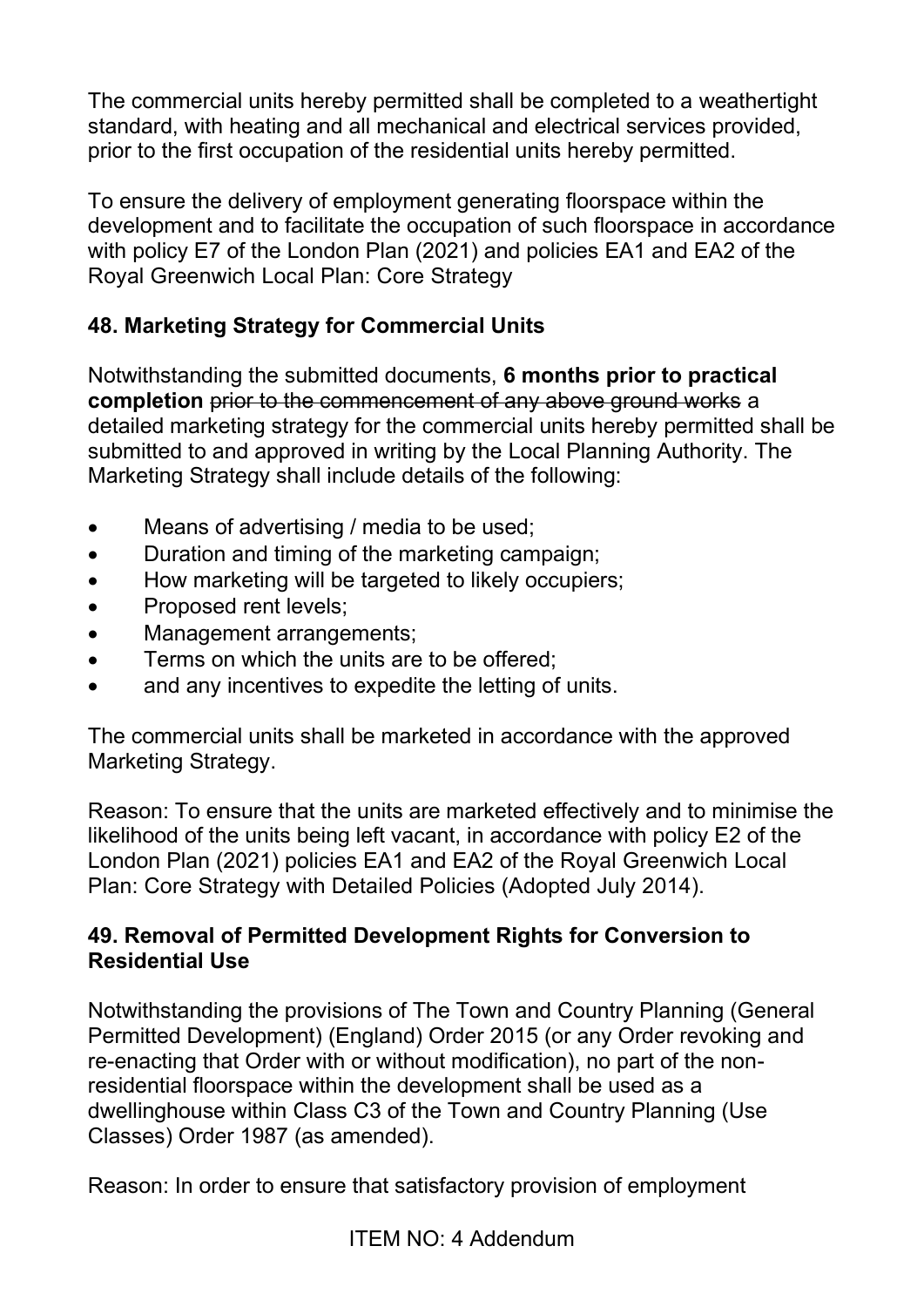The commercial units hereby permitted shall be completed to a weathertight standard, with heating and all mechanical and electrical services provided, prior to the first occupation of the residential units hereby permitted.

To ensure the delivery of employment generating floorspace within the development and to facilitate the occupation of such floorspace in accordance with policy E7 of the London Plan (2021) and policies EA1 and EA2 of the Royal Greenwich Local Plan: Core Strategy

### 48. Marketing Strategy for Commercial Units

Notwithstanding the submitted documents, **6 months prior to practical completion** ~~prior to the commencement of any above ground works~~ a detailed marketing strategy for the commercial units hereby permitted shall be submitted to and approved in writing by the Local Planning Authority. The Marketing Strategy shall include details of the following:

- Means of advertising / media to be used;
- Duration and timing of the marketing campaign;
- How marketing will be targeted to likely occupiers;
- Proposed rent levels;
- Management arrangements;
- Terms on which the units are to be offered;
- and any incentives to expedite the letting of units.

The commercial units shall be marketed in accordance with the approved Marketing Strategy.

Reason: To ensure that the units are marketed effectively and to minimise the likelihood of the units being left vacant, in accordance with policy E2 of the London Plan (2021) policies EA1 and EA2 of the Royal Greenwich Local Plan: Core Strategy with Detailed Policies (Adopted July 2014).

### 49. Removal of Permitted Development Rights for Conversion to Residential Use

Notwithstanding the provisions of The Town and Country Planning (General Permitted Development) (England) Order 2015 (or any Order revoking and re-enacting that Order with or without modification), no part of the non-residential floorspace within the development shall be used as a dwellinghouse within Class C3 of the Town and Country Planning (Use Classes) Order 1987 (as amended).

Reason: In order to ensure that satisfactory provision of employment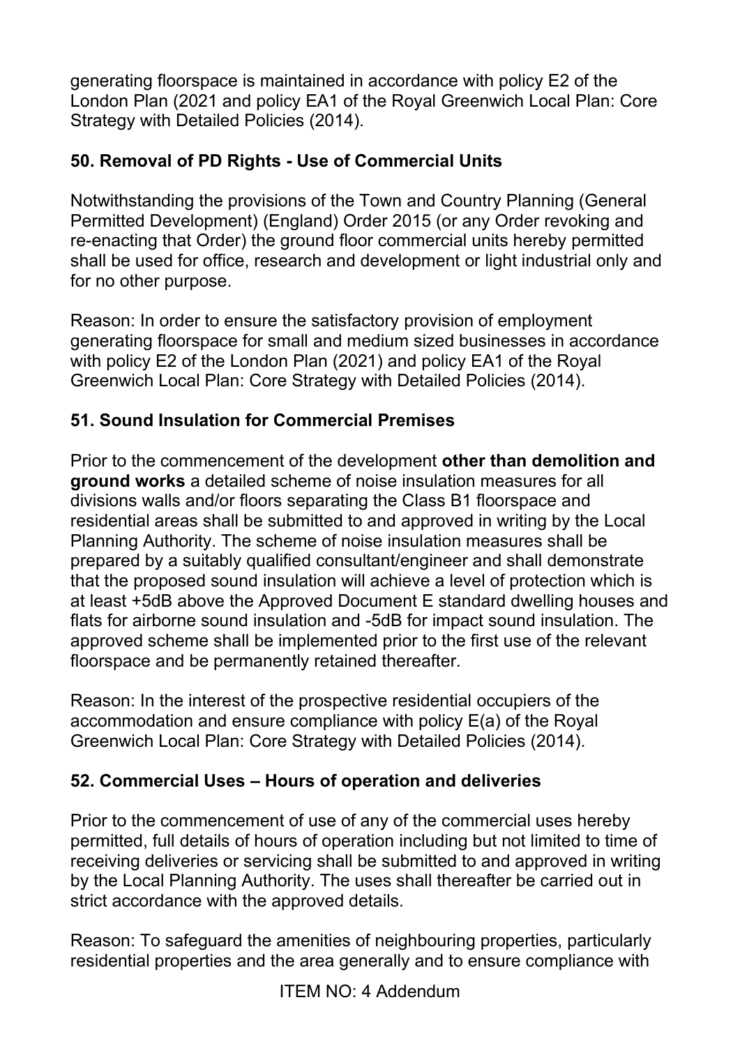generating floorspace is maintained in accordance with policy E2 of the London Plan (2021 and policy EA1 of the Royal Greenwich Local Plan: Core Strategy with Detailed Policies (2014).

## 50. Removal of PD Rights - Use of Commercial Units

Notwithstanding the provisions of the Town and Country Planning (General Permitted Development) (England) Order 2015 (or any Order revoking and re-enacting that Order) the ground floor commercial units hereby permitted shall be used for office, research and development or light industrial only and for no other purpose.

Reason: In order to ensure the satisfactory provision of employment generating floorspace for small and medium sized businesses in accordance with policy E2 of the London Plan (2021) and policy EA1 of the Royal Greenwich Local Plan: Core Strategy with Detailed Policies (2014).

## 51. Sound Insulation for Commercial Premises

Prior to the commencement of the development **other than demolition and ground works** a detailed scheme of noise insulation measures for all divisions walls and/or floors separating the Class B1 floorspace and residential areas shall be submitted to and approved in writing by the Local Planning Authority. The scheme of noise insulation measures shall be prepared by a suitably qualified consultant/engineer and shall demonstrate that the proposed sound insulation will achieve a level of protection which is at least +5dB above the Approved Document E standard dwelling houses and flats for airborne sound insulation and -5dB for impact sound insulation. The approved scheme shall be implemented prior to the first use of the relevant floorspace and be permanently retained thereafter.

Reason: In the interest of the prospective residential occupiers of the accommodation and ensure compliance with policy E(a) of the Royal Greenwich Local Plan: Core Strategy with Detailed Policies (2014).

## 52. Commercial Uses – Hours of operation and deliveries

Prior to the commencement of use of any of the commercial uses hereby permitted, full details of hours of operation including but not limited to time of receiving deliveries or servicing shall be submitted to and approved in writing by the Local Planning Authority. The uses shall thereafter be carried out in strict accordance with the approved details.

Reason: To safeguard the amenities of neighbouring properties, particularly residential properties and the area generally and to ensure compliance with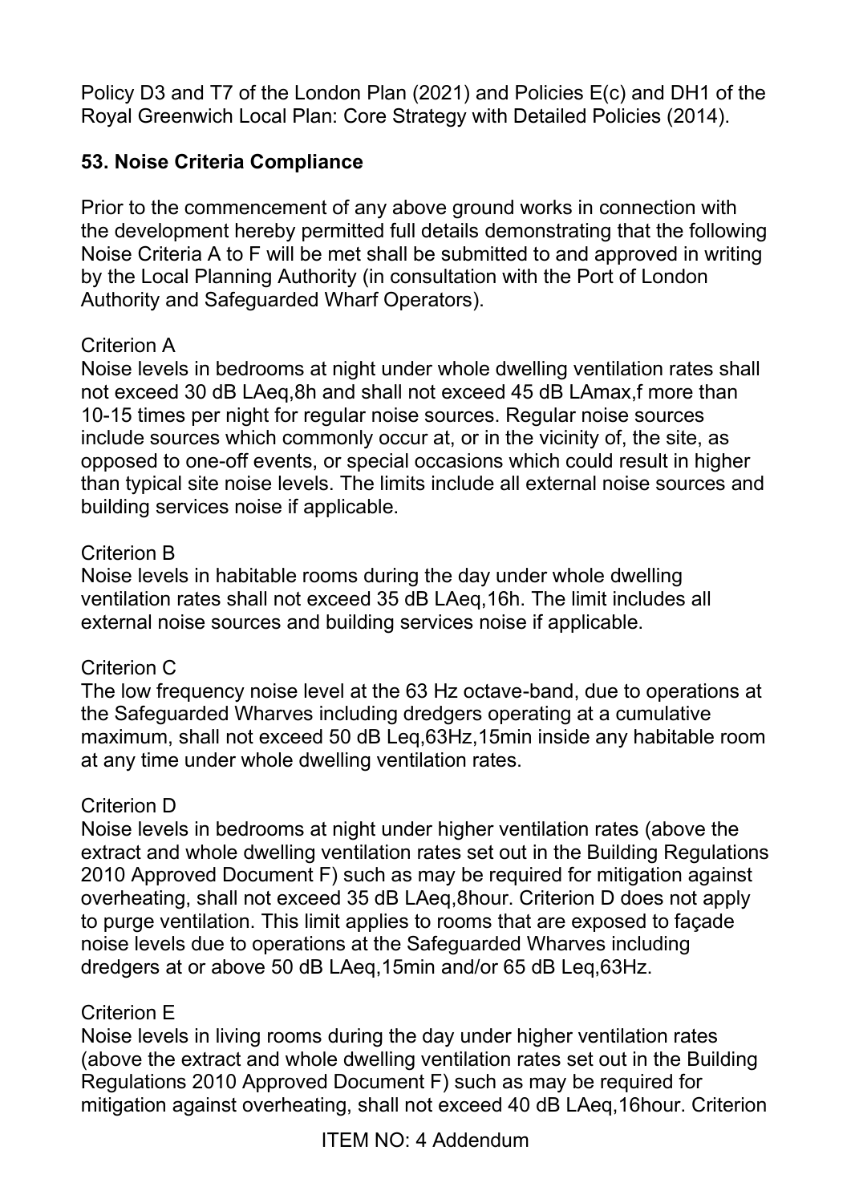Policy D3 and T7 of the London Plan (2021) and Policies E(c) and DH1 of the Royal Greenwich Local Plan: Core Strategy with Detailed Policies (2014).

**53. Noise Criteria Compliance**

Prior to the commencement of any above ground works in connection with the development hereby permitted full details demonstrating that the following Noise Criteria A to F will be met shall be submitted to and approved in writing by the Local Planning Authority (in consultation with the Port of London Authority and Safeguarded Wharf Operators).

Criterion A
Noise levels in bedrooms at night under whole dwelling ventilation rates shall not exceed 30 dB LAeq,8h and shall not exceed 45 dB LAmax,f more than 10-15 times per night for regular noise sources. Regular noise sources include sources which commonly occur at, or in the vicinity of, the site, as opposed to one-off events, or special occasions which could result in higher than typical site noise levels. The limits include all external noise sources and building services noise if applicable.

Criterion B
Noise levels in habitable rooms during the day under whole dwelling ventilation rates shall not exceed 35 dB LAeq,16h. The limit includes all external noise sources and building services noise if applicable.

Criterion C
The low frequency noise level at the 63 Hz octave-band, due to operations at the Safeguarded Wharves including dredgers operating at a cumulative maximum, shall not exceed 50 dB Leq,63Hz,15min inside any habitable room at any time under whole dwelling ventilation rates.

Criterion D
Noise levels in bedrooms at night under higher ventilation rates (above the extract and whole dwelling ventilation rates set out in the Building Regulations 2010 Approved Document F) such as may be required for mitigation against overheating, shall not exceed 35 dB LAeq,8hour. Criterion D does not apply to purge ventilation. This limit applies to rooms that are exposed to façade noise levels due to operations at the Safeguarded Wharves including dredgers at or above 50 dB LAeq,15min and/or 65 dB Leq,63Hz.

Criterion E
Noise levels in living rooms during the day under higher ventilation rates (above the extract and whole dwelling ventilation rates set out in the Building Regulations 2010 Approved Document F) such as may be required for mitigation against overheating, shall not exceed 40 dB LAeq,16hour. Criterion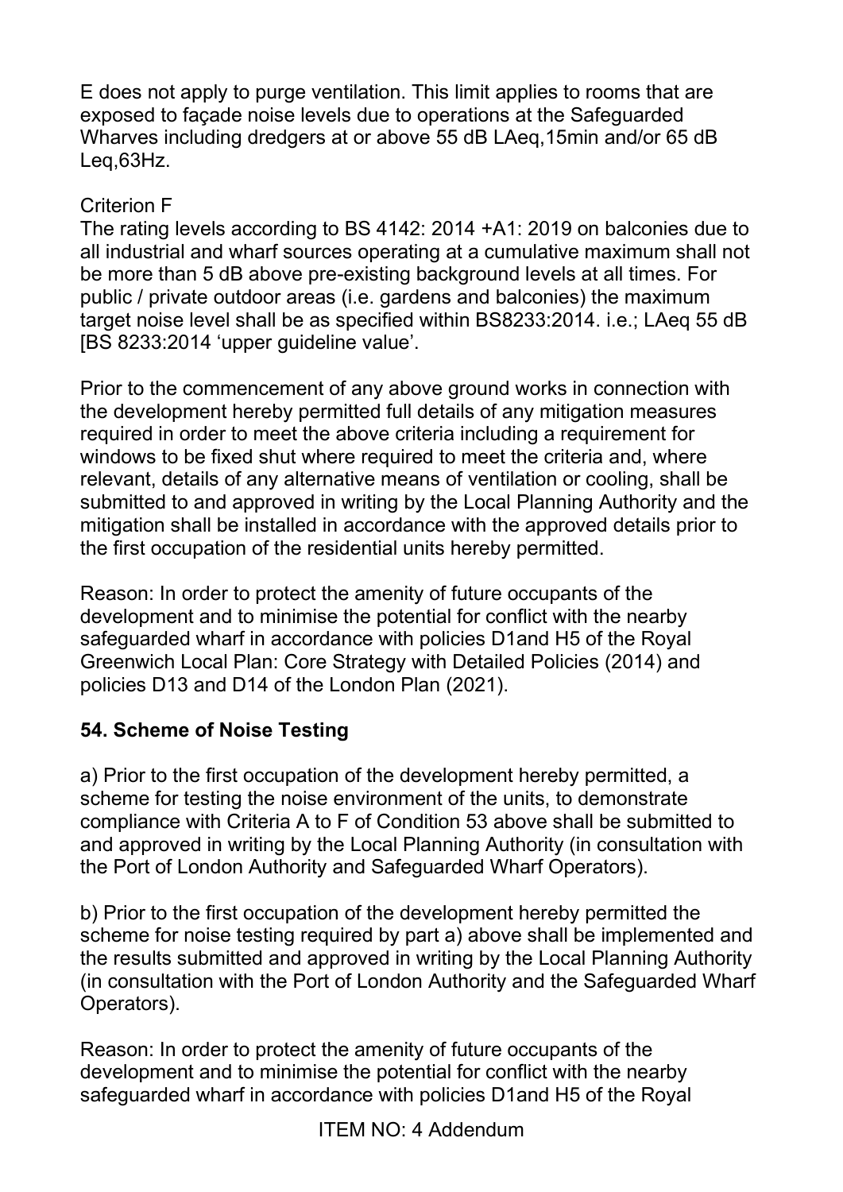E does not apply to purge ventilation. This limit applies to rooms that are exposed to façade noise levels due to operations at the Safeguarded Wharves including dredgers at or above 55 dB LAeq,15min and/or 65 dB Leq,63Hz.

Criterion F

The rating levels according to BS 4142: 2014 +A1: 2019 on balconies due to all industrial and wharf sources operating at a cumulative maximum shall not be more than 5 dB above pre-existing background levels at all times. For public / private outdoor areas (i.e. gardens and balconies) the maximum target noise level shall be as specified within BS8233:2014. i.e.; LAeq 55 dB [BS 8233:2014 'upper guideline value'.

Prior to the commencement of any above ground works in connection with the development hereby permitted full details of any mitigation measures required in order to meet the above criteria including a requirement for windows to be fixed shut where required to meet the criteria and, where relevant, details of any alternative means of ventilation or cooling, shall be submitted to and approved in writing by the Local Planning Authority and the mitigation shall be installed in accordance with the approved details prior to the first occupation of the residential units hereby permitted.

Reason: In order to protect the amenity of future occupants of the development and to minimise the potential for conflict with the nearby safeguarded wharf in accordance with policies D1and H5 of the Royal Greenwich Local Plan: Core Strategy with Detailed Policies (2014) and policies D13 and D14 of the London Plan (2021).

**54. Scheme of Noise Testing**

a) Prior to the first occupation of the development hereby permitted, a scheme for testing the noise environment of the units, to demonstrate compliance with Criteria A to F of Condition 53 above shall be submitted to and approved in writing by the Local Planning Authority (in consultation with the Port of London Authority and Safeguarded Wharf Operators).

b) Prior to the first occupation of the development hereby permitted the scheme for noise testing required by part a) above shall be implemented and the results submitted and approved in writing by the Local Planning Authority (in consultation with the Port of London Authority and the Safeguarded Wharf Operators).

Reason: In order to protect the amenity of future occupants of the development and to minimise the potential for conflict with the nearby safeguarded wharf in accordance with policies D1and H5 of the Royal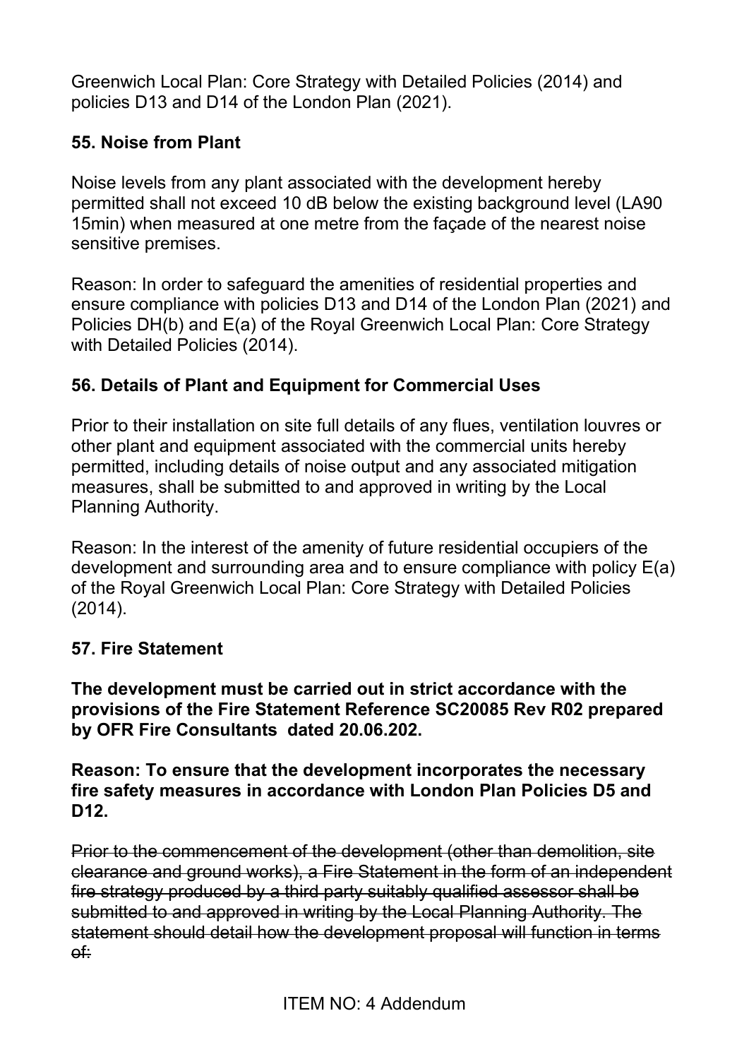Greenwich Local Plan: Core Strategy with Detailed Policies (2014) and policies D13 and D14 of the London Plan (2021).

## 55. Noise from Plant

Noise levels from any plant associated with the development hereby permitted shall not exceed 10 dB below the existing background level (LA90 15min) when measured at one metre from the façade of the nearest noise sensitive premises.

Reason: In order to safeguard the amenities of residential properties and ensure compliance with policies D13 and D14 of the London Plan (2021) and Policies DH(b) and E(a) of the Royal Greenwich Local Plan: Core Strategy with Detailed Policies (2014).

## 56. Details of Plant and Equipment for Commercial Uses

Prior to their installation on site full details of any flues, ventilation louvres or other plant and equipment associated with the commercial units hereby permitted, including details of noise output and any associated mitigation measures, shall be submitted to and approved in writing by the Local Planning Authority.

Reason: In the interest of the amenity of future residential occupiers of the development and surrounding area and to ensure compliance with policy E(a) of the Royal Greenwich Local Plan: Core Strategy with Detailed Policies (2014).

## 57. Fire Statement

**The development must be carried out in strict accordance with the provisions of the Fire Statement Reference SC20085 Rev R02 prepared by OFR Fire Consultants dated 20.06.202.**

**Reason: To ensure that the development incorporates the necessary fire safety measures in accordance with London Plan Policies D5 and D12.**

~~Prior to the commencement of the development (other than demolition, site clearance and ground works), a Fire Statement in the form of an independent fire strategy produced by a third party suitably qualified assessor shall be submitted to and approved in writing by the Local Planning Authority. The statement should detail how the development proposal will function in terms of:~~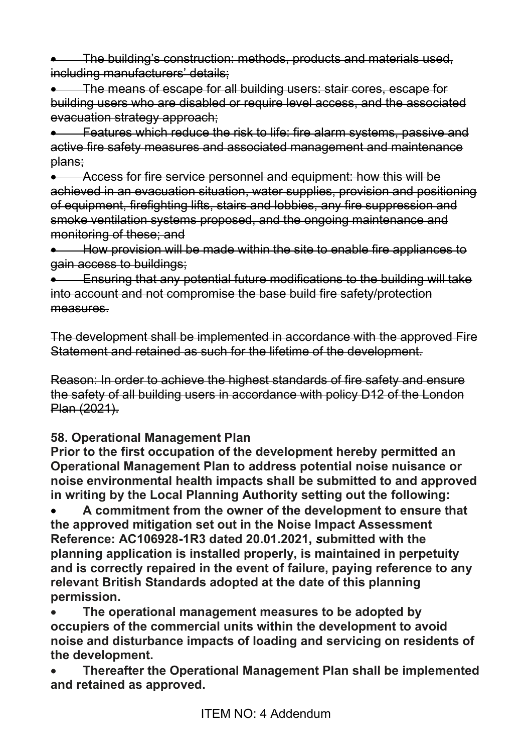- ~~The building's construction: methods, products and materials used, including manufacturers' details;~~
- ~~The means of escape for all building users: stair cores, escape for building users who are disabled or require level access, and the associated evacuation strategy approach;~~
- ~~Features which reduce the risk to life: fire alarm systems, passive and active fire safety measures and associated management and maintenance plans;~~
- ~~Access for fire service personnel and equipment: how this will be achieved in an evacuation situation, water supplies, provision and positioning of equipment, firefighting lifts, stairs and lobbies, any fire suppression and smoke ventilation systems proposed, and the ongoing maintenance and monitoring of these; and~~
- ~~How provision will be made within the site to enable fire appliances to gain access to buildings;~~
- ~~Ensuring that any potential future modifications to the building will take into account and not compromise the base build fire safety/protection measures.~~

~~The development shall be implemented in accordance with the approved Fire Statement and retained as such for the lifetime of the development.~~

~~Reason: In order to achieve the highest standards of fire safety and ensure the safety of all building users in accordance with policy D12 of the London Plan (2021).~~

**58. Operational Management Plan**

**Prior to the first occupation of the development hereby permitted an Operational Management Plan to address potential noise nuisance or noise environmental health impacts shall be submitted to and approved in writing by the Local Planning Authority setting out the following:**

- **A commitment from the owner of the development to ensure that the approved mitigation set out in the Noise Impact Assessment Reference: AC106928-1R3 dated 20.01.2021, *s*ubmitted with the planning application is installed properly, is maintained in perpetuity and is correctly repaired in the event of failure, paying reference to any relevant British Standards adopted at the date of this planning permission.**
- **The operational management measures to be adopted by occupiers of the commercial units within the development to avoid noise and disturbance impacts of loading and servicing on residents of the development.**
- **Thereafter the Operational Management Plan shall be implemented and retained as approved.**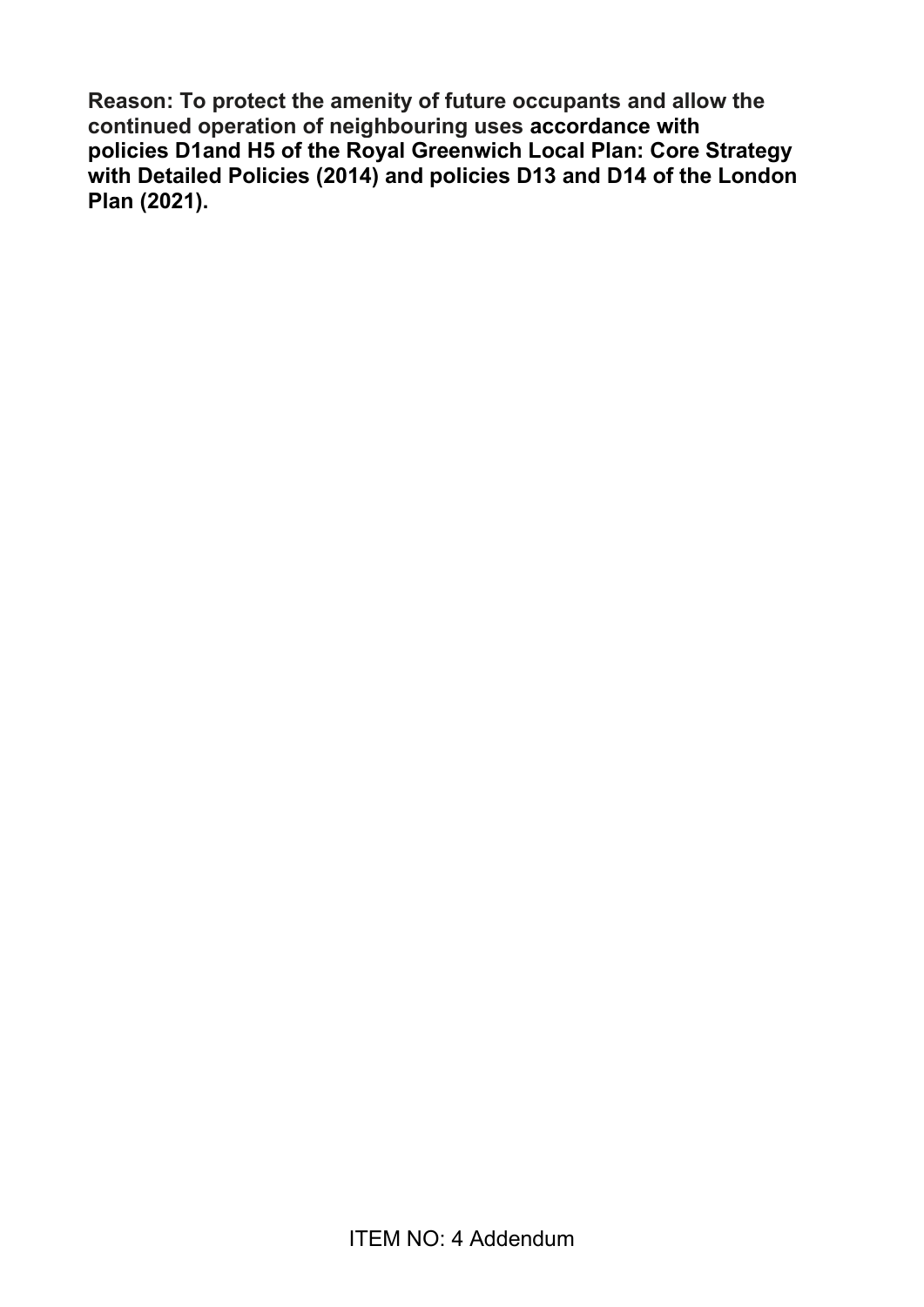**Reason: To protect the amenity of future occupants and allow the continued operation of neighbouring uses accordance with policies D1and H5 of the Royal Greenwich Local Plan: Core Strategy with Detailed Policies (2014) and policies D13 and D14 of the London Plan (2021).**